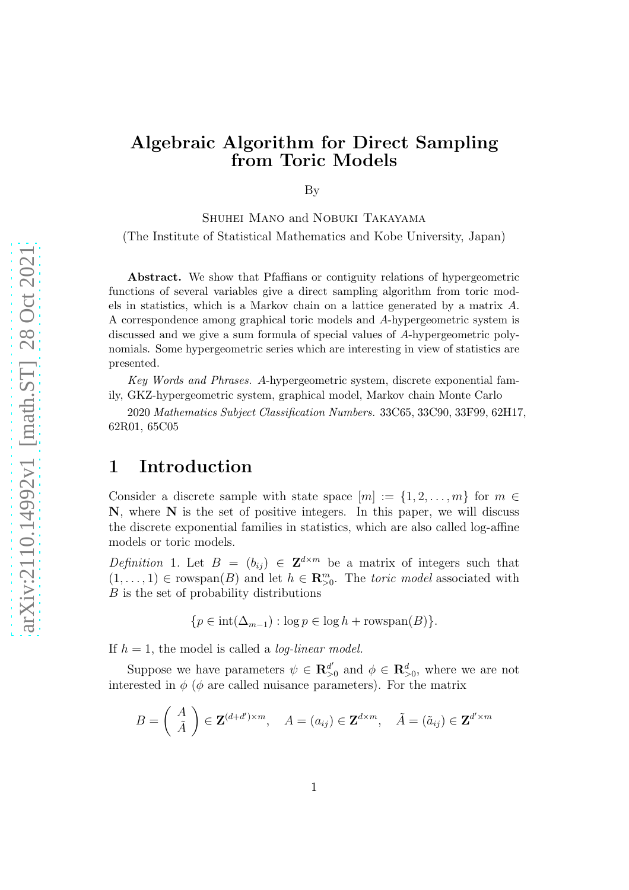# Algebraic Algorithm for Direct Sampling from Toric Models

By

Shuhei Mano and Nobuki Takayama

(The Institute of Statistical Mathematics and Kobe University, Japan)

**Abstract.** We show that Pfaffians or contiguity relations of hypergeometric functions of several variables give a direct sampling algorithm from toric models in statistics, which is a Markov chain on a lattice generated by a matrix $A$. A correspondence among graphical toric models and $A$-hypergeometric system is discussed and we give a sum formula of special values of $A$-hypergeometric polynomials. Some hypergeometric series which are interesting in view of statistics are presented.

*Key Words and Phrases.* $A$-hypergeometric system, discrete exponential family, GKZ-hypergeometric system, graphical model, Markov chain Monte Carlo

2020 *Mathematics Subject Classification Numbers.* 33C65, 33C90, 33F99, 62H17, 62R01, 65C05

## 1 Introduction

Consider a discrete sample with state space $[m] := \{1, 2, \ldots, m\}$ for $m \in \mathbf{N}$, where $\mathbf{N}$ is the set of positive integers. In this paper, we will discuss the discrete exponential families in statistics, which are also called log-affine models or toric models.

*Definition* 1. Let $B = (b_{ij}) \in \mathbf{Z}^{d\times m}$ be a matrix of integers such that $(1, \ldots, 1) \in \mathrm{rowspan}(B)$ and let $h \in \mathbf{R}^m_{>0}$. The *toric model* associated with $B$ is the set of probability distributions

$$\{p \in \mathrm{int}(\Delta_{m-1}) : \log p \in \log h + \mathrm{rowspan}(B)\}.$$

If $h = 1$, the model is called a *log-linear model.*

Suppose we have parameters $\psi \in \mathbf{R}^{d'}_{>0}$ and $\phi \in \mathbf{R}^{d}_{>0}$, where we are not interested in $\phi$ ($\phi$ are called nuisance parameters). For the matrix

$$B = \begin{pmatrix} A \\ \tilde{A} \end{pmatrix} \in \mathbf{Z}^{(d+d')\times m}, \quad A = (a_{ij}) \in \mathbf{Z}^{d\times m}, \quad \tilde{A} = (\tilde{a}_{ij}) \in \mathbf{Z}^{d'\times m}$$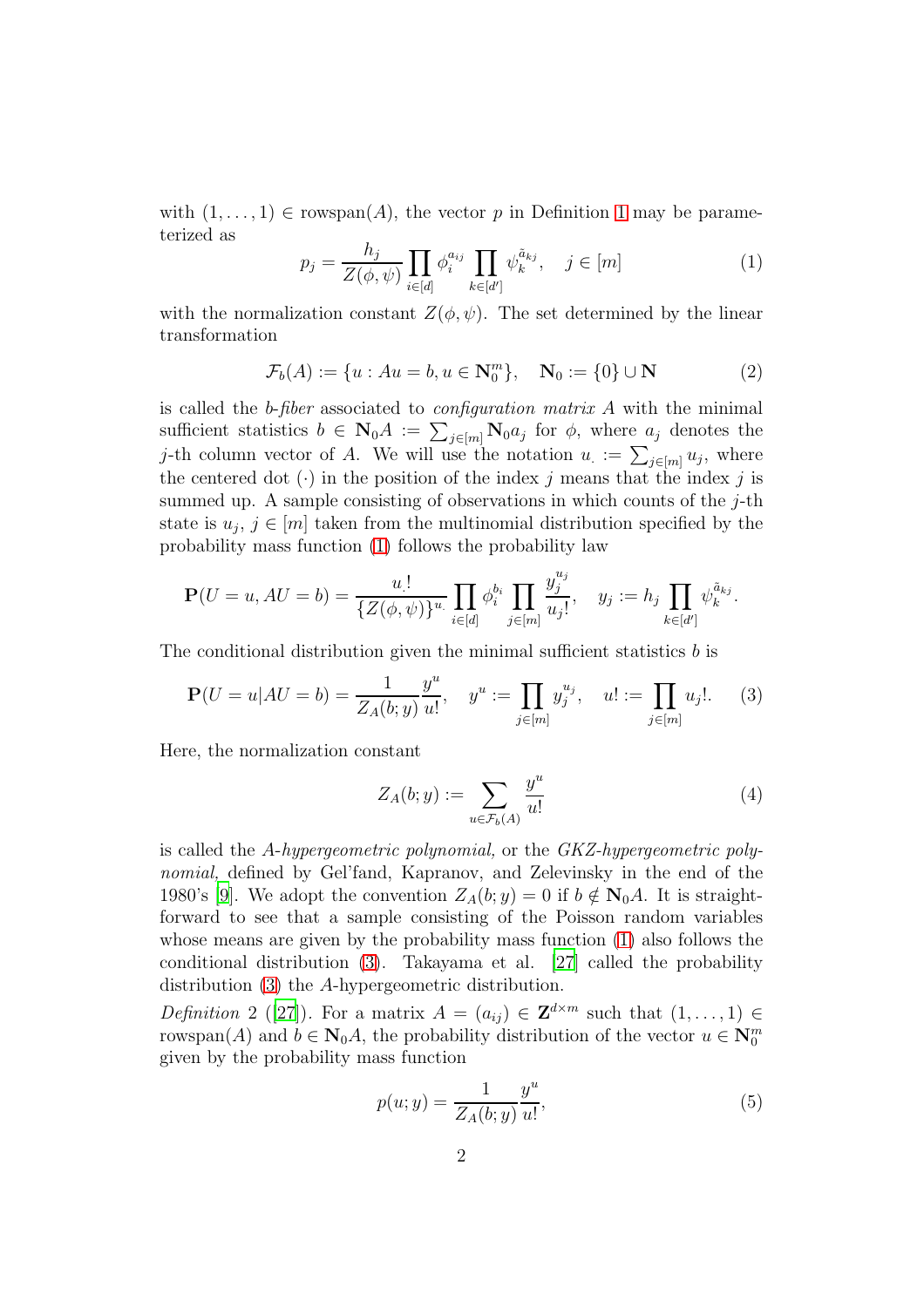with $(1, \ldots, 1) \in \mathrm{rowspan}(A)$, the vector $p$ in Definition 1 may be parameterized as

$$p_j = \frac{h_j}{Z(\phi, \psi)} \prod_{i \in [d]} \phi_i^{a_{ij}} \prod_{k \in [d']} \psi_k^{\tilde{a}_{kj}}, \quad j \in [m] \tag{1}$$

with the normalization constant $Z(\phi, \psi)$. The set determined by the linear transformation

$$\mathcal{F}_b(A) := \{u : Au = b, u \in \mathbf{N}_0^m\}, \quad \mathbf{N}_0 := \{0\} \cup \mathbf{N} \tag{2}$$

is called the *b-fiber* associated to *configuration matrix* $A$ with the minimal sufficient statistics $b \in \mathbf{N}_0 A := \sum_{j \in [m]} \mathbf{N}_0 a_j$ for $\phi$, where $a_j$ denotes the $j$-th column vector of $A$. We will use the notation $u_\cdot := \sum_{j \in [m]} u_j$, where the centered dot $(\cdot)$ in the position of the index $j$ means that the index $j$ is summed up. A sample consisting of observations in which counts of the $j$-th state is $u_j$, $j \in [m]$ taken from the multinomial distribution specified by the probability mass function (1) follows the probability law

$$\mathbf{P}(U = u, AU = b) = \frac{u_\cdot !}{\{Z(\phi, \psi)\}^{u_\cdot}} \prod_{i \in [d]} \phi_i^{b_i} \prod_{j \in [m]} \frac{y_j^{u_j}}{u_j!}, \quad y_j := h_j \prod_{k \in [d']} \psi_k^{\tilde{a}_{kj}}.$$

The conditional distribution given the minimal sufficient statistics $b$ is

$$\mathbf{P}(U = u | AU = b) = \frac{1}{Z_A(b; y)} \frac{y^u}{u!}, \quad y^u := \prod_{j \in [m]} y_j^{u_j}, \quad u! := \prod_{j \in [m]} u_j!. \tag{3}$$

Here, the normalization constant

$$Z_A(b; y) := \sum_{u \in \mathcal{F}_b(A)} \frac{y^u}{u!} \tag{4}$$

is called the *A-hypergeometric polynomial,* or the *GKZ-hypergeometric polynomial,* defined by Gel'fand, Kapranov, and Zelevinsky in the end of the 1980's [9]. We adopt the convention $Z_A(b; y) = 0$ if $b \notin \mathbf{N}_0 A$. It is straightforward to see that a sample consisting of the Poisson random variables whose means are given by the probability mass function (1) also follows the conditional distribution (3). Takayama et al. [27] called the probability distribution (3) the $A$-hypergeometric distribution.

*Definition* 2 ([27]). For a matrix $A = (a_{ij}) \in \mathbf{Z}^{d \times m}$ such that $(1, \ldots, 1) \in \mathrm{rowspan}(A)$ and $b \in \mathbf{N}_0 A$, the probability distribution of the vector $u \in \mathbf{N}_0^m$ given by the probability mass function

$$p(u; y) = \frac{1}{Z_A(b; y)} \frac{y^u}{u!}, \tag{5}$$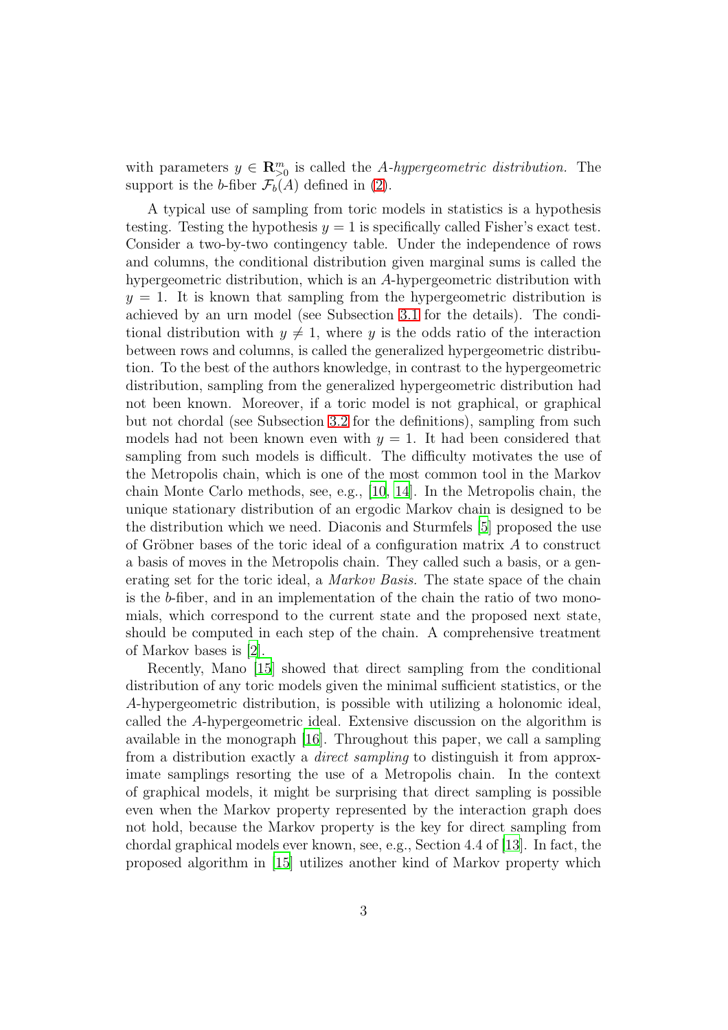with parameters $y \in \mathbf{R}^m_{>0}$ is called the *A-hypergeometric distribution.* The support is the $b$-fiber $\mathcal{F}_b(A)$ defined in (2).

A typical use of sampling from toric models in statistics is a hypothesis testing. Testing the hypothesis $y = 1$ is specifically called Fisher's exact test. Consider a two-by-two contingency table. Under the independence of rows and columns, the conditional distribution given marginal sums is called the hypergeometric distribution, which is an $A$-hypergeometric distribution with $y = 1$. It is known that sampling from the hypergeometric distribution is achieved by an urn model (see Subsection 3.1 for the details). The conditional distribution with $y \neq 1$, where $y$ is the odds ratio of the interaction between rows and columns, is called the generalized hypergeometric distribution. To the best of the authors knowledge, in contrast to the hypergeometric distribution, sampling from the generalized hypergeometric distribution had not been known. Moreover, if a toric model is not graphical, or graphical but not chordal (see Subsection 3.2 for the definitions), sampling from such models had not been known even with $y = 1$. It had been considered that sampling from such models is difficult. The difficulty motivates the use of the Metropolis chain, which is one of the most common tool in the Markov chain Monte Carlo methods, see, e.g., [10, 14]. In the Metropolis chain, the unique stationary distribution of an ergodic Markov chain is designed to be the distribution which we need. Diaconis and Sturmfels [5] proposed the use of Gröbner bases of the toric ideal of a configuration matrix $A$ to construct a basis of moves in the Metropolis chain. They called such a basis, or a generating set for the toric ideal, a *Markov Basis.* The state space of the chain is the $b$-fiber, and in an implementation of the chain the ratio of two monomials, which correspond to the current state and the proposed next state, should be computed in each step of the chain. A comprehensive treatment of Markov bases is [2].

Recently, Mano [15] showed that direct sampling from the conditional distribution of any toric models given the minimal sufficient statistics, or the $A$-hypergeometric distribution, is possible with utilizing a holonomic ideal, called the $A$-hypergeometric ideal. Extensive discussion on the algorithm is available in the monograph [16]. Throughout this paper, we call a sampling from a distribution exactly a *direct sampling* to distinguish it from approximate samplings resorting the use of a Metropolis chain. In the context of graphical models, it might be surprising that direct sampling is possible even when the Markov property represented by the interaction graph does not hold, because the Markov property is the key for direct sampling from chordal graphical models ever known, see, e.g., Section 4.4 of [13]. In fact, the proposed algorithm in [15] utilizes another kind of Markov property which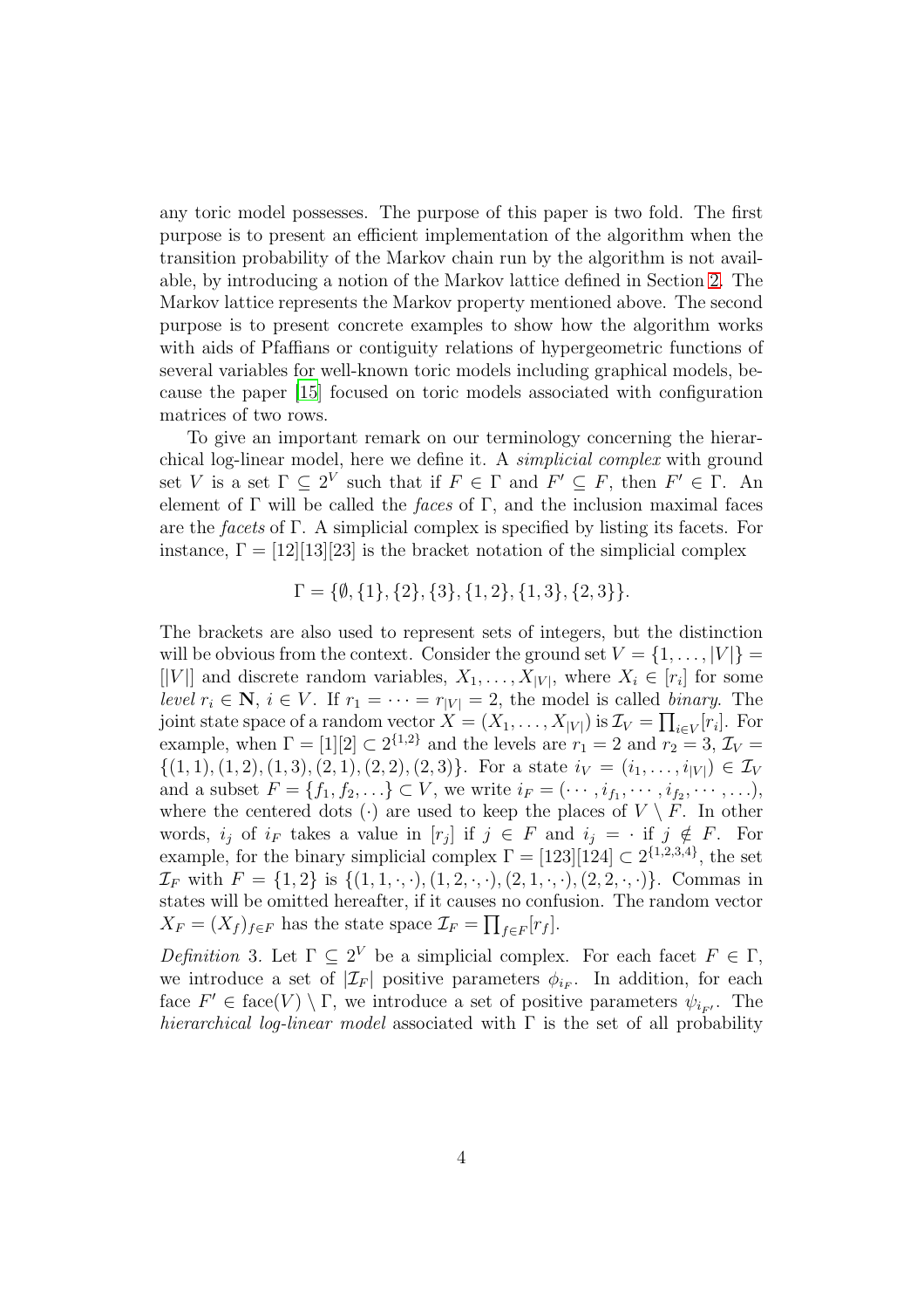any toric model possesses. The purpose of this paper is two fold. The first purpose is to present an efficient implementation of the algorithm when the transition probability of the Markov chain run by the algorithm is not available, by introducing a notion of the Markov lattice defined in Section 2. The Markov lattice represents the Markov property mentioned above. The second purpose is to present concrete examples to show how the algorithm works with aids of Pfaffians or contiguity relations of hypergeometric functions of several variables for well-known toric models including graphical models, because the paper [15] focused on toric models associated with configuration matrices of two rows.

To give an important remark on our terminology concerning the hierarchical log-linear model, here we define it. A *simplicial complex* with ground set $V$ is a set $\Gamma \subseteq 2^V$ such that if $F \in \Gamma$ and $F' \subseteq F$, then $F' \in \Gamma$. An element of $\Gamma$ will be called the *faces* of $\Gamma$, and the inclusion maximal faces are the *facets* of $\Gamma$. A simplicial complex is specified by listing its facets. For instance, $\Gamma = [12][13][23]$ is the bracket notation of the simplicial complex

$$\Gamma = \{\emptyset, \{1\}, \{2\}, \{3\}, \{1, 2\}, \{1, 3\}, \{2, 3\}\}.$$

The brackets are also used to represent sets of integers, but the distinction will be obvious from the context. Consider the ground set $V = \{1, \ldots, |V|\} = [|V|]$ and discrete random variables, $X_1, \ldots, X_{|V|}$, where $X_i \in [r_i]$ for some *level* $r_i \in \mathbf{N}$, $i \in V$. If $r_1 = \cdots = r_{|V|} = 2$, the model is called *binary*. The joint state space of a random vector $X = (X_1, \ldots, X_{|V|})$ is $\mathcal{I}_V = \prod_{i \in V}[r_i]$. For example, when $\Gamma = [1][2] \subset 2^{\{1,2\}}$ and the levels are $r_1 = 2$ and $r_2 = 3$, $\mathcal{I}_V = \{(1, 1), (1, 2), (1, 3), (2, 1), (2, 2), (2, 3)\}$. For a state $i_V = (i_1, \ldots, i_{|V|}) \in \mathcal{I}_V$ and a subset $F = \{f_1, f_2, \ldots\} \subset V$, we write $i_F = (\cdots, i_{f_1}, \cdots, i_{f_2}, \cdots, \ldots)$, where the centered dots $(\cdot)$ are used to keep the places of $V \setminus F$. In other words, $i_j$ of $i_F$ takes a value in $[r_j]$ if $j \in F$ and $i_j = \cdot$ if $j \notin F$. For example, for the binary simplicial complex $\Gamma = [123][124] \subset 2^{\{1,2,3,4\}}$, the set $\mathcal{I}_F$ with $F = \{1, 2\}$ is $\{(1, 1, \cdot, \cdot), (1, 2, \cdot, \cdot), (2, 1, \cdot, \cdot), (2, 2, \cdot, \cdot)\}$. Commas in states will be omitted hereafter, if it causes no confusion. The random vector $X_F = (X_f)_{f \in F}$ has the state space $\mathcal{I}_F = \prod_{f \in F}[r_f]$.

*Definition* 3. Let $\Gamma \subseteq 2^V$ be a simplicial complex. For each facet $F \in \Gamma$, we introduce a set of $|\mathcal{I}_F|$ positive parameters $\phi_{i_F}$. In addition, for each face $F' \in \text{face}(V) \setminus \Gamma$, we introduce a set of positive parameters $\psi_{i_{F'}}$. The *hierarchical log-linear model* associated with $\Gamma$ is the set of all probability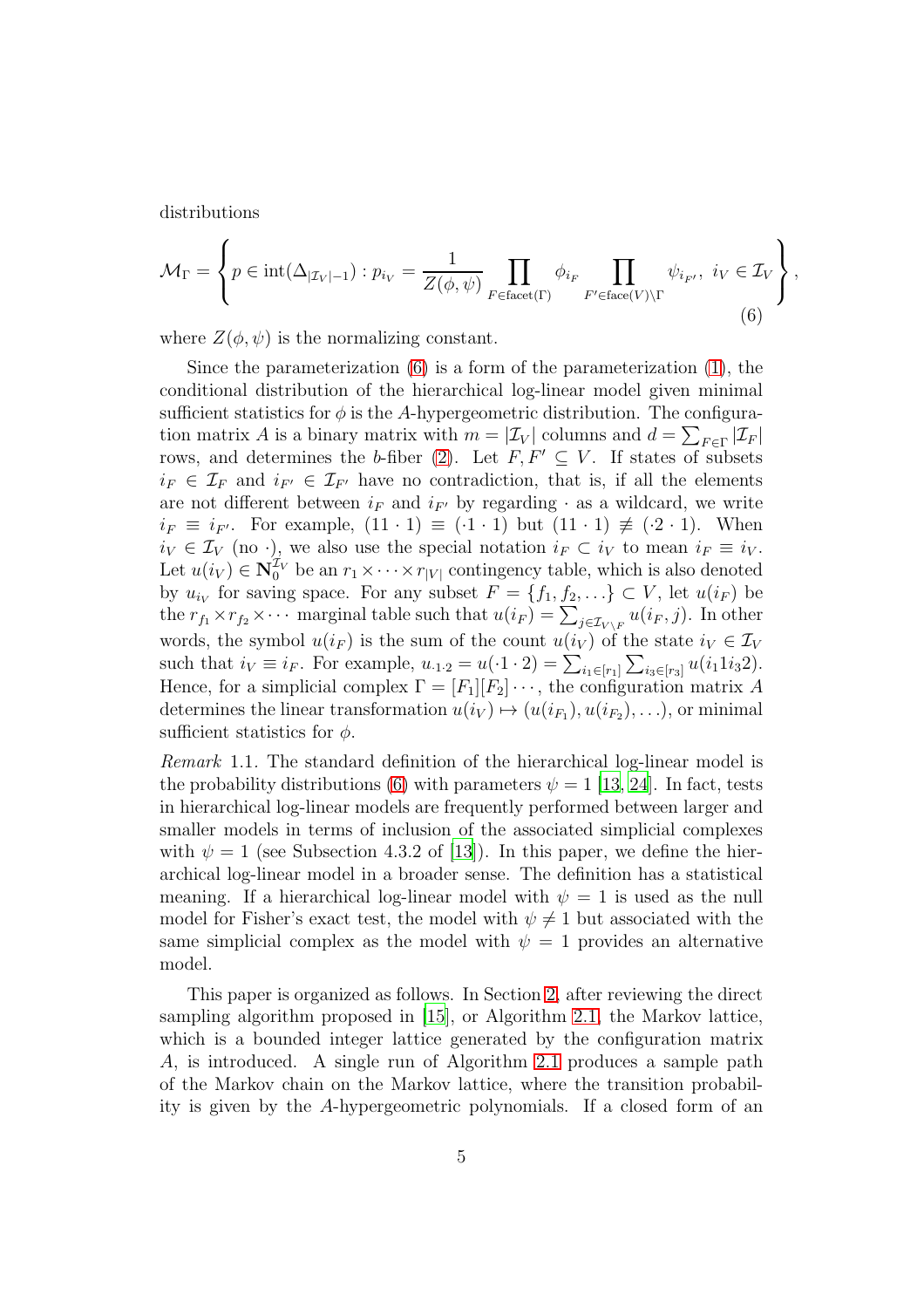distributions

$$\mathcal{M}_\Gamma = \left\{ p \in \mathrm{int}(\Delta_{|\mathcal{I}_V|-1}) : p_{i_V} = \frac{1}{Z(\phi,\psi)} \prod_{F \in \mathrm{facet}(\Gamma)} \phi_{i_F} \prod_{F' \in \mathrm{face}(V)\setminus\Gamma} \psi_{i_{F'}},\ i_V \in \mathcal{I}_V \right\}, \tag{6}$$

where $Z(\phi,\psi)$ is the normalizing constant.

Since the parameterization (6) is a form of the parameterization (1), the conditional distribution of the hierarchical log-linear model given minimal sufficient statistics for $\phi$ is the $A$-hypergeometric distribution. The configuration matrix $A$ is a binary matrix with $m = |\mathcal{I}_V|$ columns and $d = \sum_{F\in\Gamma} |\mathcal{I}_F|$ rows, and determines the $b$-fiber (2). Let $F, F' \subseteq V$. If states of subsets $i_F \in \mathcal{I}_F$ and $i_{F'} \in \mathcal{I}_{F'}$ have no contradiction, that is, if all the elements are not different between $i_F$ and $i_{F'}$ by regarding $\cdot$ as a wildcard, we write $i_F \equiv i_{F'}$. For example, $(11\cdot 1) \equiv (\cdot 1 \cdot 1)$ but $(11\cdot 1) \not\equiv (\cdot 2 \cdot 1)$. When $i_V \in \mathcal{I}_V$ (no $\cdot$), we also use the special notation $i_F \subset i_V$ to mean $i_F \equiv i_V$. Let $u(i_V) \in \mathbf{N}_0^{\mathcal{I}_V}$ be an $r_1 \times \cdots \times r_{|V|}$ contingency table, which is also denoted by $u_{i_V}$ for saving space. For any subset $F = \{f_1, f_2, \ldots\} \subset V$, let $u(i_F)$ be the $r_{f_1} \times r_{f_2} \times \cdots$ marginal table such that $u(i_F) = \sum_{j \in \mathcal{I}_{V\setminus F}} u(i_F, j)$. In other words, the symbol $u(i_F)$ is the sum of the count $u(i_V)$ of the state $i_V \in \mathcal{I}_V$ such that $i_V \equiv i_F$. For example, $u_{\cdot 1 \cdot 2} = u(\cdot 1 \cdot 2) = \sum_{i_1\in[r_1]} \sum_{i_3 \in [r_3]} u(i_1 1 i_3 2)$. Hence, for a simplicial complex $\Gamma = [F_1][F_2]\cdots$, the configuration matrix $A$ determines the linear transformation $u(i_V) \mapsto (u(i_{F_1}), u(i_{F_2}), \ldots)$, or minimal sufficient statistics for $\phi$.

*Remark* 1.1. The standard definition of the hierarchical log-linear model is the probability distributions (6) with parameters $\psi = 1$ [13, 24]. In fact, tests in hierarchical log-linear models are frequently performed between larger and smaller models in terms of inclusion of the associated simplicial complexes with $\psi = 1$ (see Subsection 4.3.2 of [13]). In this paper, we define the hierarchical log-linear model in a broader sense. The definition has a statistical meaning. If a hierarchical log-linear model with $\psi = 1$ is used as the null model for Fisher's exact test, the model with $\psi \neq 1$ but associated with the same simplicial complex as the model with $\psi = 1$ provides an alternative model.

This paper is organized as follows. In Section 2, after reviewing the direct sampling algorithm proposed in [15], or Algorithm 2.1, the Markov lattice, which is a bounded integer lattice generated by the configuration matrix $A$, is introduced. A single run of Algorithm 2.1 produces a sample path of the Markov chain on the Markov lattice, where the transition probability is given by the $A$-hypergeometric polynomials. If a closed form of an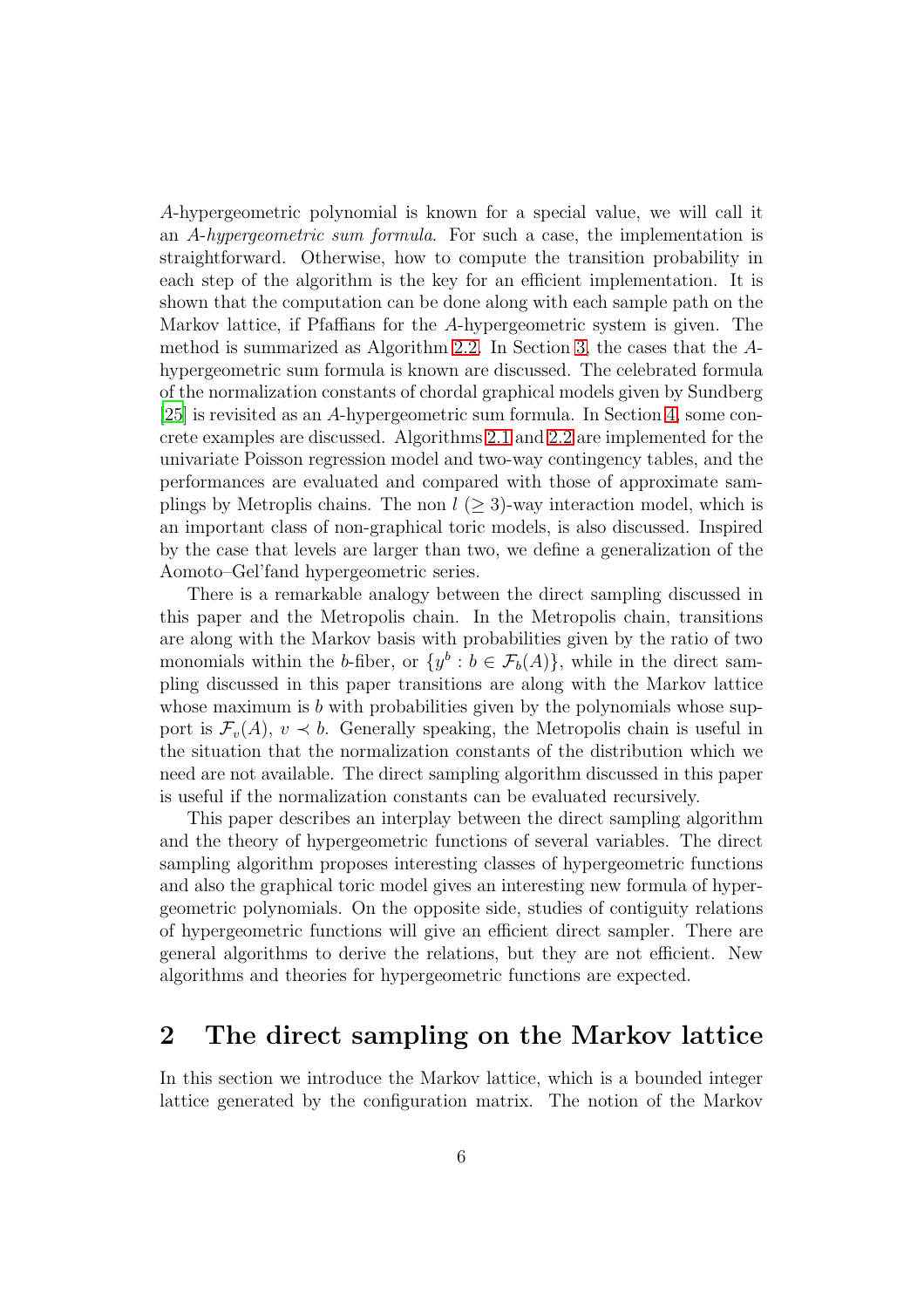$A$-hypergeometric polynomial is known for a special value, we will call it an *$A$-hypergeometric sum formula*. For such a case, the implementation is straightforward. Otherwise, how to compute the transition probability in each step of the algorithm is the key for an efficient implementation. It is shown that the computation can be done along with each sample path on the Markov lattice, if Pfaffians for the $A$-hypergeometric system is given. The method is summarized as Algorithm 2.2. In Section 3, the cases that the $A$-hypergeometric sum formula is known are discussed. The celebrated formula of the normalization constants of chordal graphical models given by Sundberg [25] is revisited as an $A$-hypergeometric sum formula. In Section 4, some concrete examples are discussed. Algorithms 2.1 and 2.2 are implemented for the univariate Poisson regression model and two-way contingency tables, and the performances are evaluated and compared with those of approximate samplings by Metroplis chains. The non $l$ ($\geq 3$)-way interaction model, which is an important class of non-graphical toric models, is also discussed. Inspired by the case that levels are larger than two, we define a generalization of the Aomoto–Gel'fand hypergeometric series.

There is a remarkable analogy between the direct sampling discussed in this paper and the Metropolis chain. In the Metropolis chain, transitions are along with the Markov basis with probabilities given by the ratio of two monomials within the $b$-fiber, or $\{y^b : b \in \mathcal{F}_b(A)\}$, while in the direct sampling discussed in this paper transitions are along with the Markov lattice whose maximum is $b$ with probabilities given by the polynomials whose support is $\mathcal{F}_v(A)$, $v \prec b$. Generally speaking, the Metropolis chain is useful in the situation that the normalization constants of the distribution which we need are not available. The direct sampling algorithm discussed in this paper is useful if the normalization constants can be evaluated recursively.

This paper describes an interplay between the direct sampling algorithm and the theory of hypergeometric functions of several variables. The direct sampling algorithm proposes interesting classes of hypergeometric functions and also the graphical toric model gives an interesting new formula of hypergeometric polynomials. On the opposite side, studies of contiguity relations of hypergeometric functions will give an efficient direct sampler. There are general algorithms to derive the relations, but they are not efficient. New algorithms and theories for hypergeometric functions are expected.

## 2 The direct sampling on the Markov lattice

In this section we introduce the Markov lattice, which is a bounded integer lattice generated by the configuration matrix. The notion of the Markov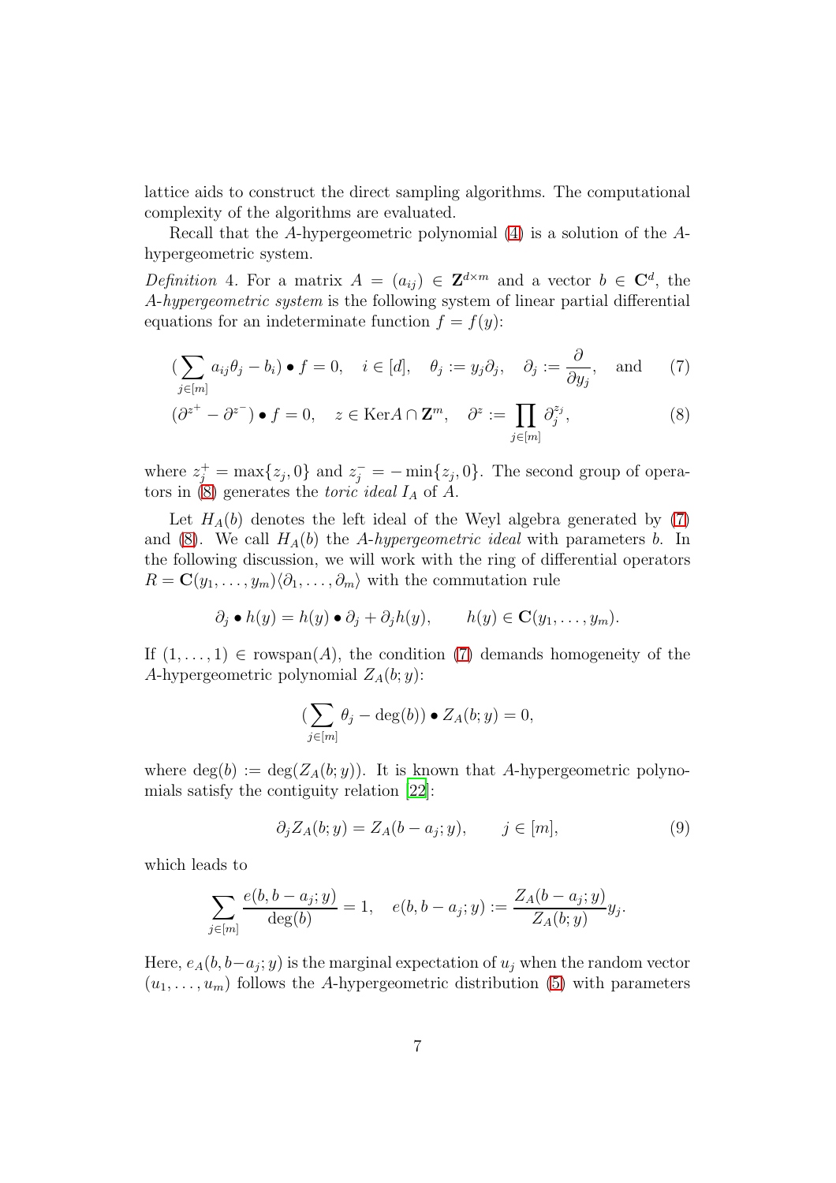lattice aids to construct the direct sampling algorithms. The computational complexity of the algorithms are evaluated.

Recall that the $A$-hypergeometric polynomial (4) is a solution of the $A$-hypergeometric system.

*Definition* 4. For a matrix $A = (a_{ij}) \in \mathbf{Z}^{d\times m}$ and a vector $b \in \mathbf{C}^d$, the *$A$-hypergeometric system* is the following system of linear partial differential equations for an indeterminate function $f = f(y)$:

$$(\sum_{j\in[m]} a_{ij}\theta_j - b_i) \bullet f = 0, \quad i \in [d], \quad \theta_j := y_j\partial_j, \quad \partial_j := \frac{\partial}{\partial y_j}, \quad \text{and} \tag{7}$$

$$(\partial^{z^+} - \partial^{z^-}) \bullet f = 0, \quad z \in \mathrm{Ker} A \cap \mathbf{Z}^m, \quad \partial^z := \prod_{j\in[m]} \partial_j^{z_j}, \tag{8}$$

where $z_j^+ = \max\{z_j, 0\}$ and $z_j^- = -\min\{z_j, 0\}$. The second group of operators in (8) generates the *toric ideal* $I_A$ of $A$.

Let $H_A(b)$ denotes the left ideal of the Weyl algebra generated by (7) and (8). We call $H_A(b)$ the *$A$-hypergeometric ideal* with parameters $b$. In the following discussion, we will work with the ring of differential operators $R = \mathbf{C}(y_1, \ldots, y_m)\langle \partial_1, \ldots, \partial_m\rangle$ with the commutation rule

$$\partial_j \bullet h(y) = h(y) \bullet \partial_j + \partial_j h(y), \qquad h(y) \in \mathbf{C}(y_1, \ldots, y_m).$$

If $(1, \ldots, 1) \in \mathrm{rowspan}(A)$, the condition (7) demands homogeneity of the $A$-hypergeometric polynomial $Z_A(b; y)$:

$$(\sum_{j\in[m]} \theta_j - \deg(b)) \bullet Z_A(b; y) = 0,$$

where $\deg(b) := \deg(Z_A(b; y))$. It is known that $A$-hypergeometric polynomials satisfy the contiguity relation [22]:

$$\partial_j Z_A(b; y) = Z_A(b - a_j; y), \qquad j \in [m], \tag{9}$$

which leads to

$$\sum_{j\in[m]} \frac{e(b, b - a_j; y)}{\deg(b)} = 1, \quad e(b, b - a_j; y) := \frac{Z_A(b - a_j; y)}{Z_A(b; y)} y_j.$$

Here, $e_A(b, b-a_j; y)$ is the marginal expectation of $u_j$ when the random vector $(u_1, \ldots, u_m)$ follows the $A$-hypergeometric distribution (5) with parameters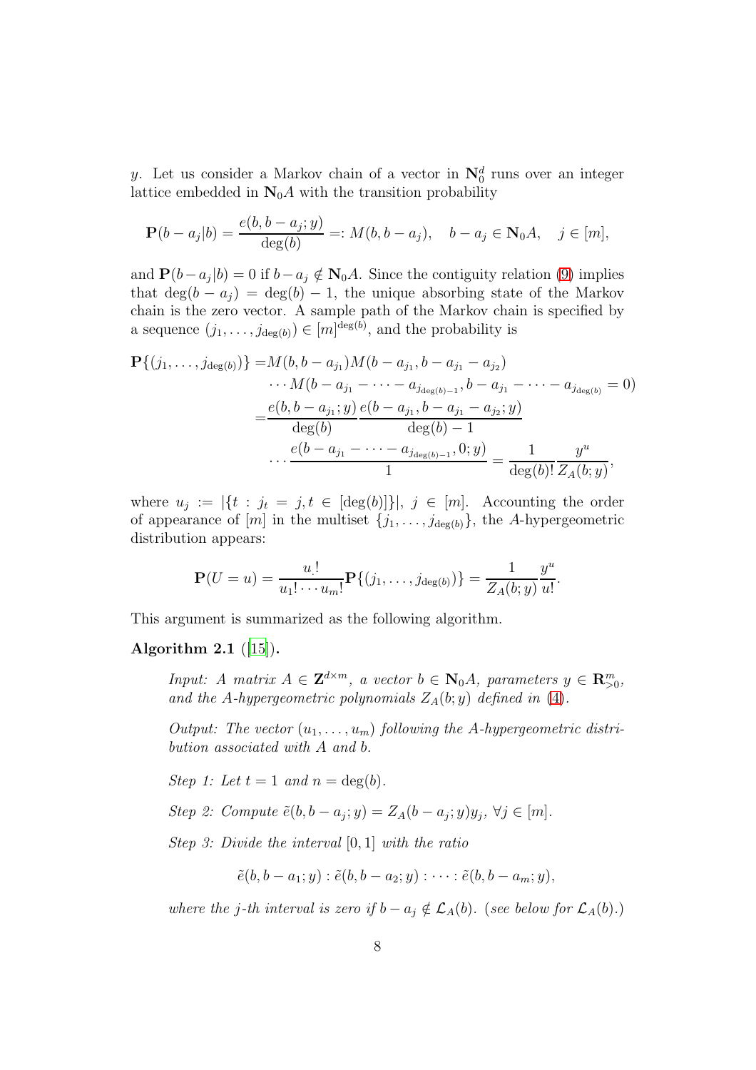$y$. Let us consider a Markov chain of a vector in $\mathbf{N}_0^d$ runs over an integer lattice embedded in $\mathbf{N}_0 A$ with the transition probability

$$\mathbf{P}(b-a_j|b) = \frac{e(b,b-a_j;y)}{\deg(b)} =: M(b,b-a_j), \quad b-a_j \in \mathbf{N}_0 A, \quad j \in [m],$$

and $\mathbf{P}(b-a_j|b) = 0$ if $b-a_j \notin \mathbf{N}_0 A$. Since the contiguity relation (9) implies that $\deg(b-a_j) = \deg(b) - 1$, the unique absorbing state of the Markov chain is the zero vector. A sample path of the Markov chain is specified by a sequence $(j_1, \ldots, j_{\deg(b)}) \in [m]^{\deg(b)}$, and the probability is

$$\begin{aligned}
\mathbf{P}\{(j_1,\ldots,j_{\deg(b)})\} =& M(b,b-a_{j_1})M(b-a_{j_1},b-a_{j_1}-a_{j_2}) \\
& \cdots M(b-a_{j_1}-\cdots-a_{j_{\deg(b)-1}}, b-a_{j_1}-\cdots-a_{j_{\deg(b)}}=0) \\
=& \frac{e(b,b-a_{j_1};y)}{\deg(b)} \frac{e(b-a_{j_1},b-a_{j_1}-a_{j_2};y)}{\deg(b)-1} \\
& \cdots \frac{e(b-a_{j_1}-\cdots-a_{j_{\deg(b)-1}},0;y)}{1} = \frac{1}{\deg(b)!}\frac{y^u}{Z_A(b;y)},
\end{aligned}$$

where $u_j := |\{t : j_t = j, t \in [\deg(b)]\}|$, $j \in [m]$. Accounting the order of appearance of $[m]$ in the multiset $\{j_1, \ldots, j_{\deg(b)}\}$, the $A$-hypergeometric distribution appears:

$$\mathbf{P}(U=u) = \frac{u.!}{u_1! \cdots u_m!}\mathbf{P}\{(j_1,\ldots,j_{\deg(b)})\} = \frac{1}{Z_A(b;y)}\frac{y^u}{u!}.$$

This argument is summarized as the following algorithm.

**Algorithm 2.1** ([15])**.**

*Input: A matrix $A \in \mathbf{Z}^{d\times m}$, a vector $b \in \mathbf{N}_0 A$, parameters $y \in \mathbf{R}^m_{>0}$, and the $A$-hypergeometric polynomials $Z_A(b;y)$ defined in (4).*

*Output: The vector $(u_1, \ldots, u_m)$ following the $A$-hypergeometric distribution associated with $A$ and $b$.*

*Step 1: Let $t = 1$ and $n = \deg(b)$.*

*Step 2: Compute $\tilde{e}(b, b-a_j; y) = Z_A(b-a_j;y)y_j$, $\forall j \in [m]$.*

*Step 3: Divide the interval $[0,1]$ with the ratio*

$$\tilde{e}(b,b-a_1;y) : \tilde{e}(b,b-a_2;y) : \cdots : \tilde{e}(b,b-a_m;y),$$

*where the $j$-th interval is zero if $b - a_j \notin \mathcal{L}_A(b)$. (see below for $\mathcal{L}_A(b)$.)*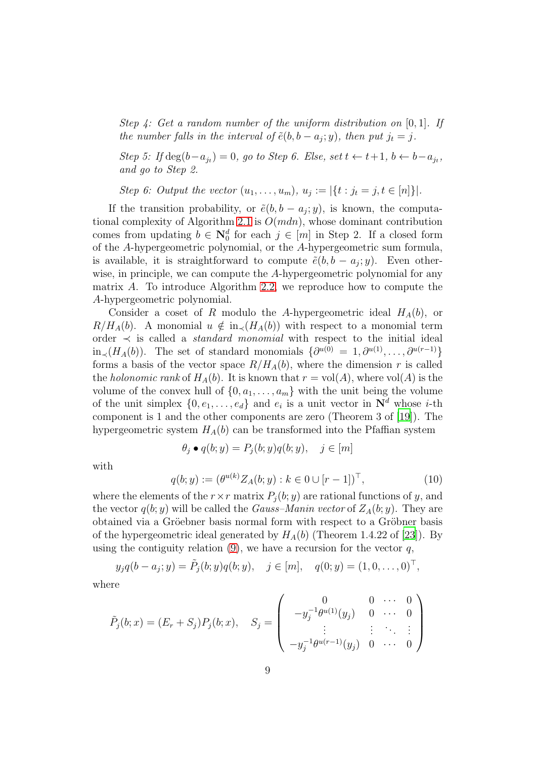*Step 4: Get a random number of the uniform distribution on $[0,1]$. If the number falls in the interval of $\tilde{e}(b, b-a_j; y)$, then put $j_t = j$.*

*Step 5: If $\deg(b-a_{j_t}) = 0$, go to Step 6. Else, set $t \leftarrow t+1$, $b \leftarrow b-a_{j_t}$, and go to Step 2.*

*Step 6: Output the vector $(u_1, \ldots, u_m)$, $u_j := |\{t : j_t = j, t \in [n]\}|$.*

If the transition probability, or $\tilde{e}(b, b-a_j; y)$, is known, the computational complexity of Algorithm 2.1 is $O(mdn)$, whose dominant contribution comes from updating $b \in \mathbf{N}_0^d$ for each $j \in [m]$ in Step 2. If a closed form of the $A$-hypergeometric polynomial, or the $A$-hypergeometric sum formula, is available, it is straightforward to compute $\tilde{e}(b, b-a_j; y)$. Even otherwise, in principle, we can compute the $A$-hypergeometric polynomial for any matrix $A$. To introduce Algorithm 2.2, we reproduce how to compute the $A$-hypergeometric polynomial.

Consider a coset of $R$ modulo the $A$-hypergeometric ideal $H_A(b)$, or $R/H_A(b)$. A monomial $u \notin \mathrm{in}_\prec(H_A(b))$ with respect to a monomial term order $\prec$ is called a *standard monomial* with respect to the initial ideal $\mathrm{in}_\prec(H_A(b))$. The set of standard monomials $\{\partial^{u(0)} = 1, \partial^{u(1)}, \ldots, \partial^{u(r-1)}\}$ forms a basis of the vector space $R/H_A(b)$, where the dimension $r$ is called the *holonomic rank* of $H_A(b)$. It is known that $r = \mathrm{vol}(A)$, where $\mathrm{vol}(A)$ is the volume of the convex hull of $\{0, a_1, \ldots, a_m\}$ with the unit being the volume of the unit simplex $\{0, e_1, \ldots, e_d\}$ and $e_i$ is a unit vector in $\mathbf{N}^d$ whose $i$-th component is 1 and the other components are zero (Theorem 3 of [19]). The hypergeometric system $H_A(b)$ can be transformed into the Pfaffian system

$$\theta_j \bullet q(b; y) = P_j(b; y) q(b; y), \quad j \in [m]$$

with

$$q(b; y) := (\theta^{u(k)} Z_A(b; y) : k \in 0 \cup [r-1])^\top, \tag{10}$$

where the elements of the $r \times r$ matrix $P_j(b; y)$ are rational functions of $y$, and the vector $q(b; y)$ will be called the *Gauss–Manin vector* of $Z_A(b; y)$. They are obtained via a Gröebner basis normal form with respect to a Gröbner basis of the hypergeometric ideal generated by $H_A(b)$ (Theorem 1.4.22 of [23]). By using the contiguity relation (9), we have a recursion for the vector $q$,

$$y_j q(b-a_j; y) = \tilde{P}_j(b; y) q(b; y), \quad j \in [m], \quad q(0; y) = (1, 0, \ldots, 0)^\top,$$

where

$$\tilde{P}_j(b; x) = (E_r + S_j) P_j(b; x), \quad S_j = \begin{pmatrix} 0 & 0 & \cdots & 0 \\ -y_j^{-1} \theta^{u(1)}(y_j) & 0 & \cdots & 0 \\ \vdots & \vdots & \ddots & \vdots \\ -y_j^{-1} \theta^{u(r-1)}(y_j) & 0 & \cdots & 0 \end{pmatrix}$$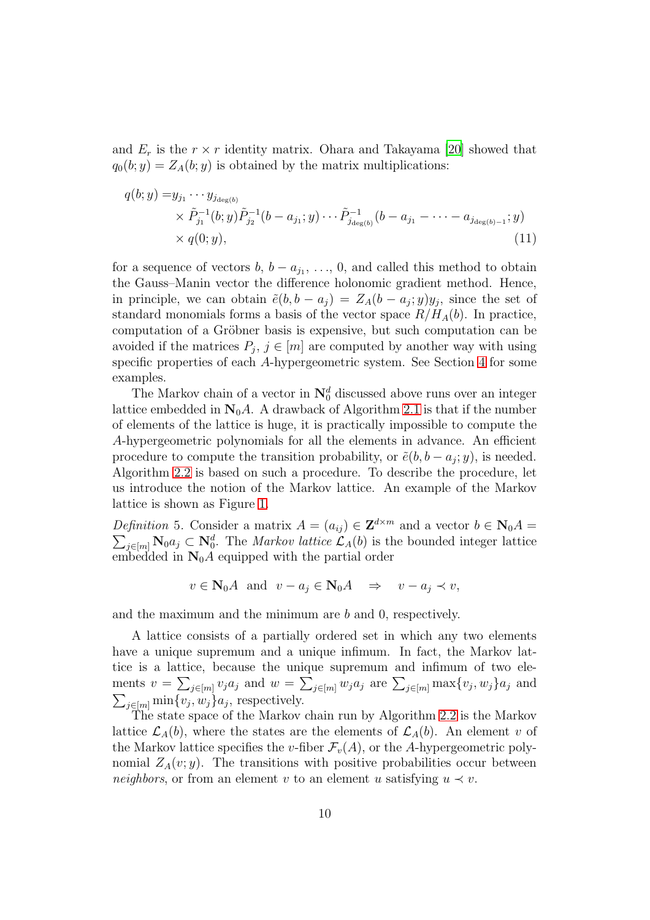and $E_r$ is the $r \times r$ identity matrix. Ohara and Takayama [20] showed that $q_0(b; y) = Z_A(b; y)$ is obtained by the matrix multiplications:

$$
\begin{aligned}
q(b; y) =& y_{j_1} \cdots y_{j_{\deg(b)}} \\
& \times \tilde{P}_{j_1}^{-1}(b; y) \tilde{P}_{j_2}^{-1}(b - a_{j_1}; y) \cdots \tilde{P}_{j_{\deg(b)}}^{-1}(b - a_{j_1} - \cdots - a_{j_{\deg(b)-1}}; y) \\
& \times q(0; y),
\end{aligned}
\tag{11}
$$

for a sequence of vectors $b$, $b - a_{j_1}$, ..., $0$, and called this method to obtain the Gauss–Manin vector the difference holonomic gradient method. Hence, in principle, we can obtain $\tilde{e}(b, b - a_j) = Z_A(b - a_j; y) y_j$, since the set of standard monomials forms a basis of the vector space $R/H_A(b)$. In practice, computation of a Gröbner basis is expensive, but such computation can be avoided if the matrices $P_j$, $j \in [m]$ are computed by another way with using specific properties of each $A$-hypergeometric system. See Section 4 for some examples.

The Markov chain of a vector in $\mathbf{N}_0^d$ discussed above runs over an integer lattice embedded in $\mathbf{N}_0 A$. A drawback of Algorithm 2.1 is that if the number of elements of the lattice is huge, it is practically impossible to compute the $A$-hypergeometric polynomials for all the elements in advance. An efficient procedure to compute the transition probability, or $\tilde{e}(b, b - a_j; y)$, is needed. Algorithm 2.2 is based on such a procedure. To describe the procedure, let us introduce the notion of the Markov lattice. An example of the Markov lattice is shown as Figure 1.

*Definition* 5. Consider a matrix $A = (a_{ij}) \in \mathbf{Z}^{d \times m}$ and a vector $b \in \mathbf{N}_0 A = \sum_{j \in [m]} \mathbf{N}_0 a_j \subset \mathbf{N}_0^d$. The *Markov lattice* $\mathcal{L}_A(b)$ is the bounded integer lattice embedded in $\mathbf{N}_0 A$ equipped with the partial order

$$
v \in \mathbf{N}_0 A \ \text{ and } \ v - a_j \in \mathbf{N}_0 A \quad \Rightarrow \quad v - a_j \prec v,
$$

and the maximum and the minimum are $b$ and $0$, respectively.

A lattice consists of a partially ordered set in which any two elements have a unique supremum and a unique infimum. In fact, the Markov lattice is a lattice, because the unique supremum and infimum of two elements $v = \sum_{j \in [m]} v_j a_j$ and $w = \sum_{j \in [m]} w_j a_j$ are $\sum_{j \in [m]} \max\{v_j, w_j\} a_j$ and $\sum_{j \in [m]} \min\{v_j, w_j\} a_j$, respectively.

The state space of the Markov chain run by Algorithm 2.2 is the Markov lattice $\mathcal{L}_A(b)$, where the states are the elements of $\mathcal{L}_A(b)$. An element $v$ of the Markov lattice specifies the $v$-fiber $\mathcal{F}_v(A)$, or the $A$-hypergeometric polynomial $Z_A(v; y)$. The transitions with positive probabilities occur between *neighbors*, or from an element $v$ to an element $u$ satisfying $u \prec v$.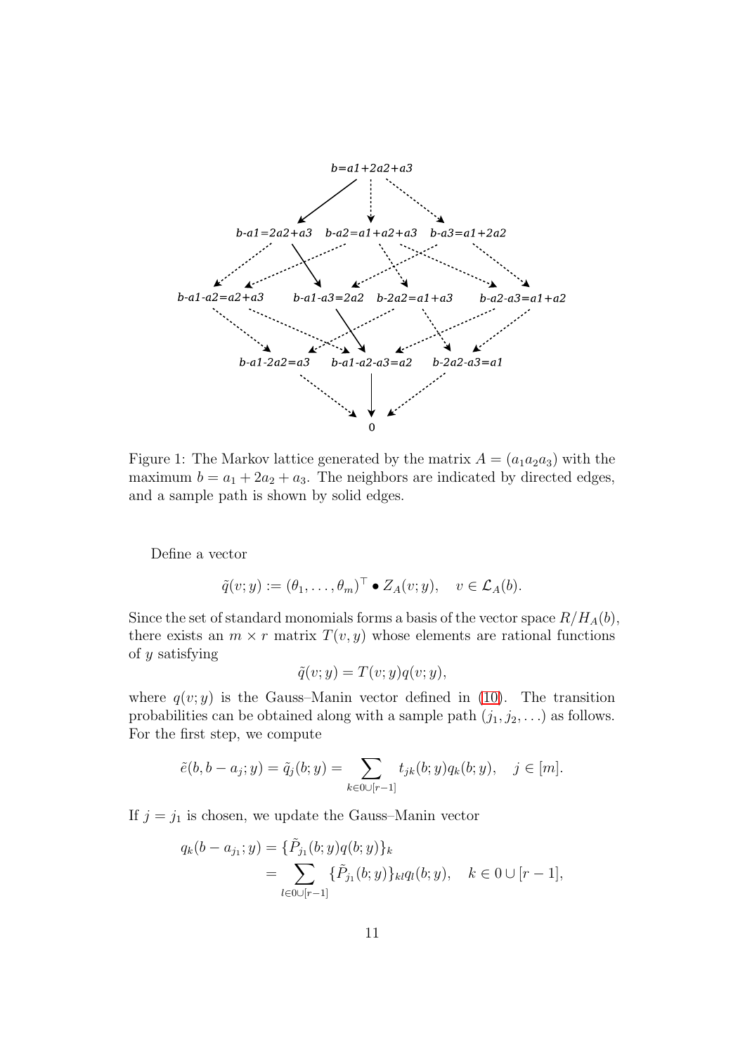Figure 1: The Markov lattice generated by the matrix $A = (a_1 a_2 a_3)$ with the maximum $b = a_1 + 2a_2 + a_3$. The neighbors are indicated by directed edges, and a sample path is shown by solid edges.

Define a vector

$$\tilde{q}(v; y) := (\theta_1, \ldots, \theta_m)^\top \bullet Z_A(v; y), \quad v \in \mathcal{L}_A(b).$$

Since the set of standard monomials forms a basis of the vector space $R/H_A(b)$, there exists an $m \times r$ matrix $T(v, y)$ whose elements are rational functions of $y$ satisfying

$$\tilde{q}(v; y) = T(v; y) q(v; y),$$

where $q(v; y)$ is the Gauss–Manin vector defined in (10). The transition probabilities can be obtained along with a sample path $(j_1, j_2, \ldots)$ as follows. For the first step, we compute

$$\tilde{e}(b, b - a_j; y) = \tilde{q}_j(b; y) = \sum_{k \in 0 \cup [r-1]} t_{jk}(b; y) q_k(b; y), \quad j \in [m].$$

If $j = j_1$ is chosen, we update the Gauss–Manin vector

$$\begin{aligned} q_k(b - a_{j_1}; y) &= \{\tilde{P}_{j_1}(b; y) q(b; y)\}_k \\ &= \sum_{l \in 0 \cup [r-1]} \{\tilde{P}_{j_1}(b; y)\}_{kl} q_l(b; y), \quad k \in 0 \cup [r-1], \end{aligned}$$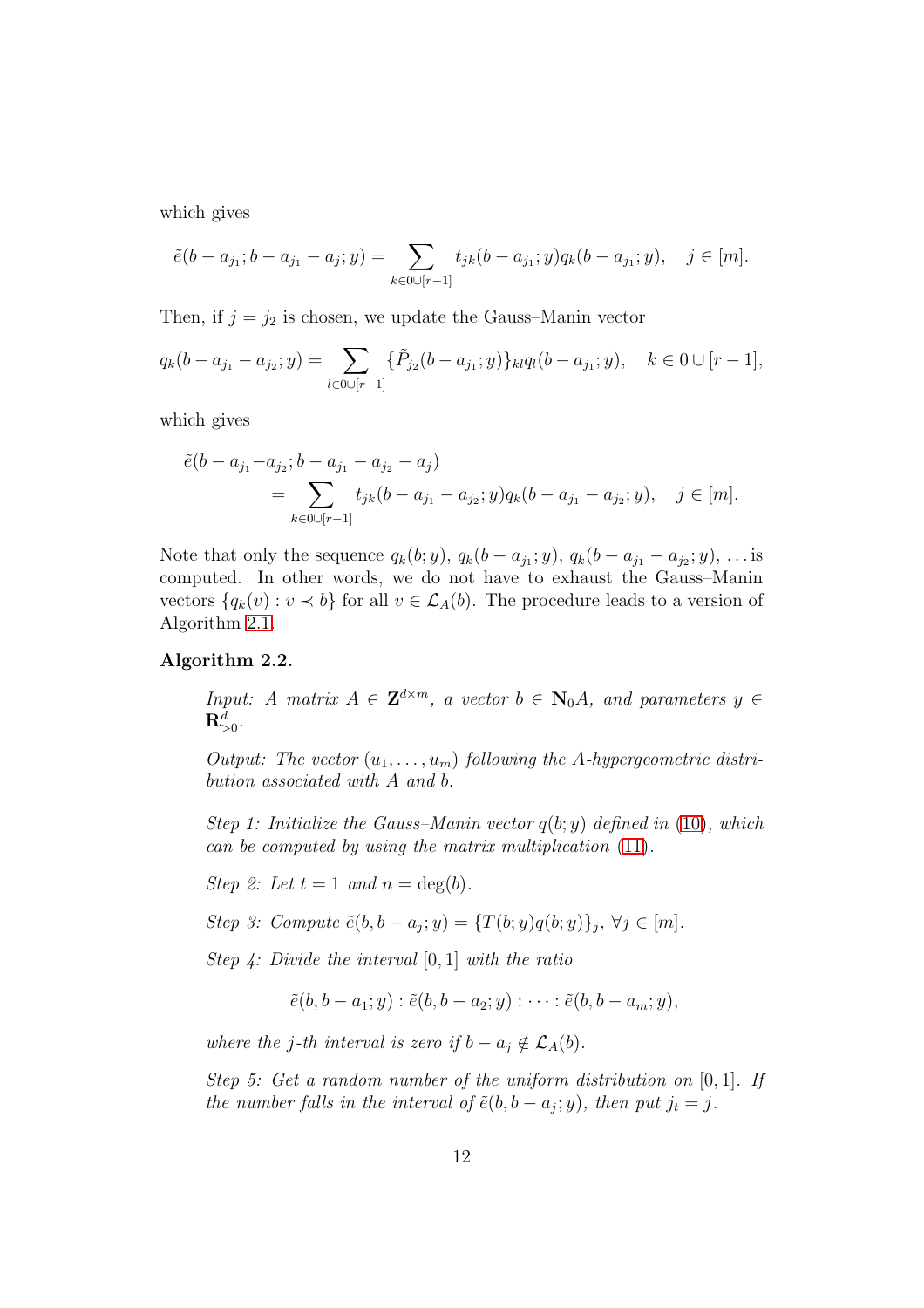which gives

$$\tilde{e}(b-a_{j_1}; b-a_{j_1}-a_j; y) = \sum_{k\in 0\cup[r-1]} t_{jk}(b-a_{j_1}; y) q_k(b-a_{j_1}; y), \quad j \in [m].$$

Then, if $j = j_2$ is chosen, we update the Gauss–Manin vector

$$q_k(b-a_{j_1}-a_{j_2}; y) = \sum_{l\in 0\cup[r-1]} \{\tilde{P}_{j_2}(b-a_{j_1}; y)\}_{kl} q_l(b-a_{j_1}; y), \quad k \in 0\cup[r-1],$$

which gives

$$\begin{aligned}\tilde{e}(b-a_{j_1}-&a_{j_2}; b-a_{j_1}-a_{j_2}-a_j) \\ &= \sum_{k\in 0\cup[r-1]} t_{jk}(b-a_{j_1}-a_{j_2}; y) q_k(b-a_{j_1}-a_{j_2}; y), \quad j \in [m].\end{aligned}$$

Note that only the sequence $q_k(b; y)$, $q_k(b-a_{j_1}; y)$, $q_k(b-a_{j_1}-a_{j_2}; y)$, ... is computed. In other words, we do not have to exhaust the Gauss–Manin vectors $\{q_k(v) : v \prec b\}$ for all $v \in \mathcal{L}_A(b)$. The procedure leads to a version of Algorithm 2.1.

**Algorithm 2.2.**

*Input: A matrix $A \in \mathbf{Z}^{d\times m}$, a vector $b \in \mathbf{N}_0 A$, and parameters $y \in \mathbf{R}^d_{>0}$.*

*Output: The vector $(u_1, \ldots, u_m)$ following the A-hypergeometric distribution associated with A and b.*

*Step 1: Initialize the Gauss–Manin vector $q(b; y)$ defined in (10), which can be computed by using the matrix multiplication (11).*

*Step 2: Let $t = 1$ and $n = \deg(b)$.*

*Step 3: Compute $\tilde{e}(b, b-a_j; y) = \{T(b; y)q(b; y)\}_j$, $\forall j \in [m]$.*

*Step 4: Divide the interval $[0, 1]$ with the ratio*

$$\tilde{e}(b, b-a_1; y) : \tilde{e}(b, b-a_2; y) : \cdots : \tilde{e}(b, b-a_m; y),$$

*where the j-th interval is zero if $b - a_j \notin \mathcal{L}_A(b)$.*

*Step 5: Get a random number of the uniform distribution on $[0, 1]$. If the number falls in the interval of $\tilde{e}(b, b-a_j; y)$, then put $j_t = j$.*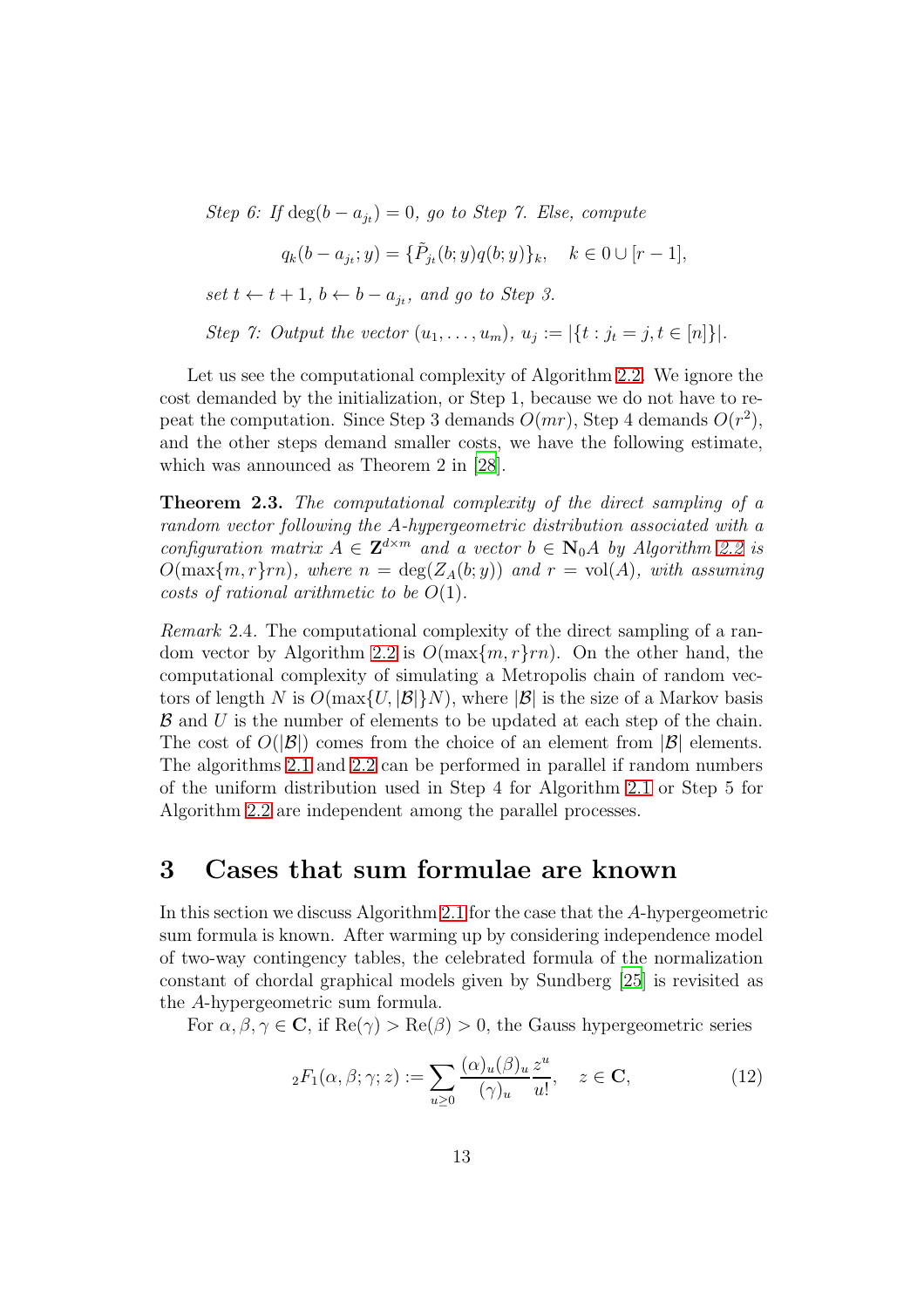*Step 6: If* $\deg(b - a_{j_t}) = 0$*, go to Step 7. Else, compute*

$$q_k(b - a_{j_t}; y) = \{\tilde{P}_{j_t}(b; y) q(b; y)\}_k, \quad k \in 0 \cup [r-1],$$

*set* $t \leftarrow t + 1$*,* $b \leftarrow b - a_{j_t}$*, and go to Step 3.*

*Step 7: Output the vector* $(u_1, \ldots, u_m)$*,* $u_j := |\{t : j_t = j, t \in [n]\}|$*.*

Let us see the computational complexity of Algorithm 2.2. We ignore the cost demanded by the initialization, or Step 1, because we do not have to repeat the computation. Since Step 3 demands $O(mr)$, Step 4 demands $O(r^2)$, and the other steps demand smaller costs, we have the following estimate, which was announced as Theorem 2 in [28].

**Theorem 2.3.** *The computational complexity of the direct sampling of a random vector following the A-hypergeometric distribution associated with a configuration matrix* $A \in \mathbf{Z}^{d \times m}$ *and a vector* $b \in \mathbf{N}_0 A$ *by Algorithm 2.2 is* $O(\max\{m, r\} rn)$*, where* $n = \deg(Z_A(b; y))$ *and* $r = \mathrm{vol}(A)$*, with assuming costs of rational arithmetic to be* $O(1)$*.*

*Remark* 2.4. The computational complexity of the direct sampling of a random vector by Algorithm 2.2 is $O(\max\{m, r\} rn)$. On the other hand, the computational complexity of simulating a Metropolis chain of random vectors of length $N$ is $O(\max\{U, |\mathcal{B}|\} N)$, where $|\mathcal{B}|$ is the size of a Markov basis $\mathcal{B}$ and $U$ is the number of elements to be updated at each step of the chain. The cost of $O(|\mathcal{B}|)$ comes from the choice of an element from $|\mathcal{B}|$ elements. The algorithms 2.1 and 2.2 can be performed in parallel if random numbers of the uniform distribution used in Step 4 for Algorithm 2.1 or Step 5 for Algorithm 2.2 are independent among the parallel processes.

# 3 Cases that sum formulae are known

In this section we discuss Algorithm 2.1 for the case that the $A$-hypergeometric sum formula is known. After warming up by considering independence model of two-way contingency tables, the celebrated formula of the normalization constant of chordal graphical models given by Sundberg [25] is revisited as the $A$-hypergeometric sum formula.

For $\alpha, \beta, \gamma \in \mathbf{C}$, if $\mathrm{Re}(\gamma) > \mathrm{Re}(\beta) > 0$, the Gauss hypergeometric series

$$_2F_1(\alpha, \beta; \gamma; z) := \sum_{u \geq 0} \frac{(\alpha)_u (\beta)_u}{(\gamma)_u} \frac{z^u}{u!}, \quad z \in \mathbf{C}, \tag{12}$$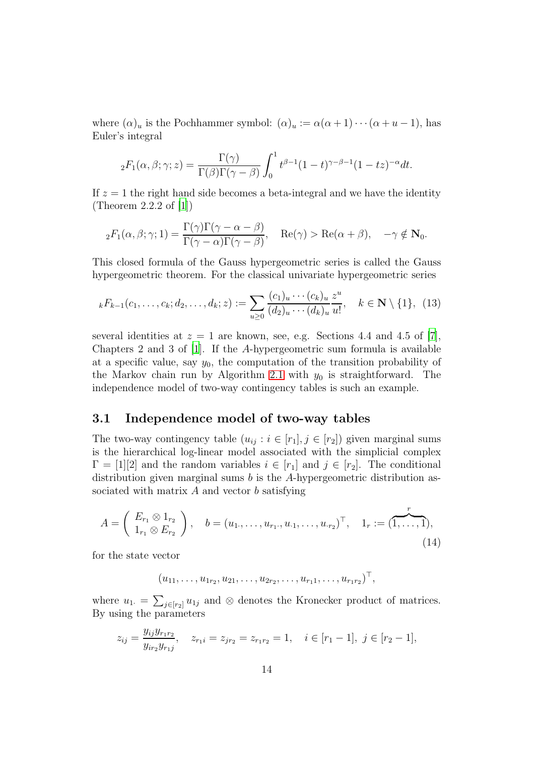where $(\alpha)_u$ is the Pochhammer symbol: $(\alpha)_u := \alpha(\alpha+1)\cdots(\alpha+u-1)$, has Euler's integral

$$
{}_2F_1(\alpha,\beta;\gamma;z) = \frac{\Gamma(\gamma)}{\Gamma(\beta)\Gamma(\gamma-\beta)}\int_0^1 t^{\beta-1}(1-t)^{\gamma-\beta-1}(1-tz)^{-\alpha}dt.
$$

If $z=1$ the right hand side becomes a beta-integral and we have the identity (Theorem 2.2.2 of [1])

$$
{}_2F_1(\alpha,\beta;\gamma;1) = \frac{\Gamma(\gamma)\Gamma(\gamma-\alpha-\beta)}{\Gamma(\gamma-\alpha)\Gamma(\gamma-\beta)}, \quad \mathrm{Re}(\gamma) > \mathrm{Re}(\alpha+\beta), \quad -\gamma \notin \mathbf{N}_0.
$$

This closed formula of the Gauss hypergeometric series is called the Gauss hypergeometric theorem. For the classical univariate hypergeometric series

$$
{}_kF_{k-1}(c_1,\ldots,c_k;d_2,\ldots,d_k;z) := \sum_{u\geq 0}\frac{(c_1)_u\cdots(c_k)_u}{(d_2)_u\cdots(d_k)_u}\frac{z^u}{u!}, \quad k\in\mathbf{N}\setminus\{1\}, \tag{13}
$$

several identities at $z=1$ are known, see, e.g. Sections 4.4 and 4.5 of [7], Chapters 2 and 3 of [1]. If the $A$-hypergeometric sum formula is available at a specific value, say $y_0$, the computation of the transition probability of the Markov chain run by Algorithm 2.1 with $y_0$ is straightforward. The independence model of two-way contingency tables is such an example.

### 3.1 Independence model of two-way tables

The two-way contingency table $(u_{ij} : i \in [r_1], j \in [r_2])$ given marginal sums is the hierarchical log-linear model associated with the simplicial complex $\Gamma = [1][2]$ and the random variables $i \in [r_1]$ and $j \in [r_2]$. The conditional distribution given marginal sums $b$ is the $A$-hypergeometric distribution associated with matrix $A$ and vector $b$ satisfying

$$
A = \begin{pmatrix} E_{r_1}\otimes 1_{r_2} \\ 1_{r_1}\otimes E_{r_2}\end{pmatrix}, \quad b = (u_{1\cdot},\ldots,u_{r_1\cdot},u_{\cdot 1},\ldots,u_{\cdot r_2})^\top, \quad 1_r := (\overbrace{1,\ldots,1}^{r}), \tag{14}
$$

for the state vector

$$
(u_{11},\ldots,u_{1r_2},u_{21},\ldots,u_{2r_2},\ldots,u_{r_11},\ldots,u_{r_1r_2})^\top,
$$

where $u_{1\cdot} = \sum_{j\in[r_2]} u_{1j}$ and $\otimes$ denotes the Kronecker product of matrices. By using the parameters

$$
z_{ij} = \frac{y_{ij}y_{r_1r_2}}{y_{ir_2}y_{r_1j}}, \quad z_{r_1i} = z_{jr_2} = z_{r_1r_2} = 1, \quad i\in[r_1-1],\ j\in[r_2-1],
$$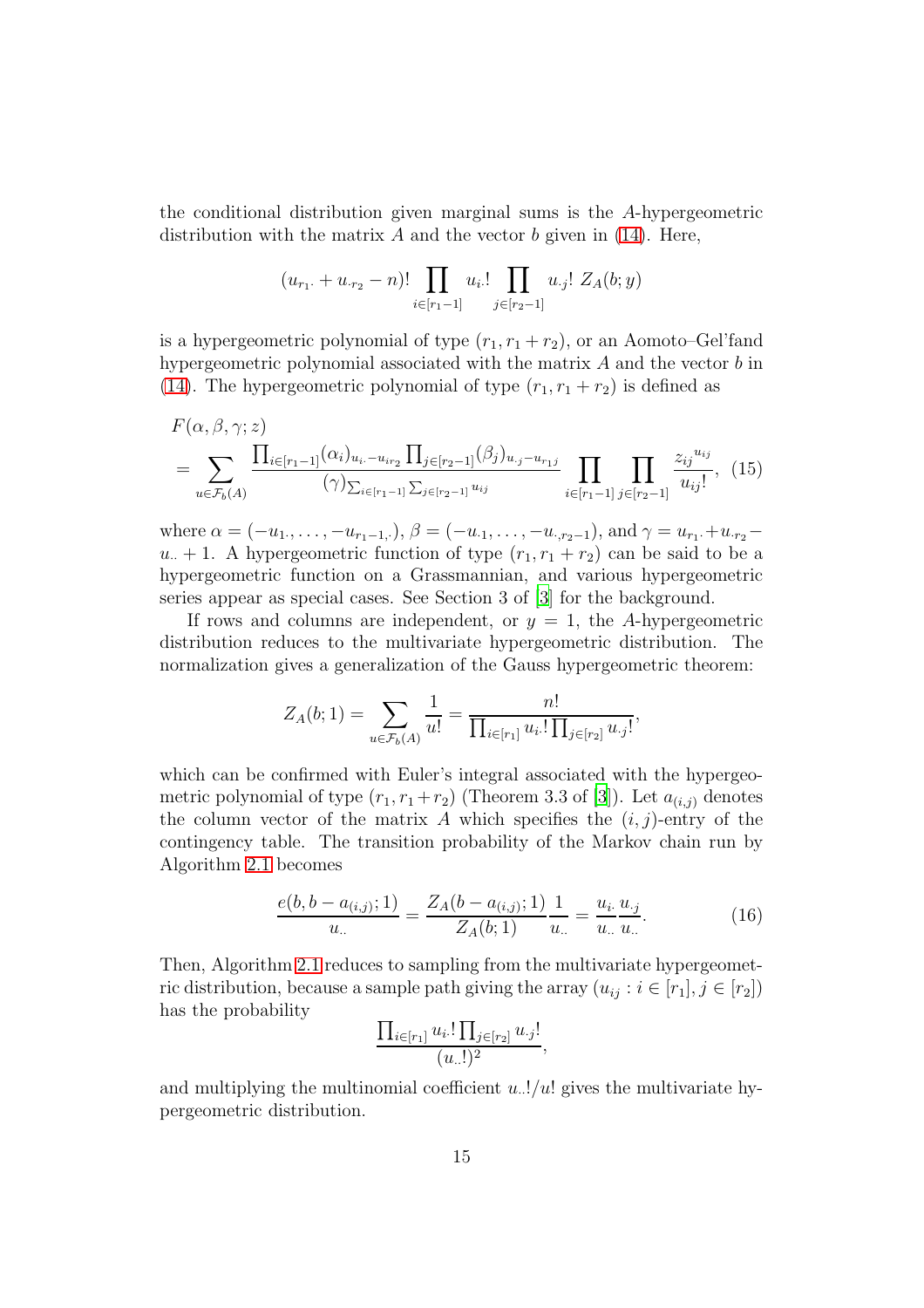the conditional distribution given marginal sums is the $A$-hypergeometric distribution with the matrix $A$ and the vector $b$ given in (14). Here,

$$(u_{r_1\cdot} + u_{\cdot r_2} - n)! \prod_{i\in[r_1-1]} u_{i\cdot}! \prod_{j\in[r_2-1]} u_{\cdot j}! \; Z_A(b; y)$$

is a hypergeometric polynomial of type $(r_1, r_1 + r_2)$, or an Aomoto–Gel'fand hypergeometric polynomial associated with the matrix $A$ and the vector $b$ in (14). The hypergeometric polynomial of type $(r_1, r_1 + r_2)$ is defined as

$$F(\alpha, \beta, \gamma; z) = \sum_{u\in\mathcal{F}_b(A)} \frac{\prod_{i\in[r_1-1]}(\alpha_i)_{u_{i\cdot}-u_{ir_2}} \prod_{j\in[r_2-1]}(\beta_j)_{u_{\cdot j}-u_{r_1 j}}}{(\gamma)_{\sum_{i\in[r_1-1]}\sum_{j\in[r_2-1]} u_{ij}}} \prod_{i\in[r_1-1]} \prod_{j\in[r_2-1]} \frac{{z_{ij}}^{u_{ij}}}{u_{ij}!}, \quad (15)$$

where $\alpha = (-u_{1\cdot}, \ldots, -u_{r_1-1,\cdot})$, $\beta = (-u_{\cdot 1}, \ldots, -u_{\cdot, r_2-1})$, and $\gamma = u_{r_1\cdot} + u_{\cdot r_2} - u_{\cdot\cdot} + 1$. A hypergeometric function of type $(r_1, r_1 + r_2)$ can be said to be a hypergeometric function on a Grassmannian, and various hypergeometric series appear as special cases. See Section 3 of [3] for the background.

If rows and columns are independent, or $y = 1$, the $A$-hypergeometric distribution reduces to the multivariate hypergeometric distribution. The normalization gives a generalization of the Gauss hypergeometric theorem:

$$Z_A(b; 1) = \sum_{u\in\mathcal{F}_b(A)} \frac{1}{u!} = \frac{n!}{\prod_{i\in[r_1]} u_{i\cdot}! \prod_{j\in[r_2]} u_{\cdot j}!},$$

which can be confirmed with Euler's integral associated with the hypergeometric polynomial of type $(r_1, r_1 + r_2)$ (Theorem 3.3 of [3]). Let $a_{(i,j)}$ denotes the column vector of the matrix $A$ which specifies the $(i, j)$-entry of the contingency table. The transition probability of the Markov chain run by Algorithm 2.1 becomes

$$\frac{e(b, b - a_{(i,j)}; 1)}{u_{\cdot\cdot}} = \frac{Z_A(b - a_{(i,j)}; 1)}{Z_A(b; 1)} \frac{1}{u_{\cdot\cdot}} = \frac{u_{i\cdot}}{u_{\cdot\cdot}} \frac{u_{\cdot j}}{u_{\cdot\cdot}}. \quad (16)$$

Then, Algorithm 2.1 reduces to sampling from the multivariate hypergeometric distribution, because a sample path giving the array $(u_{ij} : i \in [r_1], j \in [r_2])$ has the probability

$$\frac{\prod_{i\in[r_1]} u_{i\cdot}! \prod_{j\in[r_2]} u_{\cdot j}!}{(u_{\cdot\cdot}!)^2},$$

and multiplying the multinomial coefficient $u_{\cdot\cdot}!/u!$ gives the multivariate hypergeometric distribution.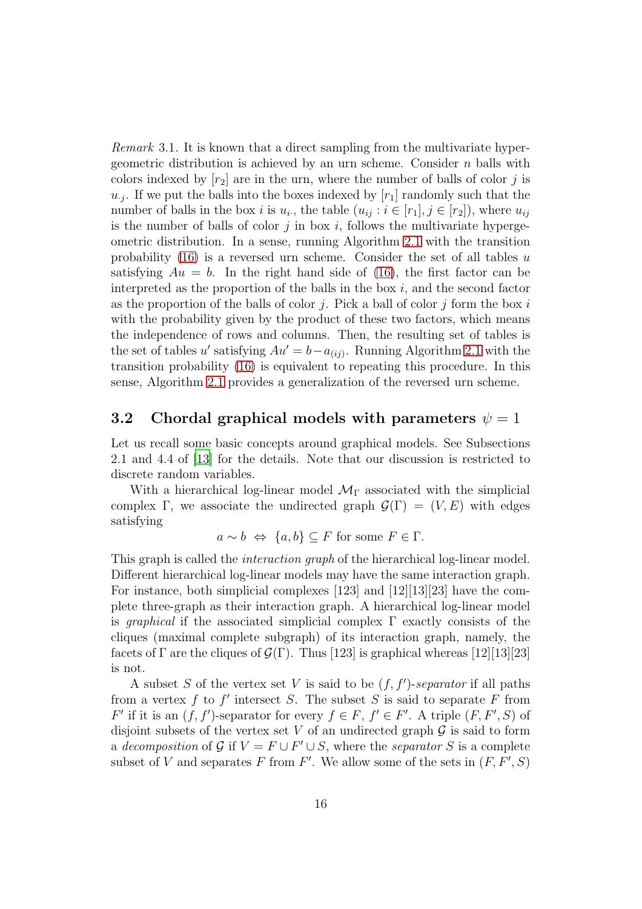*Remark* 3.1. It is known that a direct sampling from the multivariate hypergeometric distribution is achieved by an urn scheme. Consider $n$ balls with colors indexed by $[r_2]$ are in the urn, where the number of balls of color $j$ is $u_{\cdot j}$. If we put the balls into the boxes indexed by $[r_1]$ randomly such that the number of balls in the box $i$ is $u_{i\cdot}$, the table $(u_{ij} : i \in [r_1], j \in [r_2])$, where $u_{ij}$ is the number of balls of color $j$ in box $i$, follows the multivariate hypergeometric distribution. In a sense, running Algorithm 2.1 with the transition probability (16) is a reversed urn scheme. Consider the set of all tables $u$ satisfying $Au = b$. In the right hand side of (16), the first factor can be interpreted as the proportion of the balls in the box $i$, and the second factor as the proportion of the balls of color $j$. Pick a ball of color $j$ form the box $i$ with the probability given by the product of these two factors, which means the independence of rows and columns. Then, the resulting set of tables is the set of tables $u'$ satisfying $Au' = b - a_{(ij)}$. Running Algorithm 2.1 with the transition probability (16) is equivalent to repeating this procedure. In this sense, Algorithm 2.1 provides a generalization of the reversed urn scheme.

## 3.2 Chordal graphical models with parameters $\psi = 1$

Let us recall some basic concepts around graphical models. See Subsections 2.1 and 4.4 of [13] for the details. Note that our discussion is restricted to discrete random variables.

With a hierarchical log-linear model $\mathcal{M}_\Gamma$ associated with the simplicial complex $\Gamma$, we associate the undirected graph $\mathcal{G}(\Gamma) = (V, E)$ with edges satisfying

$$a \sim b \iff \{a, b\} \subseteq F \text{ for some } F \in \Gamma.$$

This graph is called the *interaction graph* of the hierarchical log-linear model. Different hierarchical log-linear models may have the same interaction graph. For instance, both simplicial complexes [123] and [12][13][23] have the complete three-graph as their interaction graph. A hierarchical log-linear model is *graphical* if the associated simplicial complex $\Gamma$ exactly consists of the cliques (maximal complete subgraph) of its interaction graph, namely, the facets of $\Gamma$ are the cliques of $\mathcal{G}(\Gamma)$. Thus [123] is graphical whereas [12][13][23] is not.

A subset $S$ of the vertex set $V$ is said to be $(f, f')$-*separator* if all paths from a vertex $f$ to $f'$ intersect $S$. The subset $S$ is said to separate $F$ from $F'$ if it is an $(f, f')$-separator for every $f \in F$, $f' \in F'$. A triple $(F, F', S)$ of disjoint subsets of the vertex set $V$ of an undirected graph $\mathcal{G}$ is said to form a *decomposition* of $\mathcal{G}$ if $V = F \cup F' \cup S$, where the *separator* $S$ is a complete subset of $V$ and separates $F$ from $F'$. We allow some of the sets in $(F, F', S)$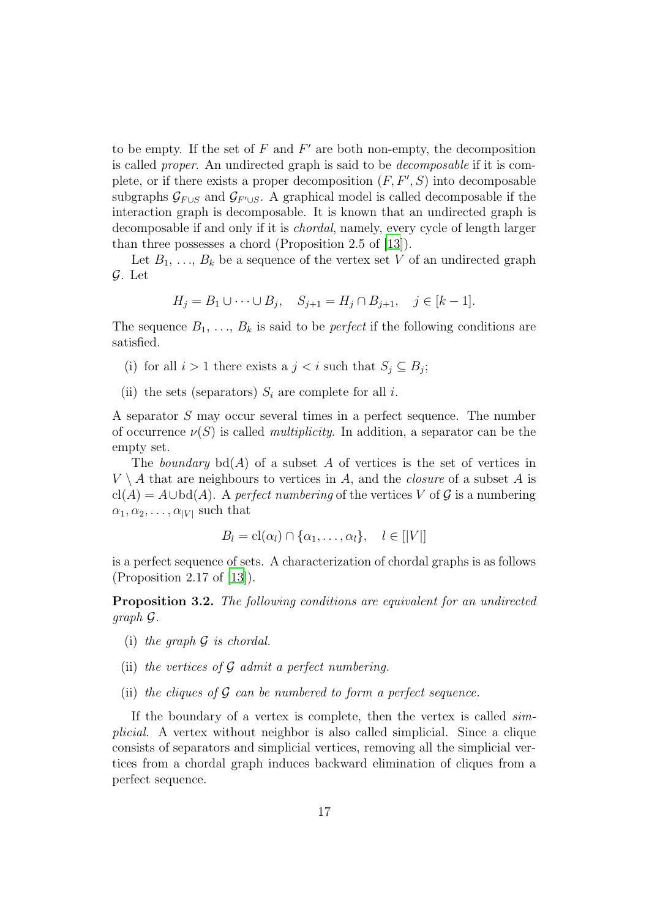to be empty. If the set of $F$ and $F'$ are both non-empty, the decomposition is called *proper*. An undirected graph is said to be *decomposable* if it is complete, or if there exists a proper decomposition $(F, F', S)$ into decomposable subgraphs $\mathcal{G}_{F\cup S}$ and $\mathcal{G}_{F'\cup S}$. A graphical model is called decomposable if the interaction graph is decomposable. It is known that an undirected graph is decomposable if and only if it is *chordal*, namely, every cycle of length larger than three possesses a chord (Proposition 2.5 of [13]).

Let $B_1$, ..., $B_k$ be a sequence of the vertex set $V$ of an undirected graph $\mathcal{G}$. Let

$$H_j = B_1 \cup \cdots \cup B_j, \quad S_{j+1} = H_j \cap B_{j+1}, \quad j \in [k-1].$$

The sequence $B_1$, ..., $B_k$ is said to be *perfect* if the following conditions are satisfied.

(i) for all $i > 1$ there exists a $j < i$ such that $S_j \subseteq B_j$;

(ii) the sets (separators) $S_i$ are complete for all $i$.

A separator $S$ may occur several times in a perfect sequence. The number of occurrence $\nu(S)$ is called *multiplicity*. In addition, a separator can be the empty set.

The *boundary* $\mathrm{bd}(A)$ of a subset $A$ of vertices is the set of vertices in $V \setminus A$ that are neighbours to vertices in $A$, and the *closure* of a subset $A$ is $\mathrm{cl}(A) = A \cup \mathrm{bd}(A)$. A *perfect numbering* of the vertices $V$ of $\mathcal{G}$ is a numbering $\alpha_1, \alpha_2, \ldots, \alpha_{|V|}$ such that

$$B_l = \mathrm{cl}(\alpha_l) \cap \{\alpha_1, \ldots, \alpha_l\}, \quad l \in [|V|]$$

is a perfect sequence of sets. A characterization of chordal graphs is as follows (Proposition 2.17 of [13]).

**Proposition 3.2.** *The following conditions are equivalent for an undirected graph $\mathcal{G}$.*

(i) *the graph $\mathcal{G}$ is chordal.*

(ii) *the vertices of $\mathcal{G}$ admit a perfect numbering.*

(ii) *the cliques of $\mathcal{G}$ can be numbered to form a perfect sequence.*

If the boundary of a vertex is complete, then the vertex is called *simplicial*. A vertex without neighbor is also called simplicial. Since a clique consists of separators and simplicial vertices, removing all the simplicial vertices from a chordal graph induces backward elimination of cliques from a perfect sequence.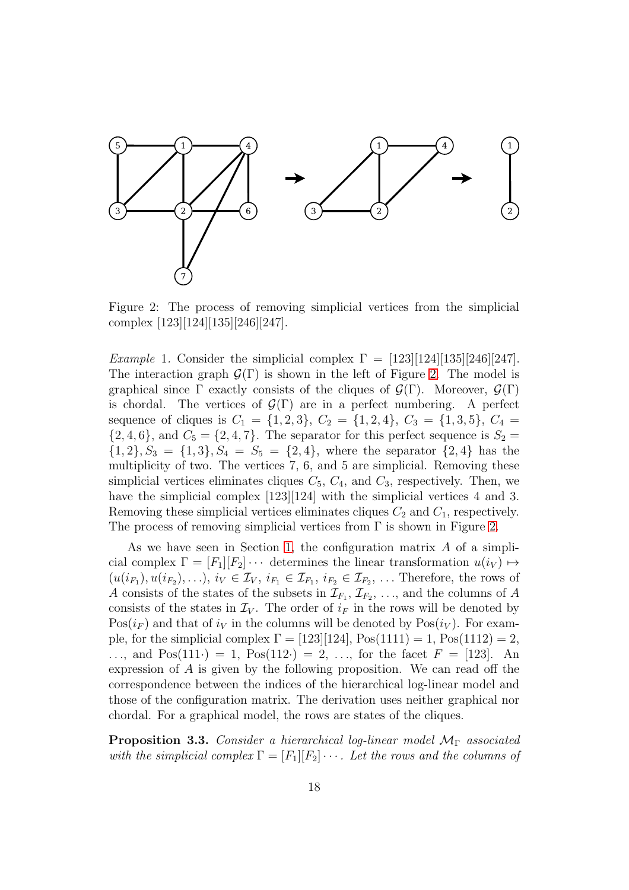Figure 2: The process of removing simplicial vertices from the simplicial complex [123][124][135][246][247].

*Example* 1. Consider the simplicial complex $\Gamma = [123][124][135][246][247]$. The interaction graph $\mathcal{G}(\Gamma)$ is shown in the left of Figure 2. The model is graphical since $\Gamma$ exactly consists of the cliques of $\mathcal{G}(\Gamma)$. Moreover, $\mathcal{G}(\Gamma)$ is chordal. The vertices of $\mathcal{G}(\Gamma)$ are in a perfect numbering. A perfect sequence of cliques is $C_1 = \{1,2,3\}$, $C_2 = \{1,2,4\}$, $C_3 = \{1,3,5\}$, $C_4 = \{2,4,6\}$, and $C_5 = \{2,4,7\}$. The separator for this perfect sequence is $S_2 = \{1,2\}, S_3 = \{1,3\}, S_4 = S_5 = \{2,4\}$, where the separator $\{2,4\}$ has the multiplicity of two. The vertices 7, 6, and 5 are simplicial. Removing these simplicial vertices eliminates cliques $C_5$, $C_4$, and $C_3$, respectively. Then, we have the simplicial complex [123][124] with the simplicial vertices 4 and 3. Removing these simplicial vertices eliminates cliques $C_2$ and $C_1$, respectively. The process of removing simplicial vertices from $\Gamma$ is shown in Figure 2.

As we have seen in Section 1, the configuration matrix $A$ of a simplicial complex $\Gamma = [F_1][F_2]\cdots$ determines the linear transformation $u(i_V) \mapsto (u(i_{F_1}), u(i_{F_2}), \ldots)$, $i_V \in \mathcal{I}_V$, $i_{F_1} \in \mathcal{I}_{F_1}$, $i_{F_2} \in \mathcal{I}_{F_2}$, ... Therefore, the rows of $A$ consists of the states of the subsets in $\mathcal{I}_{F_1}$, $\mathcal{I}_{F_2}$, ..., and the columns of $A$ consists of the states in $\mathcal{I}_V$. The order of $i_F$ in the rows will be denoted by $\mathrm{Pos}(i_F)$ and that of $i_V$ in the columns will be denoted by $\mathrm{Pos}(i_V)$. For example, for the simplicial complex $\Gamma = [123][124]$, $\mathrm{Pos}(1111) = 1$, $\mathrm{Pos}(1112) = 2$, ..., and $\mathrm{Pos}(111\cdot) = 1$, $\mathrm{Pos}(112\cdot) = 2$, ..., for the facet $F = [123]$. An expression of $A$ is given by the following proposition. We can read off the correspondence between the indices of the hierarchical log-linear model and those of the configuration matrix. The derivation uses neither graphical nor chordal. For a graphical model, the rows are states of the cliques.

**Proposition 3.3.** *Consider a hierarchical log-linear model $\mathcal{M}_\Gamma$ associated with the simplicial complex $\Gamma = [F_1][F_2]\cdots$. Let the rows and the columns of*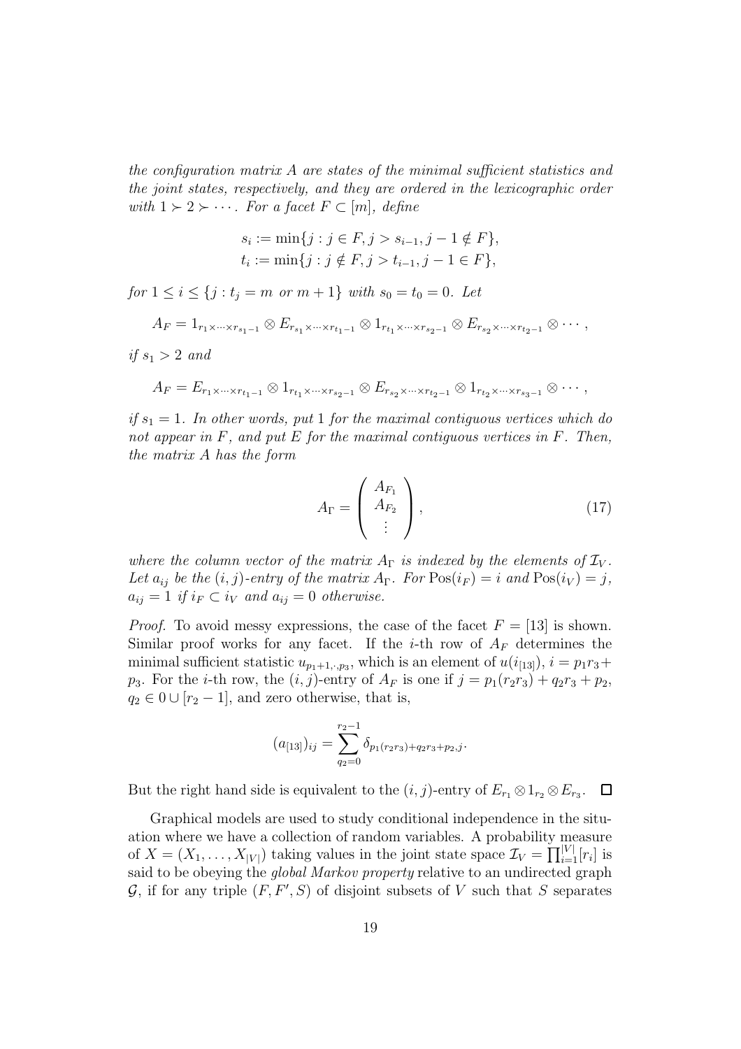*the configuration matrix $A$ are states of the minimal sufficient statistics and the joint states, respectively, and they are ordered in the lexicographic order with $1 \succ 2 \succ \cdots$. For a facet $F \subset [m]$, define*

$$s_i := \min\{j : j \in F, j > s_{i-1}, j-1 \notin F\},$$
$$t_i := \min\{j : j \notin F, j > t_{i-1}, j-1 \in F\},$$

*for $1 \leq i \leq \{j : t_j = m \text{ or } m+1\}$ with $s_0 = t_0 = 0$. Let*

$$A_F = 1_{r_1 \times \cdots \times r_{s_1-1}} \otimes E_{r_{s_1} \times \cdots \times r_{t_1-1}} \otimes 1_{r_{t_1} \times \cdots \times r_{s_2-1}} \otimes E_{r_{s_2} \times \cdots \times r_{t_2-1}} \otimes \cdots,$$

*if $s_1 > 2$ and*

$$A_F = E_{r_1 \times \cdots \times r_{t_1-1}} \otimes 1_{r_{t_1} \times \cdots \times r_{s_2-1}} \otimes E_{r_{s_2} \times \cdots \times r_{t_2-1}} \otimes 1_{r_{t_2} \times \cdots \times r_{s_3-1}} \otimes \cdots,$$

*if $s_1 = 1$. In other words, put 1 for the maximal contiguous vertices which do not appear in $F$, and put $E$ for the maximal contiguous vertices in $F$. Then, the matrix $A$ has the form*

$$A_\Gamma = \begin{pmatrix} A_{F_1} \\ A_{F_2} \\ \vdots \end{pmatrix}, \tag{17}$$

*where the column vector of the matrix $A_\Gamma$ is indexed by the elements of $\mathcal{I}_V$. Let $a_{ij}$ be the $(i,j)$-entry of the matrix $A_\Gamma$. For $\mathrm{Pos}(i_F) = i$ and $\mathrm{Pos}(i_V) = j$, $a_{ij} = 1$ if $i_F \subset i_V$ and $a_{ij} = 0$ otherwise.*

*Proof.* To avoid messy expressions, the case of the facet $F = [13]$ is shown. Similar proof works for any facet. If the $i$-th row of $A_F$ determines the minimal sufficient statistic $u_{p_1+1,\cdot,p_3}$, which is an element of $u(i_{[13]})$, $i = p_1 r_3 + p_3$. For the $i$-th row, the $(i,j)$-entry of $A_F$ is one if $j = p_1(r_2 r_3) + q_2 r_3 + p_2$, $q_2 \in 0 \cup [r_2 - 1]$, and zero otherwise, that is,

$$(a_{[13]})_{ij} = \sum_{q_2=0}^{r_2-1} \delta_{p_1(r_2 r_3)+q_2 r_3+p_2, j}.$$

But the right hand side is equivalent to the $(i,j)$-entry of $E_{r_1} \otimes 1_{r_2} \otimes E_{r_3}$. $\square$

Graphical models are used to study conditional independence in the situation where we have a collection of random variables. A probability measure of $X = (X_1, \ldots, X_{|V|})$ taking values in the joint state space $\mathcal{I}_V = \prod_{i=1}^{|V|}[r_i]$ is said to be obeying the *global Markov property* relative to an undirected graph $\mathcal{G}$, if for any triple $(F, F', S)$ of disjoint subsets of $V$ such that $S$ separates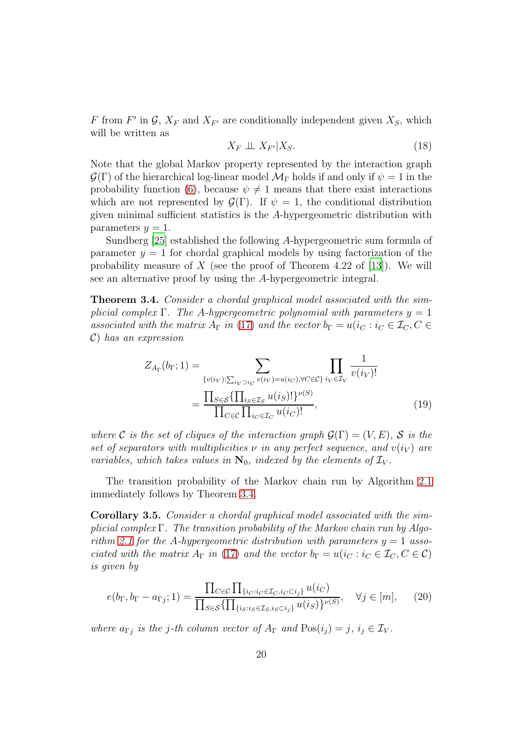$F$ from $F'$ in $\mathcal{G}$, $X_F$ and $X_{F'}$ are conditionally independent given $X_S$, which will be written as

$$X_F \perp\!\!\!\perp X_{F'} | X_S. \tag{18}$$

Note that the global Markov property represented by the interaction graph $\mathcal{G}(\Gamma)$ of the hierarchical log-linear model $\mathcal{M}_\Gamma$ holds if and only if $\psi = 1$ in the probability function (6), because $\psi \neq 1$ means that there exist interactions which are not represented by $\mathcal{G}(\Gamma)$. If $\psi = 1$, the conditional distribution given minimal sufficient statistics is the $A$-hypergeometric distribution with parameters $y = 1$.

Sundberg [25] established the following $A$-hypergeometric sum formula of parameter $y = 1$ for chordal graphical models by using factorization of the probability measure of $X$ (see the proof of Theorem 4.22 of [13]). We will see an alternative proof by using the $A$-hypergeometric integral.

**Theorem 3.4.** *Consider a chordal graphical model associated with the simplicial complex $\Gamma$. The $A$-hypergeometric polynomial with parameters $y = 1$ associated with the matrix $A_\Gamma$ in (17) and the vector $b_\Gamma = u(i_C : i_C \in \mathcal{I}_C, C \in \mathcal{C})$ has an expression*

$$\begin{aligned}
Z_{A_\Gamma}(b_\Gamma; 1) &= \sum_{\{v(i_V): \sum_{i_V \supset i_C} v(i_V) = u(i_C), \forall C \in \mathcal{C}\}} \prod_{i_V \in \mathcal{I}_V} \frac{1}{v(i_V)!} \\
&= \frac{\prod_{S \in \mathcal{S}} \{\prod_{i_S \in \mathcal{I}_S} u(i_S)!\}^{\nu(S)}}{\prod_{C \in \mathcal{C}} \prod_{i_C \in \mathcal{I}_C} u(i_C)!},
\end{aligned} \tag{19}$$

*where $\mathcal{C}$ is the set of cliques of the interaction graph $\mathcal{G}(\Gamma) = (V, E)$, $\mathcal{S}$ is the set of separators with multiplicities $\nu$ in any perfect sequence, and $v(i_V)$ are variables, which takes values in $\mathbf{N}_0$, indexed by the elements of $\mathcal{I}_V$.*

The transition probability of the Markov chain run by Algorithm 2.1 immediately follows by Theorem 3.4.

**Corollary 3.5.** *Consider a chordal graphical model associated with the simplicial complex $\Gamma$. The transition probability of the Markov chain run by Algorithm 2.1 for the $A$-hypergeometric distribution with parameters $y = 1$ associated with the matrix $A_\Gamma$ in (17) and the vector $b_\Gamma = u(i_C : i_C \in \mathcal{I}_C, C \in \mathcal{C})$ is given by*

$$e(b_\Gamma, b_\Gamma - a_{\Gamma j}; 1) = \frac{\prod_{C \in \mathcal{C}} \prod_{\{i_C : i_C \in \mathcal{I}_C, i_C \subset i_j\}} u(i_C)}{\prod_{S \in \mathcal{S}} \{\prod_{\{i_S : i_S \in \mathcal{I}_S, i_S \subset i_j\}} u(i_S)\}^{\nu(S)}}, \quad \forall j \in [m], \tag{20}$$

*where $a_{\Gamma j}$ is the $j$-th column vector of $A_\Gamma$ and $\mathrm{Pos}(i_j) = j$, $i_j \in \mathcal{I}_V$.*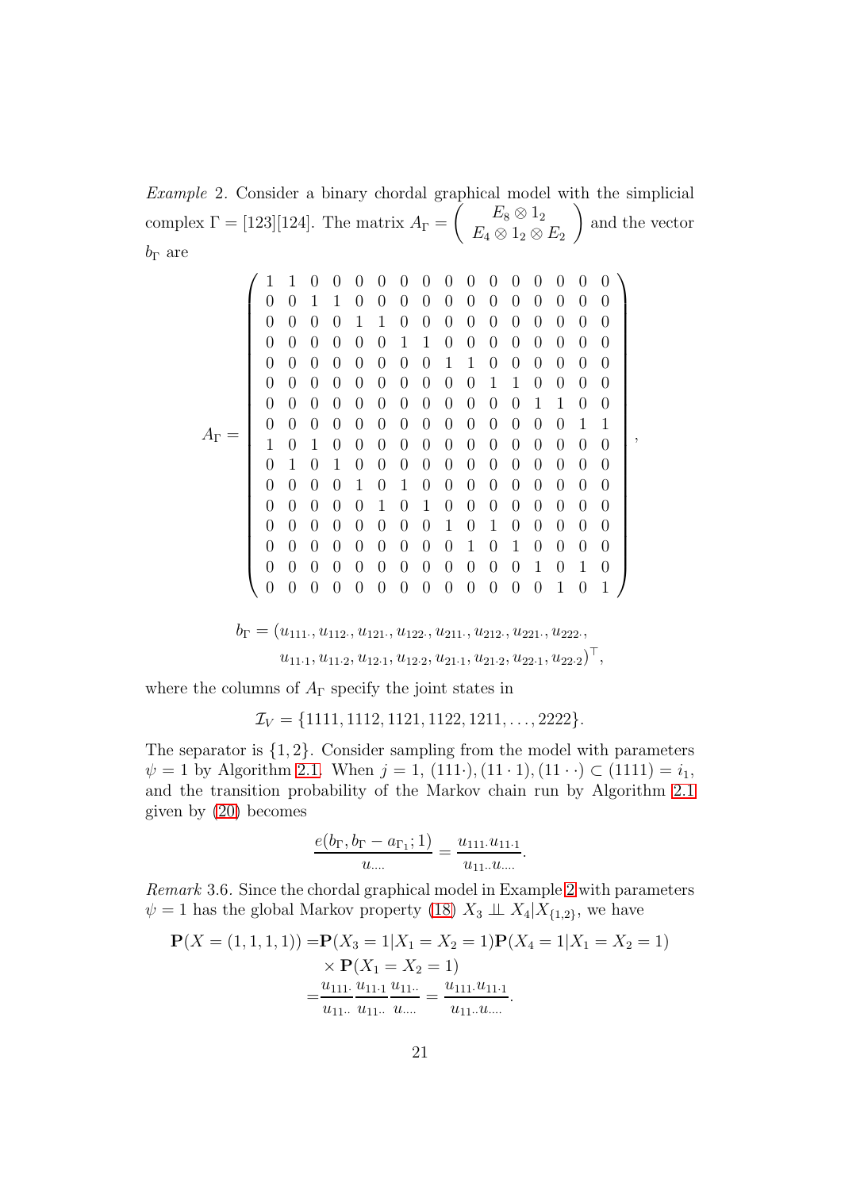*Example* 2. Consider a binary chordal graphical model with the simplicial complex $\Gamma = [123][124]$. The matrix $A_\Gamma = \begin{pmatrix} E_8 \otimes 1_2 \\ E_4 \otimes 1_2 \otimes E_2 \end{pmatrix}$ and the vector $b_\Gamma$ are

$$
A_\Gamma = \begin{pmatrix}
1 & 1 & 0 & 0 & 0 & 0 & 0 & 0 & 0 & 0 & 0 & 0 & 0 & 0 & 0 & 0 \\
0 & 0 & 1 & 1 & 0 & 0 & 0 & 0 & 0 & 0 & 0 & 0 & 0 & 0 & 0 & 0 \\
0 & 0 & 0 & 0 & 1 & 1 & 0 & 0 & 0 & 0 & 0 & 0 & 0 & 0 & 0 & 0 \\
0 & 0 & 0 & 0 & 0 & 0 & 1 & 1 & 0 & 0 & 0 & 0 & 0 & 0 & 0 & 0 \\
0 & 0 & 0 & 0 & 0 & 0 & 0 & 0 & 1 & 1 & 0 & 0 & 0 & 0 & 0 & 0 \\
0 & 0 & 0 & 0 & 0 & 0 & 0 & 0 & 0 & 0 & 1 & 1 & 0 & 0 & 0 & 0 \\
0 & 0 & 0 & 0 & 0 & 0 & 0 & 0 & 0 & 0 & 0 & 0 & 1 & 1 & 0 & 0 \\
0 & 0 & 0 & 0 & 0 & 0 & 0 & 0 & 0 & 0 & 0 & 0 & 0 & 0 & 1 & 1 \\
1 & 0 & 1 & 0 & 0 & 0 & 0 & 0 & 0 & 0 & 0 & 0 & 0 & 0 & 0 & 0 \\
0 & 1 & 0 & 1 & 0 & 0 & 0 & 0 & 0 & 0 & 0 & 0 & 0 & 0 & 0 & 0 \\
0 & 0 & 0 & 0 & 1 & 0 & 1 & 0 & 0 & 0 & 0 & 0 & 0 & 0 & 0 & 0 \\
0 & 0 & 0 & 0 & 0 & 1 & 0 & 1 & 0 & 0 & 0 & 0 & 0 & 0 & 0 & 0 \\
0 & 0 & 0 & 0 & 0 & 0 & 0 & 0 & 1 & 0 & 1 & 0 & 0 & 0 & 0 & 0 \\
0 & 0 & 0 & 0 & 0 & 0 & 0 & 0 & 0 & 1 & 0 & 1 & 0 & 0 & 0 & 0 \\
0 & 0 & 0 & 0 & 0 & 0 & 0 & 0 & 0 & 0 & 0 & 0 & 1 & 0 & 1 & 0 \\
0 & 0 & 0 & 0 & 0 & 0 & 0 & 0 & 0 & 0 & 0 & 0 & 0 & 1 & 0 & 1
\end{pmatrix},
$$

$$
\begin{aligned}
b_\Gamma = (&u_{111\cdot}, u_{112\cdot}, u_{121\cdot}, u_{122\cdot}, u_{211\cdot}, u_{212\cdot}, u_{221\cdot}, u_{222\cdot}, \\
&u_{11\cdot 1}, u_{11\cdot 2}, u_{12\cdot 1}, u_{12\cdot 2}, u_{21\cdot 1}, u_{21\cdot 2}, u_{22\cdot 1}, u_{22\cdot 2})^\top,
\end{aligned}
$$

where the columns of $A_\Gamma$ specify the joint states in

$$\mathcal{I}_V = \{1111, 1112, 1121, 1122, 1211, \ldots, 2222\}.$$

The separator is $\{1, 2\}$. Consider sampling from the model with parameters $\psi = 1$ by Algorithm 2.1. When $j = 1$, $(111\cdot), (11\cdot 1), (11\cdot\cdot) \subset (1111) = i_1$, and the transition probability of the Markov chain run by Algorithm 2.1 given by (20) becomes

$$\frac{e(b_\Gamma, b_\Gamma - a_{\Gamma_1}; 1)}{u_{\cdots\cdot}} = \frac{u_{111\cdot} u_{11\cdot 1}}{u_{11\cdot\cdot} u_{\cdots\cdot}}.$$

*Remark* 3.6. Since the chordal graphical model in Example 2 with parameters $\psi = 1$ has the global Markov property (18) $X_3 \perp\!\!\!\perp X_4 | X_{\{1,2\}}$, we have

$$
\begin{aligned}
\mathbf{P}(X = (1,1,1,1)) =& \mathbf{P}(X_3 = 1 | X_1 = X_2 = 1)\mathbf{P}(X_4 = 1 | X_1 = X_2 = 1) \\
& \times \mathbf{P}(X_1 = X_2 = 1) \\
=& \frac{u_{111\cdot}}{u_{11\cdot\cdot}} \frac{u_{11\cdot 1}}{u_{11\cdot\cdot}} \frac{u_{11\cdot\cdot}}{u_{\cdots\cdot}} = \frac{u_{111\cdot} u_{11\cdot 1}}{u_{11\cdot\cdot} u_{\cdots\cdot}}.
\end{aligned}
$$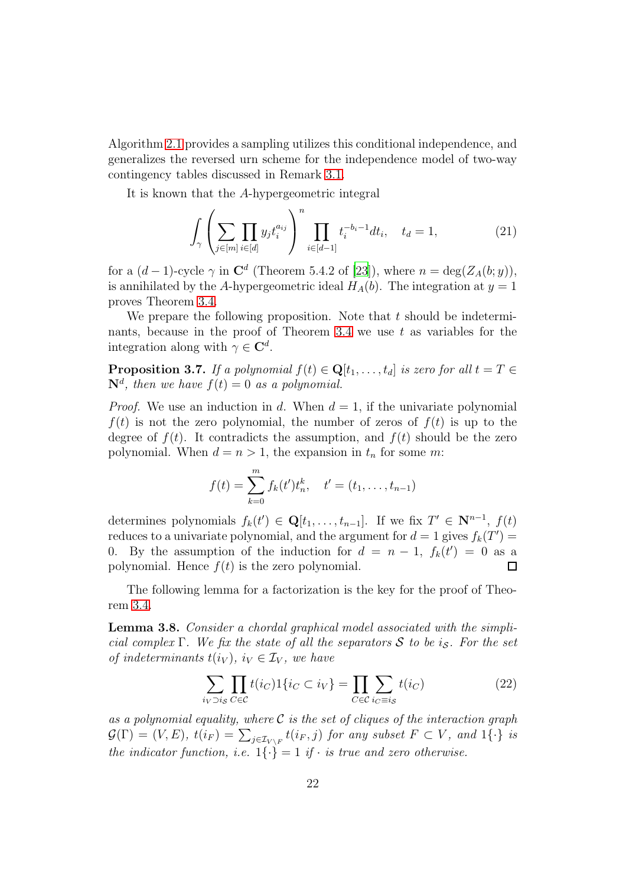Algorithm 2.1 provides a sampling utilizes this conditional independence, and generalizes the reversed urn scheme for the independence model of two-way contingency tables discussed in Remark 3.1.

It is known that the $A$-hypergeometric integral

$$\int_\gamma \left( \sum_{j\in[m]} \prod_{i\in[d]} y_j t_i^{a_{ij}} \right)^n \prod_{i\in[d-1]} t_i^{-b_i-1} dt_i, \quad t_d = 1, \tag{21}$$

for a $(d-1)$-cycle $\gamma$ in $\mathbf{C}^d$ (Theorem 5.4.2 of [23]), where $n = \deg(Z_A(b;y))$, is annihilated by the $A$-hypergeometric ideal $H_A(b)$. The integration at $y = 1$ proves Theorem 3.4.

We prepare the following proposition. Note that $t$ should be indeterminants, because in the proof of Theorem 3.4 we use $t$ as variables for the integration along with $\gamma \in \mathbf{C}^d$.

**Proposition 3.7.** *If a polynomial $f(t) \in \mathbf{Q}[t_1,\ldots,t_d]$ is zero for all $t = T \in \mathbf{N}^d$, then we have $f(t) = 0$ as a polynomial.*

*Proof.* We use an induction in $d$. When $d = 1$, if the univariate polynomial $f(t)$ is not the zero polynomial, the number of zeros of $f(t)$ is up to the degree of $f(t)$. It contradicts the assumption, and $f(t)$ should be the zero polynomial. When $d = n > 1$, the expansion in $t_n$ for some $m$:

$$f(t) = \sum_{k=0}^m f_k(t') t_n^k, \quad t' = (t_1,\ldots,t_{n-1})$$

determines polynomials $f_k(t') \in \mathbf{Q}[t_1,\ldots,t_{n-1}]$. If we fix $T' \in \mathbf{N}^{n-1}$, $f(t)$ reduces to a univariate polynomial, and the argument for $d = 1$ gives $f_k(T') = 0$. By the assumption of the induction for $d = n-1$, $f_k(t') = 0$ as a polynomial. Hence $f(t)$ is the zero polynomial. ∎

The following lemma for a factorization is the key for the proof of Theorem 3.4.

**Lemma 3.8.** *Consider a chordal graphical model associated with the simplicial complex $\Gamma$. We fix the state of all the separators $\mathcal{S}$ to be $i_\mathcal{S}$. For the set of indeterminants $t(i_V)$, $i_V \in \mathcal{I}_V$, we have*

$$\sum_{i_V \supset i_\mathcal{S}} \prod_{C\in\mathcal{C}} t(i_C) 1\{i_C \subset i_V\} = \prod_{C\in\mathcal{C}} \sum_{i_C \equiv i_\mathcal{S}} t(i_C) \tag{22}$$

*as a polynomial equality, where $\mathcal{C}$ is the set of cliques of the interaction graph $\mathcal{G}(\Gamma) = (V,E)$, $t(i_F) = \sum_{j\in\mathcal{I}_{V\setminus F}} t(i_F,j)$ for any subset $F \subset V$, and $1\{\cdot\}$ is the indicator function, i.e. $1\{\cdot\} = 1$ if $\cdot$ is true and zero otherwise.*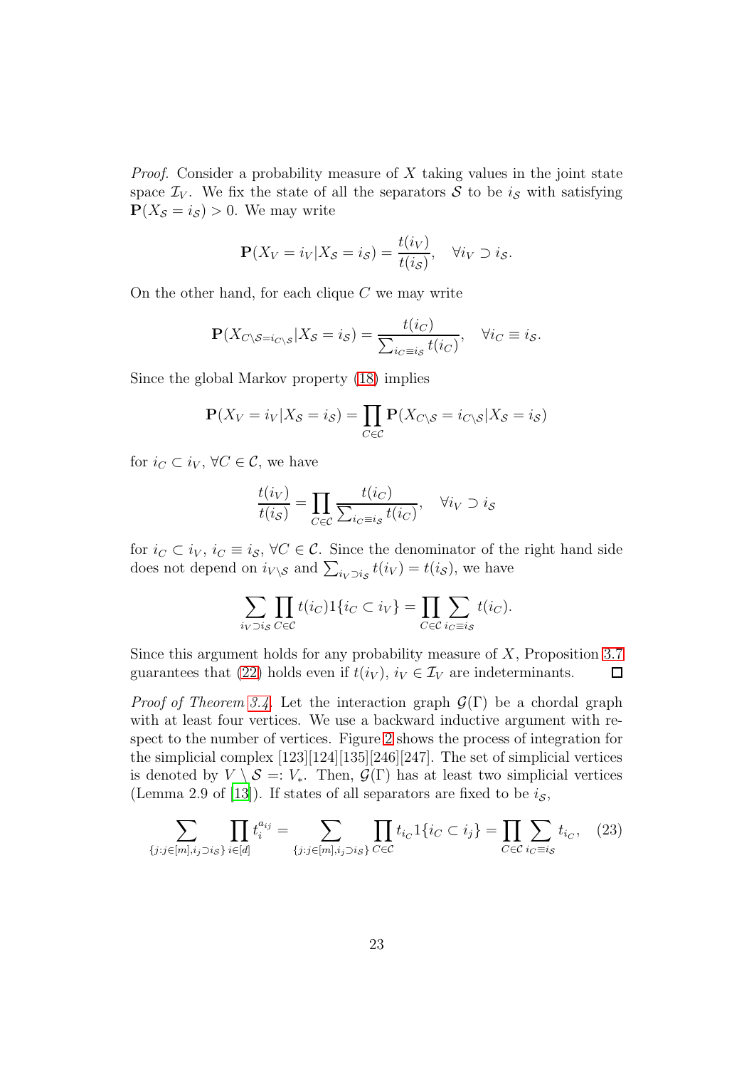*Proof.* Consider a probability measure of $X$ taking values in the joint state space $\mathcal{I}_V$. We fix the state of all the separators $\mathcal{S}$ to be $i_\mathcal{S}$ with satisfying $\mathbf{P}(X_\mathcal{S} = i_\mathcal{S}) > 0$. We may write

$$\mathbf{P}(X_V = i_V | X_\mathcal{S} = i_\mathcal{S}) = \frac{t(i_V)}{t(i_\mathcal{S})}, \quad \forall i_V \supset i_\mathcal{S}.$$

On the other hand, for each clique $C$ we may write

$$\mathbf{P}(X_{C \setminus \mathcal{S} = i_{C\setminus \mathcal{S}}} | X_\mathcal{S} = i_\mathcal{S}) = \frac{t(i_C)}{\sum_{i_C \equiv i_\mathcal{S}} t(i_C)}, \quad \forall i_C \equiv i_\mathcal{S}.$$

Since the global Markov property (18) implies

$$\mathbf{P}(X_V = i_V | X_\mathcal{S} = i_\mathcal{S}) = \prod_{C \in \mathcal{C}} \mathbf{P}(X_{C\setminus\mathcal{S}} = i_{C\setminus\mathcal{S}} | X_\mathcal{S} = i_\mathcal{S})$$

for $i_C \subset i_V$, $\forall C \in \mathcal{C}$, we have

$$\frac{t(i_V)}{t(i_\mathcal{S})} = \prod_{C \in \mathcal{C}} \frac{t(i_C)}{\sum_{i_C \equiv i_\mathcal{S}} t(i_C)}, \quad \forall i_V \supset i_\mathcal{S}$$

for $i_C \subset i_V$, $i_C \equiv i_\mathcal{S}$, $\forall C \in \mathcal{C}$. Since the denominator of the right hand side does not depend on $i_{V \setminus \mathcal{S}}$ and $\sum_{i_V \supset i_\mathcal{S}} t(i_V) = t(i_\mathcal{S})$, we have

$$\sum_{i_V \supset i_\mathcal{S}} \prod_{C \in \mathcal{C}} t(i_C) 1\{i_C \subset i_V\} = \prod_{C \in \mathcal{C}} \sum_{i_C \equiv i_\mathcal{S}} t(i_C).$$

Since this argument holds for any probability measure of $X$, Proposition 3.7 guarantees that (22) holds even if $t(i_V)$, $i_V \in \mathcal{I}_V$ are indeterminants. ☐

*Proof of Theorem 3.4.* Let the interaction graph $\mathcal{G}(\Gamma)$ be a chordal graph with at least four vertices. We use a backward inductive argument with respect to the number of vertices. Figure 2 shows the process of integration for the simplicial complex [123][124][135][246][247]. The set of simplicial vertices is denoted by $V \setminus \mathcal{S} =: V_*$. Then, $\mathcal{G}(\Gamma)$ has at least two simplicial vertices (Lemma 2.9 of [13]). If states of all separators are fixed to be $i_\mathcal{S}$,

$$\sum_{\{j: j \in [m], i_j \supset i_\mathcal{S}\}} \prod_{i \in [d]} t_i^{a_{ij}} = \sum_{\{j: j \in [m], i_j \supset i_\mathcal{S}\}} \prod_{C \in \mathcal{C}} t_{i_C} 1\{i_C \subset i_j\} = \prod_{C \in \mathcal{C}} \sum_{i_C \equiv i_\mathcal{S}} t_{i_C}, \quad (23)$$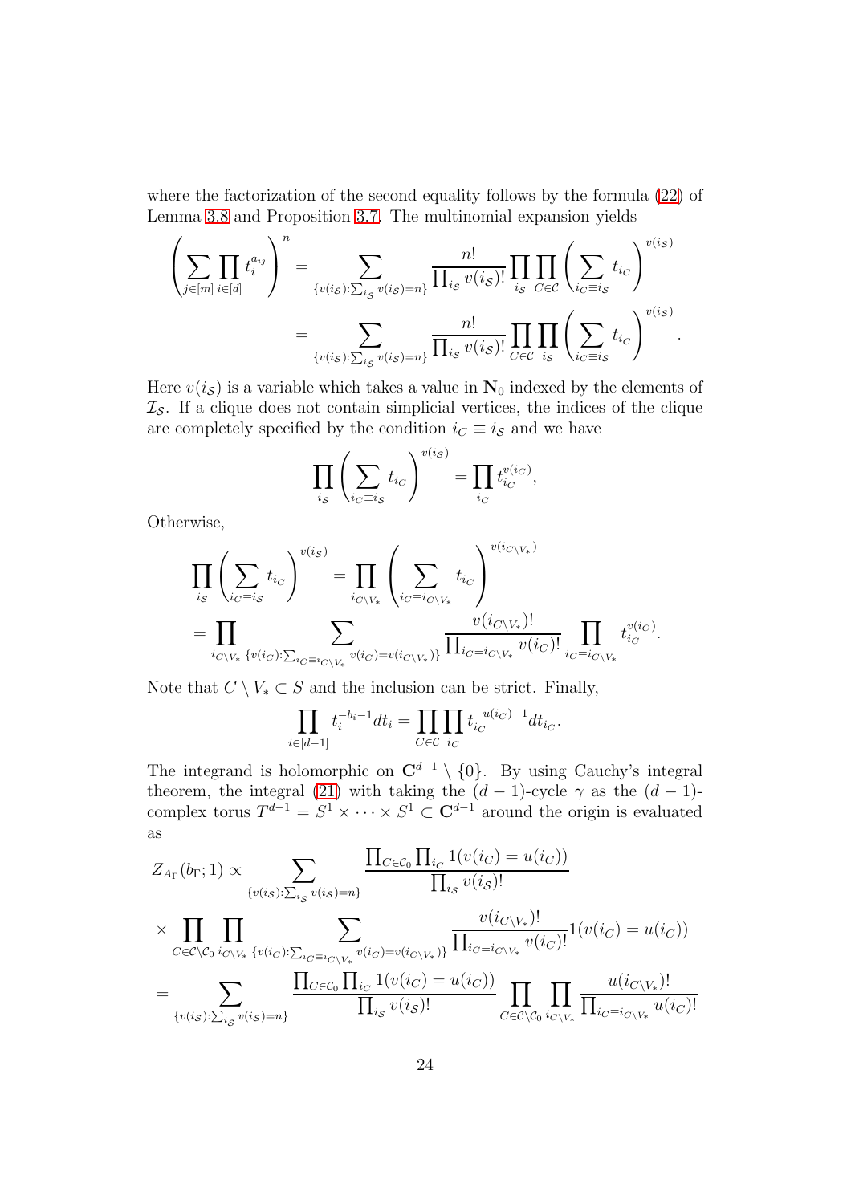where the factorization of the second equality follows by the formula (22) of Lemma 3.8 and Proposition 3.7. The multinomial expansion yields

$$
\begin{aligned}
\left(\sum_{j\in[m]}\prod_{i\in[d]} t_i^{a_{ij}}\right)^n &= \sum_{\{v(i_{\mathcal{S}}):\sum_{i_{\mathcal{S}}} v(i_{\mathcal{S}})=n\}} \frac{n!}{\prod_{i_{\mathcal{S}}} v(i_{\mathcal{S}})!} \prod_{i_{\mathcal{S}}}\prod_{C\in\mathcal{C}} \left(\sum_{i_C\equiv i_{\mathcal{S}}} t_{i_C}\right)^{v(i_{\mathcal{S}})} \\
&= \sum_{\{v(i_{\mathcal{S}}):\sum_{i_{\mathcal{S}}} v(i_{\mathcal{S}})=n\}} \frac{n!}{\prod_{i_{\mathcal{S}}} v(i_{\mathcal{S}})!} \prod_{C\in\mathcal{C}}\prod_{i_{\mathcal{S}}} \left(\sum_{i_C\equiv i_{\mathcal{S}}} t_{i_C}\right)^{v(i_{\mathcal{S}})}.
\end{aligned}
$$

Here $v(i_{\mathcal{S}})$ is a variable which takes a value in $\mathbf{N}_0$ indexed by the elements of $\mathcal{I}_{\mathcal{S}}$. If a clique does not contain simplicial vertices, the indices of the clique are completely specified by the condition $i_C \equiv i_{\mathcal{S}}$ and we have

$$
\prod_{i_{\mathcal{S}}} \left(\sum_{i_C\equiv i_{\mathcal{S}}} t_{i_C}\right)^{v(i_{\mathcal{S}})} = \prod_{i_C} t_{i_C}^{v(i_C)},
$$

Otherwise,

$$
\begin{aligned}
&\prod_{i_{\mathcal{S}}} \left(\sum_{i_C\equiv i_{\mathcal{S}}} t_{i_C}\right)^{v(i_{\mathcal{S}})} = \prod_{i_{C\setminus V_*}} \left(\sum_{i_C\equiv i_{C\setminus V_*}} t_{i_C}\right)^{v(i_{C\setminus V_*})} \\
&= \prod_{i_{C\setminus V_*}} \sum_{\{v(i_C):\sum_{i_C\equiv i_{C\setminus V_*}} v(i_C)=v(i_{C\setminus V_*})\}} \frac{v(i_{C\setminus V_*})!}{\prod_{i_C\equiv i_{C\setminus V_*}} v(i_C)!} \prod_{i_C\equiv i_{C\setminus V_*}} t_{i_C}^{v(i_C)}.
\end{aligned}
$$

Note that $C\setminus V_* \subset S$ and the inclusion can be strict. Finally,

$$
\prod_{i\in[d-1]} t_i^{-b_i-1} dt_i = \prod_{C\in\mathcal{C}}\prod_{i_C} t_{i_C}^{-u(i_C)-1} dt_{i_C}.
$$

The integrand is holomorphic on $\mathbf{C}^{d-1}\setminus\{0\}$. By using Cauchy's integral theorem, the integral (21) with taking the $(d-1)$-cycle $\gamma$ as the $(d-1)$-complex torus $T^{d-1} = S^1\times\cdots\times S^1 \subset \mathbf{C}^{d-1}$ around the origin is evaluated as

$$
\begin{aligned}
Z_{A_\Gamma}(b_\Gamma;1) &\propto \sum_{\{v(i_{\mathcal{S}}):\sum_{i_{\mathcal{S}}} v(i_{\mathcal{S}})=n\}} \frac{\prod_{C\in\mathcal{C}_0}\prod_{i_C} 1(v(i_C)=u(i_C))}{\prod_{i_{\mathcal{S}}} v(i_{\mathcal{S}})!} \\
&\times \prod_{C\in\mathcal{C}\setminus\mathcal{C}_0}\prod_{i_{C\setminus V_*}} \sum_{\{v(i_C):\sum_{i_C\equiv i_{C\setminus V_*}} v(i_C)=v(i_{C\setminus V_*})\}} \frac{v(i_{C\setminus V_*})!}{\prod_{i_C\equiv i_{C\setminus V_*}} v(i_C)!} 1(v(i_C)=u(i_C)) \\
&= \sum_{\{v(i_{\mathcal{S}}):\sum_{i_{\mathcal{S}}} v(i_{\mathcal{S}})=n\}} \frac{\prod_{C\in\mathcal{C}_0}\prod_{i_C} 1(v(i_C)=u(i_C))}{\prod_{i_{\mathcal{S}}} v(i_{\mathcal{S}})!} \prod_{C\in\mathcal{C}\setminus\mathcal{C}_0}\prod_{i_{C\setminus V_*}} \frac{u(i_{C\setminus V_*})!}{\prod_{i_C\equiv i_{C\setminus V_*}} u(i_C)!}
\end{aligned}
$$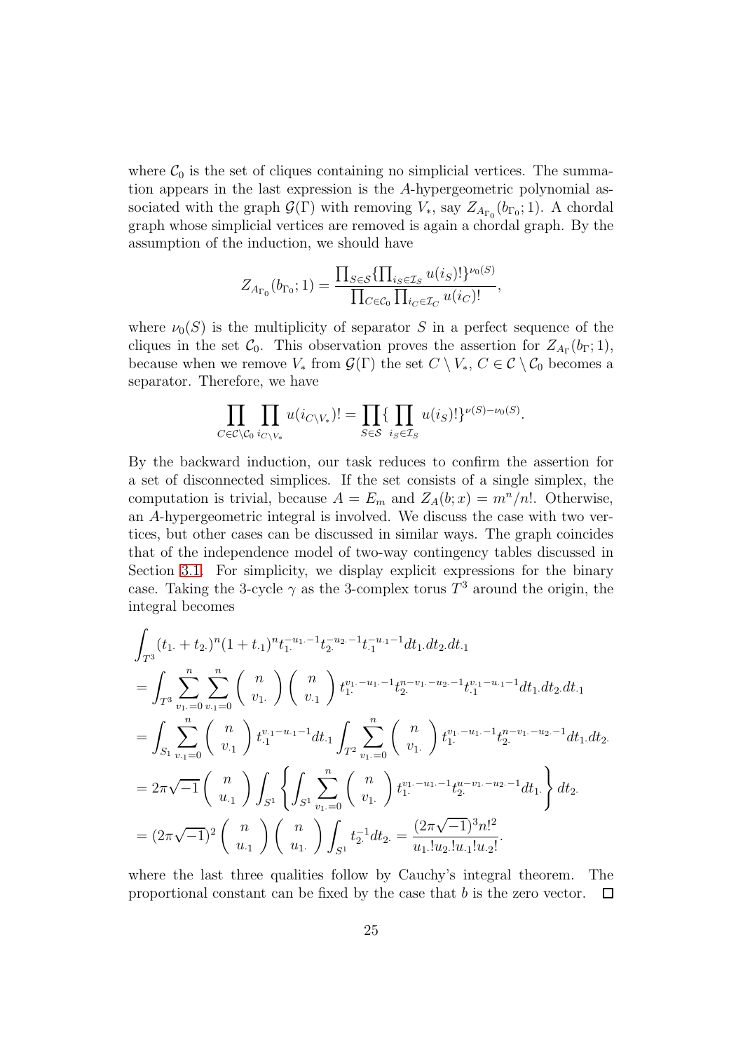where $\mathcal{C}_0$ is the set of cliques containing no simplicial vertices. The summation appears in the last expression is the $A$-hypergeometric polynomial associated with the graph $\mathcal{G}(\Gamma)$ with removing $V_*$, say $Z_{A_{\Gamma_0}}(b_{\Gamma_0};1)$. A chordal graph whose simplicial vertices are removed is again a chordal graph. By the assumption of the induction, we should have

$$Z_{A_{\Gamma_0}}(b_{\Gamma_0};1) = \frac{\prod_{S\in\mathcal{S}}\{\prod_{i_S\in\mathcal{I}_S} u(i_S)!\}^{\nu_0(S)}}{\prod_{C\in\mathcal{C}_0}\prod_{i_C\in\mathcal{I}_C} u(i_C)!},$$

where $\nu_0(S)$ is the multiplicity of separator $S$ in a perfect sequence of the cliques in the set $\mathcal{C}_0$. This observation proves the assertion for $Z_{A_\Gamma}(b_\Gamma;1)$, because when we remove $V_*$ from $\mathcal{G}(\Gamma)$ the set $C\setminus V_*$, $C\in\mathcal{C}\setminus\mathcal{C}_0$ becomes a separator. Therefore, we have

$$\prod_{C\in\mathcal{C}\setminus\mathcal{C}_0}\prod_{i_{C\setminus V_*}} u(i_{C\setminus V_*})! = \prod_{S\in\mathcal{S}}\{\prod_{i_S\in\mathcal{I}_S} u(i_S)!\}^{\nu(S)-\nu_0(S)}.$$

By the backward induction, our task reduces to confirm the assertion for a set of disconnected simplices. If the set consists of a single simplex, the computation is trivial, because $A=E_m$ and $Z_A(b;x)=m^n/n!$. Otherwise, an $A$-hypergeometric integral is involved. We discuss the case with two vertices, but other cases can be discussed in similar ways. The graph coincides that of the independence model of two-way contingency tables discussed in Section 3.1. For simplicity, we display explicit expressions for the binary case. Taking the 3-cycle $\gamma$ as the 3-complex torus $T^3$ around the origin, the integral becomes

$$\begin{aligned}
&\int_{T^3}(t_{1\cdot}+t_{2\cdot})^n(1+t_{\cdot 1})^n t_{1\cdot}^{-u_{1\cdot}-1}t_{2\cdot}^{-u_{2\cdot}-1}t_{\cdot 1}^{-u_{\cdot 1}-1}dt_{1\cdot}dt_{2\cdot}dt_{\cdot 1}\\
&=\int_{T^3}\sum_{v_{1\cdot}=0}^{n}\sum_{v_{\cdot 1}=0}^{n}\binom{n}{v_{1\cdot}}\binom{n}{v_{\cdot 1}} t_{1\cdot}^{v_{1\cdot}-u_{1\cdot}-1}t_{2\cdot}^{n-v_{1\cdot}-u_{2\cdot}-1}t_{\cdot 1}^{v_{\cdot 1}-u_{\cdot 1}-1}dt_{1\cdot}dt_{2\cdot}dt_{\cdot 1}\\
&=\int_{S_1}\sum_{v_{\cdot 1}=0}^{n}\binom{n}{v_{\cdot 1}}t_{\cdot 1}^{v_{\cdot 1}-u_{\cdot 1}-1}dt_{\cdot 1}\int_{T^2}\sum_{v_{1\cdot}=0}^{n}\binom{n}{v_{1\cdot}}t_{1\cdot}^{v_{1\cdot}-u_{1\cdot}-1}t_{2\cdot}^{n-v_{1\cdot}-u_{2\cdot}-1}dt_{1\cdot}dt_{2\cdot}\\
&=2\pi\sqrt{-1}\binom{n}{u_{\cdot 1}}\int_{S^1}\left\{\int_{S^1}\sum_{v_{1\cdot}=0}^{n}\binom{n}{v_{1\cdot}}t_{1\cdot}^{v_{1\cdot}-u_{1\cdot}-1}t_{2\cdot}^{u-v_{1\cdot}-u_{2\cdot}-1}dt_{1\cdot}\right\}dt_{2\cdot}\\
&=(2\pi\sqrt{-1})^2\binom{n}{u_{\cdot 1}}\binom{n}{u_{1\cdot}}\int_{S^1}t_{2\cdot}^{-1}dt_{2\cdot}=\frac{(2\pi\sqrt{-1})^3 n!^2}{u_{1\cdot}!u_{2\cdot}!u_{\cdot 1}!u_{\cdot 2}!}.
\end{aligned}$$

where the last three qualities follow by Cauchy's integral theorem. The proportional constant can be fixed by the case that $b$ is the zero vector. $\square$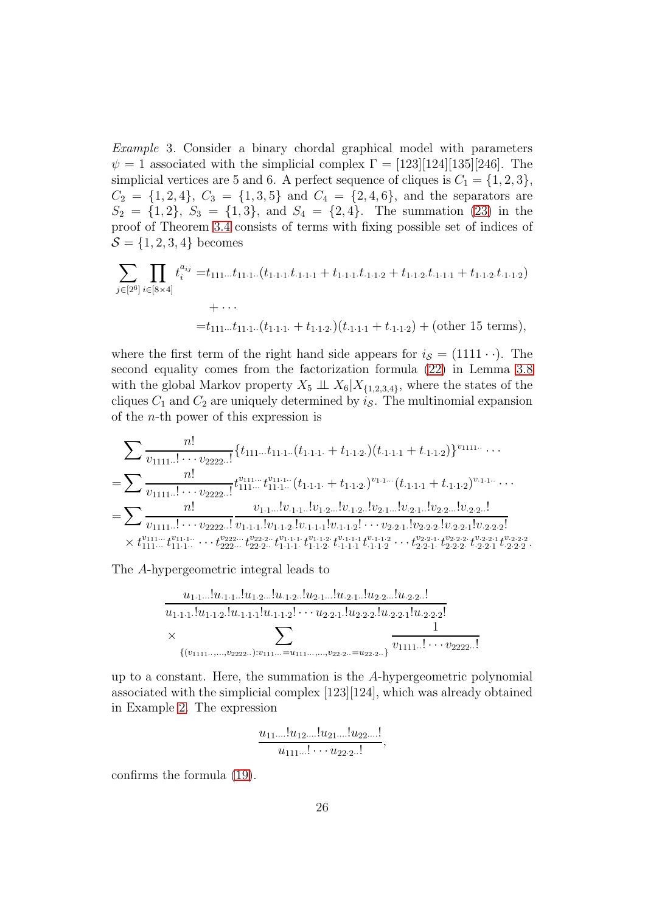*Example* 3. Consider a binary chordal graphical model with parameters $\psi = 1$ associated with the simplicial complex $\Gamma = [123][124][135][246]$. The simplicial vertices are 5 and 6. A perfect sequence of cliques is $C_1 = \{1,2,3\}$, $C_2 = \{1,2,4\}$, $C_3 = \{1,3,5\}$ and $C_4 = \{2,4,6\}$, and the separators are $S_2 = \{1,2\}$, $S_3 = \{1,3\}$, and $S_4 = \{2,4\}$. The summation (23) in the proof of Theorem 3.4 consists of terms with fixing possible set of indices of $\mathcal{S} = \{1,2,3,4\}$ becomes

$$
\begin{aligned}
\sum_{j\in[2^6]}\prod_{i\in[8\times 4]} t_i^{a_{ij}} =& t_{111\cdot\cdot\cdot}t_{11\cdot 1\cdot\cdot}(t_{1\cdot 1\cdot 1\cdot}t_{\cdot 1\cdot 1\cdot 1}+t_{1\cdot 1\cdot 1\cdot}t_{\cdot 1\cdot 1\cdot 2}+t_{1\cdot 1\cdot 2\cdot}t_{\cdot 1\cdot 1\cdot 1}+t_{1\cdot 1\cdot 2\cdot}t_{\cdot 1\cdot 1\cdot 2})\\
&+\cdots\\
=& t_{111\cdot\cdot\cdot}t_{11\cdot 1\cdot\cdot}(t_{1\cdot 1\cdot 1\cdot}+t_{1\cdot 1\cdot 2\cdot})(t_{\cdot 1\cdot 1\cdot 1}+t_{\cdot 1\cdot 1\cdot 2})+(\text{other 15 terms}),
\end{aligned}
$$

where the first term of the right hand side appears for $i_{\mathcal{S}} = (1111\cdot\cdot)$. The second equality comes from the factorization formula (22) in Lemma 3.8 with the global Markov property $X_5 \perp\!\!\!\perp X_6 | X_{\{1,2,3,4\}}$, where the states of the cliques $C_1$ and $C_2$ are uniquely determined by $i_{\mathcal{S}}$. The multinomial expansion of the $n$-th power of this expression is

$$
\begin{aligned}
&\sum \frac{n!}{v_{1111\cdot\cdot}!\cdots v_{2222\cdot\cdot}!}\{t_{111\cdot\cdot\cdot}t_{11\cdot 1\cdot\cdot}(t_{1\cdot 1\cdot 1\cdot}+t_{1\cdot 1\cdot 2\cdot})(t_{\cdot 1\cdot 1\cdot 1}+t_{\cdot 1\cdot 1\cdot 2})\}^{v_{1111\cdot\cdot}}\cdots\\
=&\sum \frac{n!}{v_{1111\cdot\cdot}!\cdots v_{2222\cdot\cdot}!}t_{111\cdot\cdot\cdot}^{v_{111\cdot\cdot\cdot}}t_{11\cdot 1\cdot\cdot}^{v_{11\cdot 1\cdot\cdot}}(t_{1\cdot 1\cdot 1\cdot}+t_{1\cdot 1\cdot 2\cdot})^{v_{1\cdot 1\cdot\cdot\cdot}}(t_{\cdot 1\cdot 1\cdot 1}+t_{\cdot 1\cdot 1\cdot 2})^{v_{\cdot 1\cdot 1\cdot\cdot}}\cdots\\
=&\sum \frac{n!}{v_{1111\cdot\cdot}!\cdots v_{2222\cdot\cdot}!}\frac{v_{1\cdot 1\cdot\cdot\cdot}!v_{\cdot 1\cdot 1\cdot\cdot}!v_{1\cdot 2\cdot\cdot\cdot}!v_{\cdot 1\cdot 2\cdot\cdot}!v_{2\cdot 1\cdot\cdot\cdot}!v_{\cdot 2\cdot 1\cdot\cdot}!v_{2\cdot 2\cdot\cdot\cdot}!v_{\cdot 2\cdot 2\cdot\cdot}!}{v_{1\cdot 1\cdot 1\cdot}!v_{1\cdot 1\cdot 2\cdot}!v_{\cdot 1\cdot 1\cdot 1}!v_{\cdot 1\cdot 1\cdot 2}!\cdots v_{2\cdot 2\cdot 1\cdot}!v_{2\cdot 2\cdot 2\cdot}!v_{\cdot 2\cdot 2\cdot 1}!v_{\cdot 2\cdot 2\cdot 2}!}\\
&\times t_{111\cdot\cdot\cdot}^{v_{111\cdot\cdot\cdot}}t_{11\cdot 1\cdot\cdot}^{v_{11\cdot 1\cdot\cdot}}\cdots t_{222\cdot\cdot\cdot}^{v_{222\cdot\cdot\cdot}}t_{22\cdot 2\cdot\cdot}^{v_{22\cdot 2\cdot\cdot}}t_{1\cdot 1\cdot 1\cdot}^{v_{1\cdot 1\cdot 1\cdot}}t_{1\cdot 1\cdot 2\cdot}^{v_{1\cdot 1\cdot 2\cdot}}t_{\cdot 1\cdot 1\cdot 1}^{v_{\cdot 1\cdot 1\cdot 1}}t_{\cdot 1\cdot 1\cdot 2}^{v_{\cdot 1\cdot 1\cdot 2}}\cdots t_{2\cdot 2\cdot 1\cdot}^{v_{2\cdot 2\cdot 1\cdot}}t_{2\cdot 2\cdot 2\cdot}^{v_{2\cdot 2\cdot 2\cdot}}t_{\cdot 2\cdot 2\cdot 1}^{v_{\cdot 2\cdot 2\cdot 1}}t_{\cdot 2\cdot 2\cdot 2}^{v_{\cdot 2\cdot 2\cdot 2}}.
\end{aligned}
$$

The $A$-hypergeometric integral leads to

$$
\begin{aligned}
&\frac{u_{1\cdot 1\cdot\cdot\cdot}!u_{\cdot 1\cdot 1\cdot\cdot}!u_{1\cdot 2\cdot\cdot\cdot}!u_{\cdot 1\cdot 2\cdot\cdot}!u_{2\cdot 1\cdot\cdot\cdot}!u_{\cdot 2\cdot 1\cdot\cdot}!u_{2\cdot 2\cdot\cdot\cdot}!u_{\cdot 2\cdot 2\cdot\cdot}!}{u_{1\cdot 1\cdot 1\cdot}!u_{1\cdot 1\cdot 2\cdot}!u_{\cdot 1\cdot 1\cdot 1}!u_{\cdot 1\cdot 1\cdot 2}!\cdots u_{2\cdot 2\cdot 1\cdot}!u_{2\cdot 2\cdot 2\cdot}!u_{\cdot 2\cdot 2\cdot 1}!u_{\cdot 2\cdot 2\cdot 2}!}\\
&\times \sum_{\{(v_{1111\cdot\cdot},\ldots,v_{2222\cdot\cdot}):v_{111\cdot\cdot\cdot}=u_{111\cdot\cdot\cdot},\ldots,v_{22\cdot 2\cdot\cdot}=u_{22\cdot 2\cdot\cdot}\}}\frac{1}{v_{1111\cdot\cdot}!\cdots v_{2222\cdot\cdot}!}
\end{aligned}
$$

up to a constant. Here, the summation is the $A$-hypergeometric polynomial associated with the simplicial complex $[123][124]$, which was already obtained in Example 2. The expression

$$
\frac{u_{11\cdot\cdot\cdot\cdot}!u_{12\cdot\cdot\cdot\cdot}!u_{21\cdot\cdot\cdot\cdot}!u_{22\cdot\cdot\cdot\cdot}!}{u_{111\cdot\cdot\cdot}!\cdots u_{22\cdot 2\cdot\cdot}!},
$$

confirms the formula (19).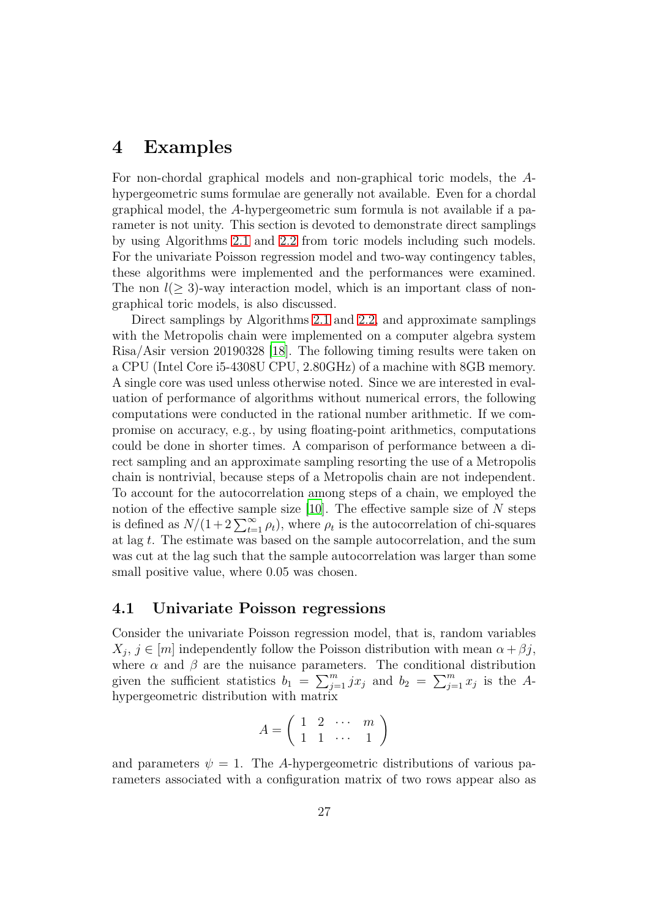# 4 Examples

For non-chordal graphical models and non-graphical toric models, the $A$-hypergeometric sums formulae are generally not available. Even for a chordal graphical model, the $A$-hypergeometric sum formula is not available if a parameter is not unity. This section is devoted to demonstrate direct samplings by using Algorithms 2.1 and 2.2 from toric models including such models. For the univariate Poisson regression model and two-way contingency tables, these algorithms were implemented and the performances were examined. The non $l(\geq 3)$-way interaction model, which is an important class of non-graphical toric models, is also discussed.

Direct samplings by Algorithms 2.1 and 2.2, and approximate samplings with the Metropolis chain were implemented on a computer algebra system Risa/Asir version 20190328 [18]. The following timing results were taken on a CPU (Intel Core i5-4308U CPU, 2.80GHz) of a machine with 8GB memory. A single core was used unless otherwise noted. Since we are interested in evaluation of performance of algorithms without numerical errors, the following computations were conducted in the rational number arithmetic. If we compromise on accuracy, e.g., by using floating-point arithmetics, computations could be done in shorter times. A comparison of performance between a direct sampling and an approximate sampling resorting the use of a Metropolis chain is nontrivial, because steps of a Metropolis chain are not independent. To account for the autocorrelation among steps of a chain, we employed the notion of the effective sample size [10]. The effective sample size of $N$ steps is defined as $N/(1+2\sum_{t=1}^{\infty}\rho_t)$, where $\rho_t$ is the autocorrelation of chi-squares at lag $t$. The estimate was based on the sample autocorrelation, and the sum was cut at the lag such that the sample autocorrelation was larger than some small positive value, where 0.05 was chosen.

## 4.1 Univariate Poisson regressions

Consider the univariate Poisson regression model, that is, random variables $X_j$, $j \in [m]$ independently follow the Poisson distribution with mean $\alpha + \beta j$, where $\alpha$ and $\beta$ are the nuisance parameters. The conditional distribution given the sufficient statistics $b_1 = \sum_{j=1}^{m} jx_j$ and $b_2 = \sum_{j=1}^{m} x_j$ is the $A$-hypergeometric distribution with matrix

$$A = \begin{pmatrix} 1 & 2 & \cdots & m \\ 1 & 1 & \cdots & 1 \end{pmatrix}$$

and parameters $\psi = 1$. The $A$-hypergeometric distributions of various parameters associated with a configuration matrix of two rows appear also as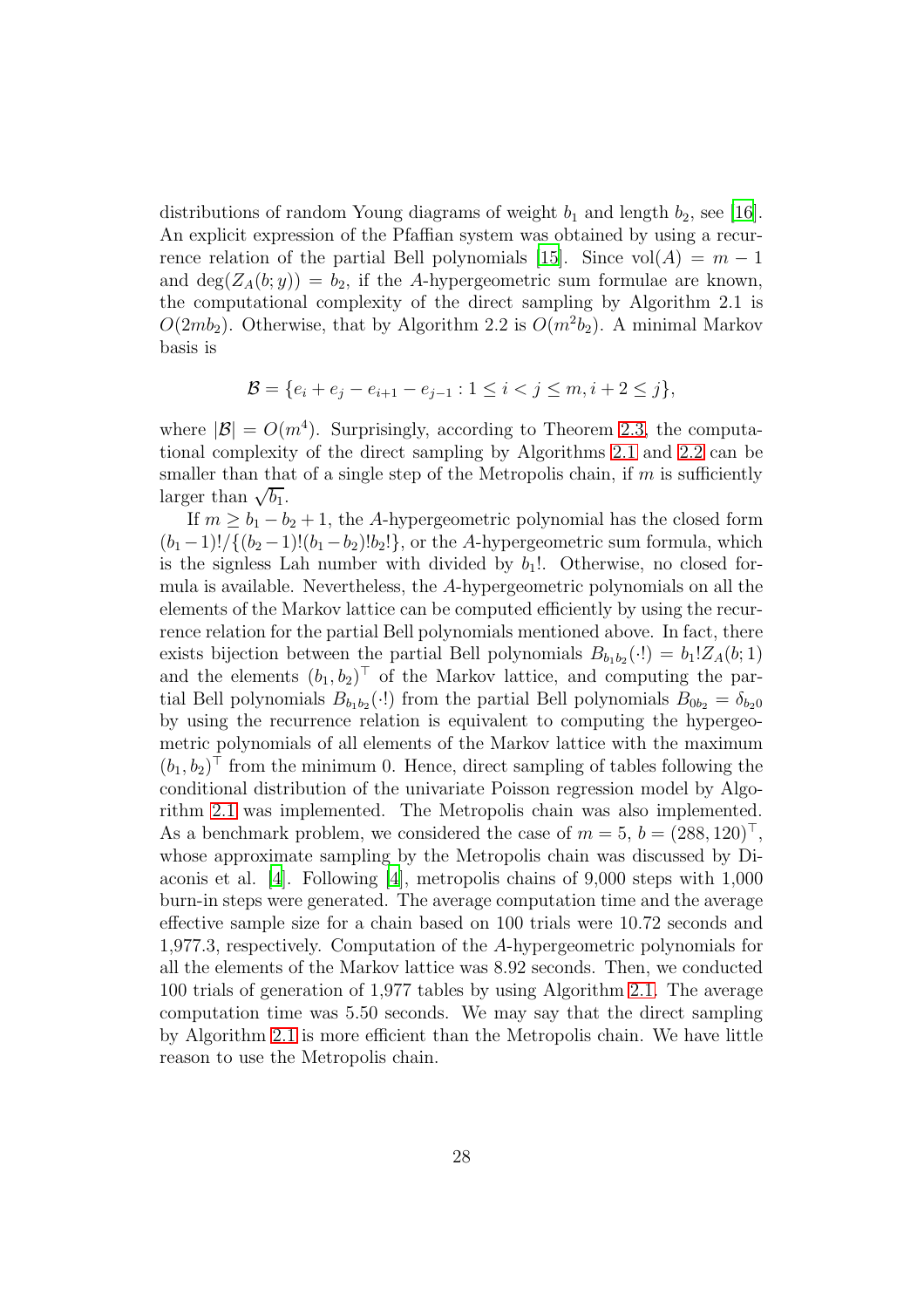distributions of random Young diagrams of weight $b_1$ and length $b_2$, see [16]. An explicit expression of the Pfaffian system was obtained by using a recurrence relation of the partial Bell polynomials [15]. Since $\mathrm{vol}(A) = m-1$ and $\deg(Z_A(b;y)) = b_2$, if the $A$-hypergeometric sum formulae are known, the computational complexity of the direct sampling by Algorithm 2.1 is $O(2mb_2)$. Otherwise, that by Algorithm 2.2 is $O(m^2 b_2)$. A minimal Markov basis is

$$\mathcal{B} = \{e_i + e_j - e_{i+1} - e_{j-1} : 1 \le i < j \le m, i+2 \le j\},$$

where $|\mathcal{B}| = O(m^4)$. Surprisingly, according to Theorem 2.3, the computational complexity of the direct sampling by Algorithms 2.1 and 2.2 can be smaller than that of a single step of the Metropolis chain, if $m$ is sufficiently larger than $\sqrt{b_1}$.

If $m \ge b_1 - b_2 + 1$, the $A$-hypergeometric polynomial has the closed form $(b_1-1)!/\{(b_2-1)!(b_1-b_2)!b_2!\}$, or the $A$-hypergeometric sum formula, which is the signless Lah number with divided by $b_1!$. Otherwise, no closed formula is available. Nevertheless, the $A$-hypergeometric polynomials on all the elements of the Markov lattice can be computed efficiently by using the recurrence relation for the partial Bell polynomials mentioned above. In fact, there exists bijection between the partial Bell polynomials $B_{b_1 b_2}(\cdot !) = b_1! Z_A(b;1)$ and the elements $(b_1, b_2)^\top$ of the Markov lattice, and computing the partial Bell polynomials $B_{b_1 b_2}(\cdot !)$ from the partial Bell polynomials $B_{0 b_2} = \delta_{b_2 0}$ by using the recurrence relation is equivalent to computing the hypergeometric polynomials of all elements of the Markov lattice with the maximum $(b_1, b_2)^\top$ from the minimum 0. Hence, direct sampling of tables following the conditional distribution of the univariate Poisson regression model by Algorithm 2.1 was implemented. The Metropolis chain was also implemented. As a benchmark problem, we considered the case of $m = 5$, $b = (288, 120)^\top$, whose approximate sampling by the Metropolis chain was discussed by Diaconis et al. [4]. Following [4], metropolis chains of 9,000 steps with 1,000 burn-in steps were generated. The average computation time and the average effective sample size for a chain based on 100 trials were 10.72 seconds and 1,977.3, respectively. Computation of the $A$-hypergeometric polynomials for all the elements of the Markov lattice was 8.92 seconds. Then, we conducted 100 trials of generation of 1,977 tables by using Algorithm 2.1. The average computation time was 5.50 seconds. We may say that the direct sampling by Algorithm 2.1 is more efficient than the Metropolis chain. We have little reason to use the Metropolis chain.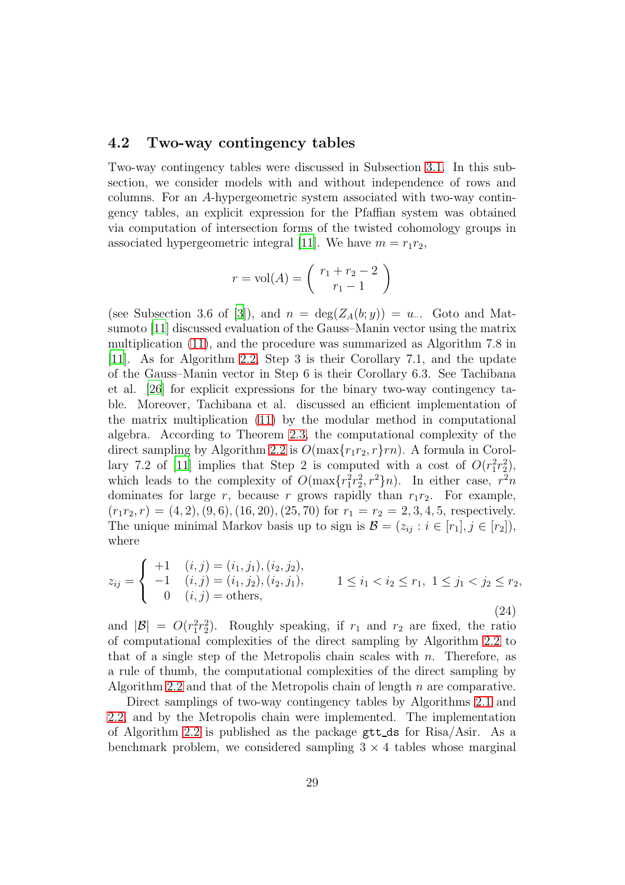### 4.2 Two-way contingency tables

Two-way contingency tables were discussed in Subsection 3.1. In this subsection, we consider models with and without independence of rows and columns. For an $A$-hypergeometric system associated with two-way contingency tables, an explicit expression for the Pfaffian system was obtained via computation of intersection forms of the twisted cohomology groups in associated hypergeometric integral [11]. We have $m = r_1 r_2$,

$$r = \mathrm{vol}(A) = \binom{r_1 + r_2 - 2}{r_1 - 1}$$

(see Subsection 3.6 of [3]), and $n = \deg(Z_A(b; y)) = u_{\cdot\cdot}$. Goto and Matsumoto [11] discussed evaluation of the Gauss–Manin vector using the matrix multiplication (11), and the procedure was summarized as Algorithm 7.8 in [11]. As for Algorithm 2.2, Step 3 is their Corollary 7.1, and the update of the Gauss–Manin vector in Step 6 is their Corollary 6.3. See Tachibana et al. [26] for explicit expressions for the binary two-way contingency table. Moreover, Tachibana et al. discussed an efficient implementation of the matrix multiplication (11) by the modular method in computational algebra. According to Theorem 2.3, the computational complexity of the direct sampling by Algorithm 2.2 is $O(\max\{r_1 r_2, r\} rn)$. A formula in Corollary 7.2 of [11] implies that Step 2 is computed with a cost of $O(r_1^2 r_2^2)$, which leads to the complexity of $O(\max\{r_1^2 r_2^2, r^2\} n)$. In either case, $r^2 n$ dominates for large $r$, because $r$ grows rapidly than $r_1 r_2$. For example, $(r_1 r_2, r) = (4, 2), (9, 6), (16, 20), (25, 70)$ for $r_1 = r_2 = 2, 3, 4, 5$, respectively. The unique minimal Markov basis up to sign is $\mathcal{B} = (z_{ij} : i \in [r_1], j \in [r_2])$, where

$$z_{ij} = \begin{cases} +1 & (i,j) = (i_1, j_1), (i_2, j_2), \\ -1 & (i,j) = (i_1, j_2), (i_2, j_1), \\ \ \ 0 & (i,j) = \text{others}, \end{cases} \qquad 1 \le i_1 < i_2 \le r_1, \ 1 \le j_1 < j_2 \le r_2, \tag{24}$$

and $|\mathcal{B}| = O(r_1^2 r_2^2)$. Roughly speaking, if $r_1$ and $r_2$ are fixed, the ratio of computational complexities of the direct sampling by Algorithm 2.2 to that of a single step of the Metropolis chain scales with $n$. Therefore, as a rule of thumb, the computational complexities of the direct sampling by Algorithm 2.2 and that of the Metropolis chain of length $n$ are comparative.

Direct samplings of two-way contingency tables by Algorithms 2.1 and 2.2, and by the Metropolis chain were implemented. The implementation of Algorithm 2.2 is published as the package `gtt_ds` for Risa/Asir. As a benchmark problem, we considered sampling $3 \times 4$ tables whose marginal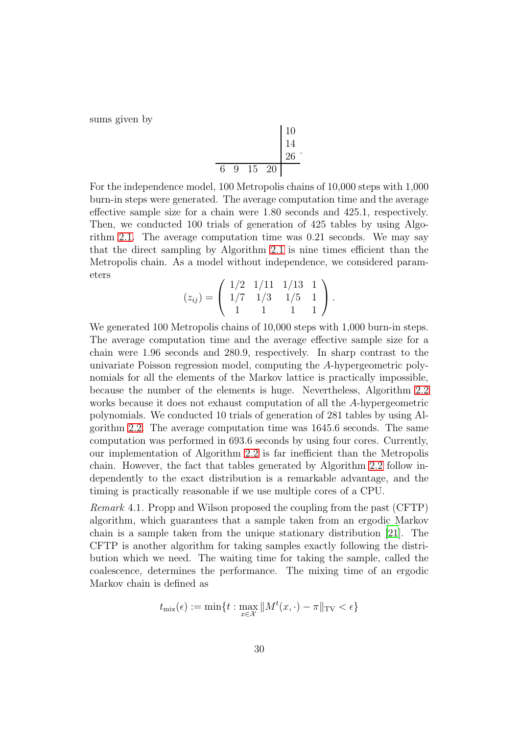sums given by

$$\begin{array}{cccc|c} & & & & 10 \\ & & & & 14 \\ & & & & 26 \\ \hline 6 & 9 & 15 & 20 & \end{array}.$$

For the independence model, 100 Metropolis chains of 10,000 steps with 1,000 burn-in steps were generated. The average computation time and the average effective sample size for a chain were 1.80 seconds and 425.1, respectively. Then, we conducted 100 trials of generation of 425 tables by using Algorithm 2.1. The average computation time was 0.21 seconds. We may say that the direct sampling by Algorithm 2.1 is nine times efficient than the Metropolis chain. As a model without independence, we considered parameters

$$(z_{ij}) = \begin{pmatrix} 1/2 & 1/11 & 1/13 & 1 \\ 1/7 & 1/3 & 1/5 & 1 \\ 1 & 1 & 1 & 1 \end{pmatrix}.$$

We generated 100 Metropolis chains of 10,000 steps with 1,000 burn-in steps. The average computation time and the average effective sample size for a chain were 1.96 seconds and 280.9, respectively. In sharp contrast to the univariate Poisson regression model, computing the $A$-hypergeometric polynomials for all the elements of the Markov lattice is practically impossible, because the number of the elements is huge. Nevertheless, Algorithm 2.2 works because it does not exhaust computation of all the $A$-hypergeometric polynomials. We conducted 10 trials of generation of 281 tables by using Algorithm 2.2. The average computation time was 1645.6 seconds. The same computation was performed in 693.6 seconds by using four cores. Currently, our implementation of Algorithm 2.2 is far inefficient than the Metropolis chain. However, the fact that tables generated by Algorithm 2.2 follow independently to the exact distribution is a remarkable advantage, and the timing is practically reasonable if we use multiple cores of a CPU.

*Remark* 4.1. Propp and Wilson proposed the coupling from the past (CFTP) algorithm, which guarantees that a sample taken from an ergodic Markov chain is a sample taken from the unique stationary distribution [21]. The CFTP is another algorithm for taking samples exactly following the distribution which we need. The waiting time for taking the sample, called the coalescence, determines the performance. The mixing time of an ergodic Markov chain is defined as

$$t_{\mathrm{mix}}(\epsilon) := \min\{t : \max_{x \in \mathcal{X}} \|M^t(x, \cdot) - \pi\|_{\mathrm{TV}} < \epsilon\}$$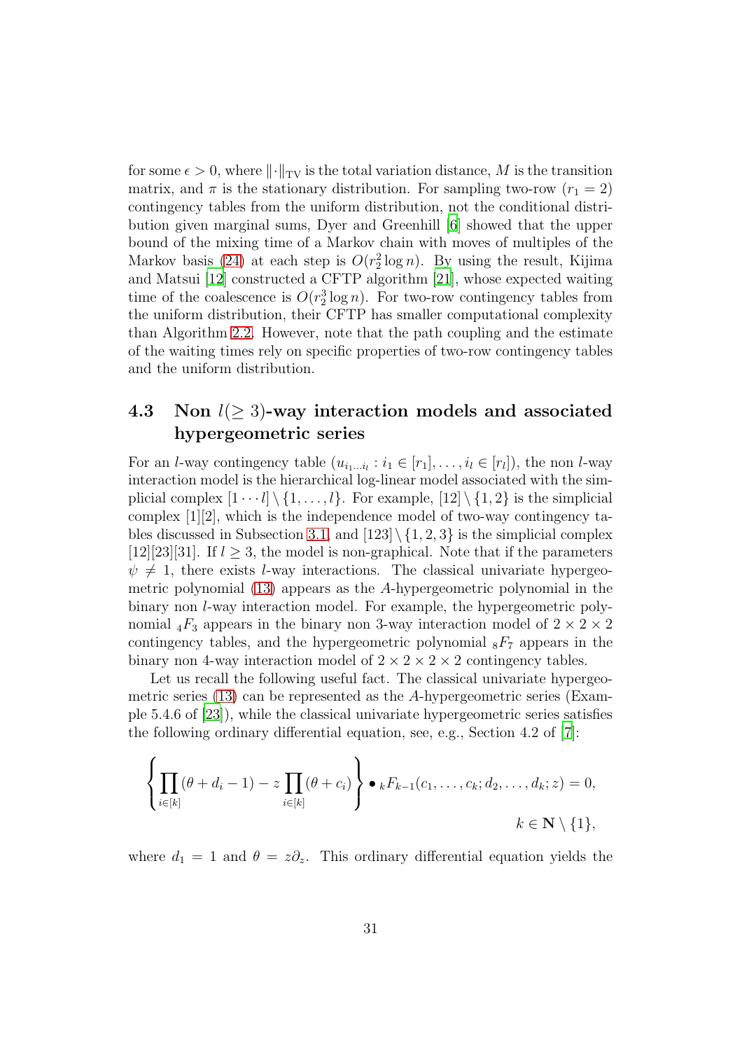for some $\epsilon > 0$, where $\|\cdot\|_{\mathrm{TV}}$ is the total variation distance, $M$ is the transition matrix, and $\pi$ is the stationary distribution. For sampling two-row ($r_1 = 2$) contingency tables from the uniform distribution, not the conditional distribution given marginal sums, Dyer and Greenhill [6] showed that the upper bound of the mixing time of a Markov chain with moves of multiples of the Markov basis (24) at each step is $O(r_2^2 \log n)$. By using the result, Kijima and Matsui [12] constructed a CFTP algorithm [21], whose expected waiting time of the coalescence is $O(r_2^3 \log n)$. For two-row contingency tables from the uniform distribution, their CFTP has smaller computational complexity than Algorithm 2.2. However, note that the path coupling and the estimate of the waiting times rely on specific properties of two-row contingency tables and the uniform distribution.

### 4.3 Non $l(\geq 3)$-way interaction models and associated hypergeometric series

For an $l$-way contingency table $(u_{i_1 \dots i_l} : i_1 \in [r_1], \dots, i_l \in [r_l])$, the non $l$-way interaction model is the hierarchical log-linear model associated with the simplicial complex $[1 \cdots l] \setminus \{1, \dots, l\}$. For example, $[12] \setminus \{1, 2\}$ is the simplicial complex $[1][2]$, which is the independence model of two-way contingency tables discussed in Subsection 3.1, and $[123] \setminus \{1, 2, 3\}$ is the simplicial complex $[12][23][31]$. If $l \geq 3$, the model is non-graphical. Note that if the parameters $\psi \neq 1$, there exists $l$-way interactions. The classical univariate hypergeometric polynomial (13) appears as the $A$-hypergeometric polynomial in the binary non $l$-way interaction model. For example, the hypergeometric polynomial ${}_4F_3$ appears in the binary non 3-way interaction model of $2 \times 2 \times 2$ contingency tables, and the hypergeometric polynomial ${}_8F_7$ appears in the binary non 4-way interaction model of $2 \times 2 \times 2 \times 2$ contingency tables.

Let us recall the following useful fact. The classical univariate hypergeometric series (13) can be represented as the $A$-hypergeometric series (Example 5.4.6 of [23]), while the classical univariate hypergeometric series satisfies the following ordinary differential equation, see, e.g., Section 4.2 of [7]:

$$\left\{ \prod_{i \in [k]} (\theta + d_i - 1) - z \prod_{i \in [k]} (\theta + c_i) \right\} \bullet {}_kF_{k-1}(c_1, \dots, c_k; d_2, \dots, d_k; z) = 0, \quad k \in \mathbf{N} \setminus \{1\},$$

where $d_1 = 1$ and $\theta = z\partial_z$. This ordinary differential equation yields the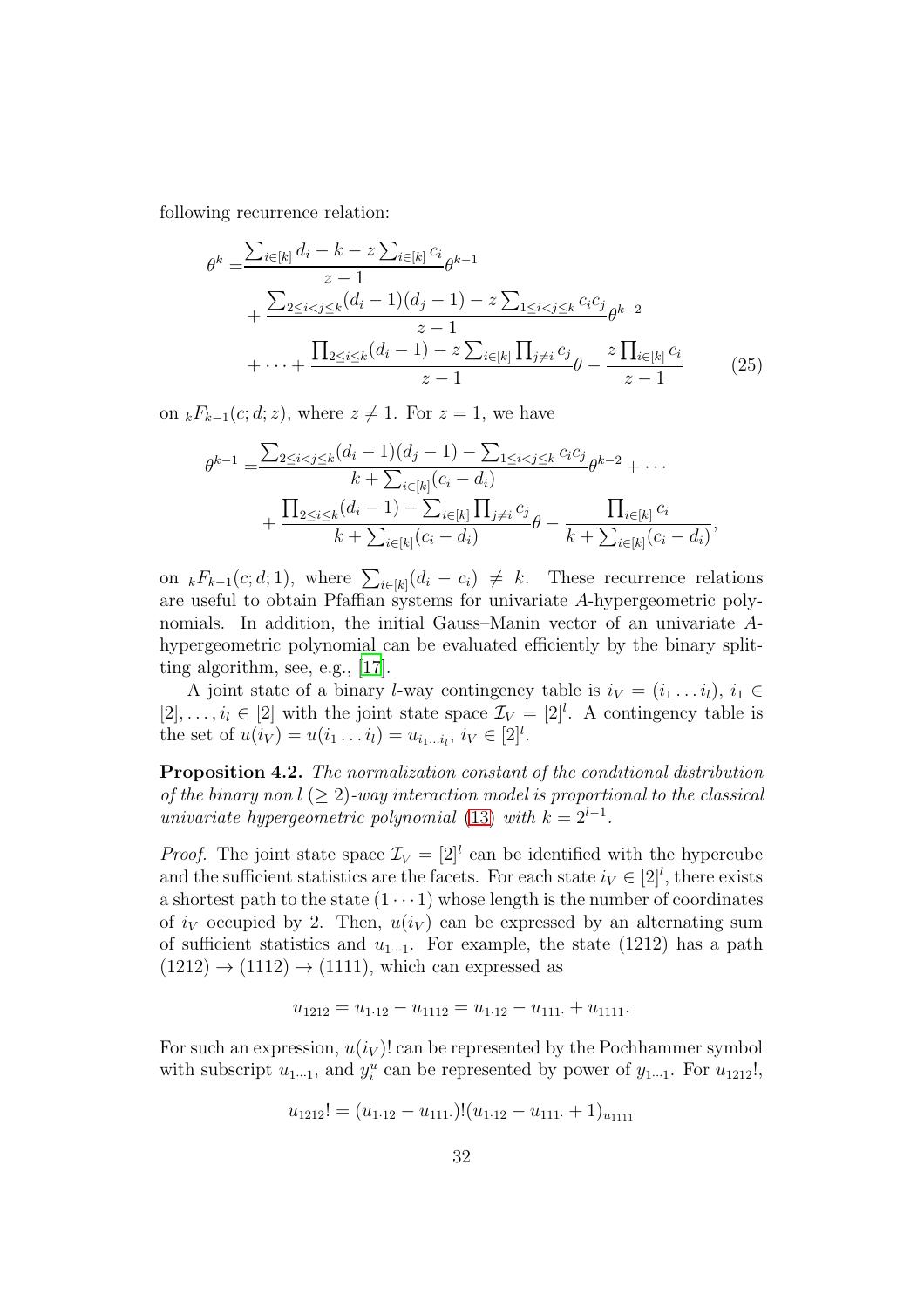following recurrence relation:

$$
\begin{aligned}
\theta^k =& \frac{\sum_{i\in[k]} d_i - k - z\sum_{i\in[k]} c_i}{z-1}\theta^{k-1} \\
&+ \frac{\sum_{2\le i<j\le k}(d_i-1)(d_j-1) - z\sum_{1\le i<j\le k} c_i c_j}{z-1}\theta^{k-2} \\
&+ \cdots + \frac{\prod_{2\le i\le k}(d_i-1) - z\sum_{i\in[k]}\prod_{j\neq i} c_j}{z-1}\theta - \frac{z\prod_{i\in[k]} c_i}{z-1}
\end{aligned} \tag{25}
$$

on ${}_kF_{k-1}(c;d;z)$, where $z \neq 1$. For $z = 1$, we have

$$
\begin{aligned}
\theta^{k-1} =& \frac{\sum_{2\le i<j\le k}(d_i-1)(d_j-1) - \sum_{1\le i<j\le k} c_i c_j}{k + \sum_{i\in[k]}(c_i - d_i)}\theta^{k-2} + \cdots \\
&+ \frac{\prod_{2\le i\le k}(d_i-1) - \sum_{i\in[k]}\prod_{j\neq i} c_j}{k + \sum_{i\in[k]}(c_i - d_i)}\theta - \frac{\prod_{i\in[k]} c_i}{k + \sum_{i\in[k]}(c_i - d_i)},
\end{aligned}
$$

on ${}_kF_{k-1}(c;d;1)$, where $\sum_{i\in[k]}(d_i - c_i) \neq k$. These recurrence relations are useful to obtain Pfaffian systems for univariate $A$-hypergeometric polynomials. In addition, the initial Gauss–Manin vector of an univariate $A$-hypergeometric polynomial can be evaluated efficiently by the binary splitting algorithm, see, e.g., [17].

A joint state of a binary $l$-way contingency table is $i_V = (i_1 \dots i_l)$, $i_1 \in [2], \dots, i_l \in [2]$ with the joint state space $\mathcal{I}_V = [2]^l$. A contingency table is the set of $u(i_V) = u(i_1 \dots i_l) = u_{i_1 \dots i_l}$, $i_V \in [2]^l$.

**Proposition 4.2.** *The normalization constant of the conditional distribution of the binary non $l$ ($\geq 2$)-way interaction model is proportional to the classical univariate hypergeometric polynomial* (13) *with $k = 2^{l-1}$.*

*Proof.* The joint state space $\mathcal{I}_V = [2]^l$ can be identified with the hypercube and the sufficient statistics are the facets. For each state $i_V \in [2]^l$, there exists a shortest path to the state $(1 \cdots 1)$ whose length is the number of coordinates of $i_V$ occupied by 2. Then, $u(i_V)$ can be expressed by an alternating sum of sufficient statistics and $u_{1\cdots 1}$. For example, the state (1212) has a path $(1212) \to (1112) \to (1111)$, which can expressed as

$$u_{1212} = u_{1\cdot 12} - u_{1112} = u_{1\cdot 12} - u_{111\cdot} + u_{1111}.$$

For such an expression, $u(i_V)!$ can be represented by the Pochhammer symbol with subscript $u_{1\cdots 1}$, and $y_i^u$ can be represented by power of $y_{1\cdots 1}$. For $u_{1212}!$,

$$u_{1212}! = (u_{1\cdot 12} - u_{111\cdot})!(u_{1\cdot 12} - u_{111\cdot} + 1)_{u_{1111}}$$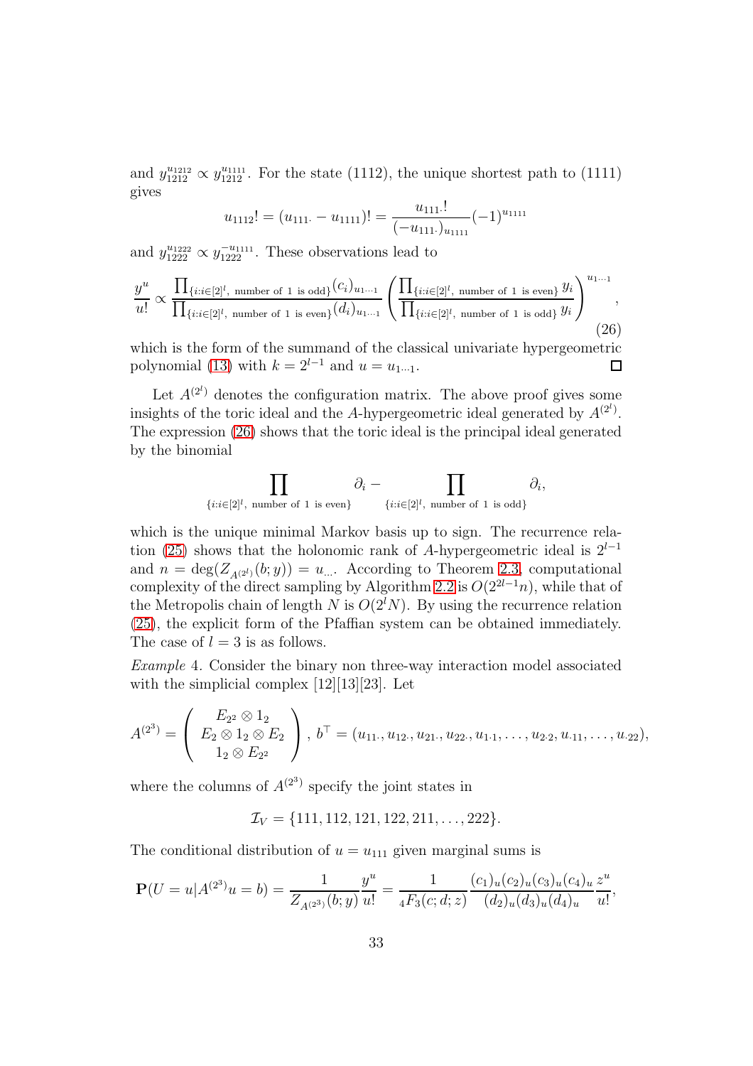and $y_{1212}^{u_{1212}} \propto y_{1212}^{u_{1111}}$. For the state (1112), the unique shortest path to (1111) gives

$$u_{1112}! = (u_{111\cdot} - u_{1111})! = \frac{u_{111\cdot}!}{(-u_{111\cdot})_{u_{1111}}}(-1)^{u_{1111}}$$

and $y_{1222}^{u_{1222}} \propto y_{1222}^{-u_{1111}}$. These observations lead to

$$\frac{y^u}{u!} \propto \frac{\prod_{\{i:i\in[2]^l,\text{ number of 1 is odd}\}}(c_i)_{u_{1\cdots1}}}{\prod_{\{i:i\in[2]^l,\text{ number of 1 is even}\}}(d_i)_{u_{1\cdots1}}}\left(\frac{\prod_{\{i:i\in[2]^l,\text{ number of 1 is even}\}} y_i}{\prod_{\{i:i\in[2]^l,\text{ number of 1 is odd}\}} y_i}\right)^{u_{1\cdots1}}, \tag{26}$$

which is the form of the summand of the classical univariate hypergeometric polynomial (13) with $k = 2^{l-1}$ and $u = u_{1\cdots1}$. □

Let $A^{(2^l)}$ denotes the configuration matrix. The above proof gives some insights of the toric ideal and the $A$-hypergeometric ideal generated by $A^{(2^l)}$. The expression (26) shows that the toric ideal is the principal ideal generated by the binomial

$$\prod_{\{i:i\in[2]^l,\text{ number of 1 is even}\}} \partial_i - \prod_{\{i:i\in[2]^l,\text{ number of 1 is odd}\}} \partial_i,$$

which is the unique minimal Markov basis up to sign. The recurrence relation (25) shows that the holonomic rank of $A$-hypergeometric ideal is $2^{l-1}$ and $n = \deg(Z_{A^{(2^l)}}(b;y)) = u_{\cdots}$. According to Theorem 2.3, computational complexity of the direct sampling by Algorithm 2.2 is $O(2^{2l-1}n)$, while that of the Metropolis chain of length $N$ is $O(2^l N)$. By using the recurrence relation (25), the explicit form of the Pfaffian system can be obtained immediately. The case of $l = 3$ is as follows.

*Example* 4. Consider the binary non three-way interaction model associated with the simplicial complex [12][13][23]. Let

$$A^{(2^3)} = \begin{pmatrix} E_{2^2} \otimes 1_2 \\ E_2 \otimes 1_2 \otimes E_2 \\ 1_2 \otimes E_{2^2} \end{pmatrix},\ b^\top = (u_{11\cdot}, u_{12\cdot}, u_{21\cdot}, u_{22\cdot}, u_{1\cdot1}, \ldots, u_{2\cdot2}, u_{\cdot11}, \ldots, u_{\cdot22}),$$

where the columns of $A^{(2^3)}$ specify the joint states in

$$\mathcal{I}_V = \{111, 112, 121, 122, 211, \ldots, 222\}.$$

The conditional distribution of $u = u_{111}$ given marginal sums is

$$\mathbf{P}(U = u | A^{(2^3)}u = b) = \frac{1}{Z_{A^{(2^3)}}(b;y)}\frac{y^u}{u!} = \frac{1}{{}_4F_3(c;d;z)}\frac{(c_1)_u(c_2)_u(c_3)_u(c_4)_u}{(d_2)_u(d_3)_u(d_4)_u}\frac{z^u}{u!},$$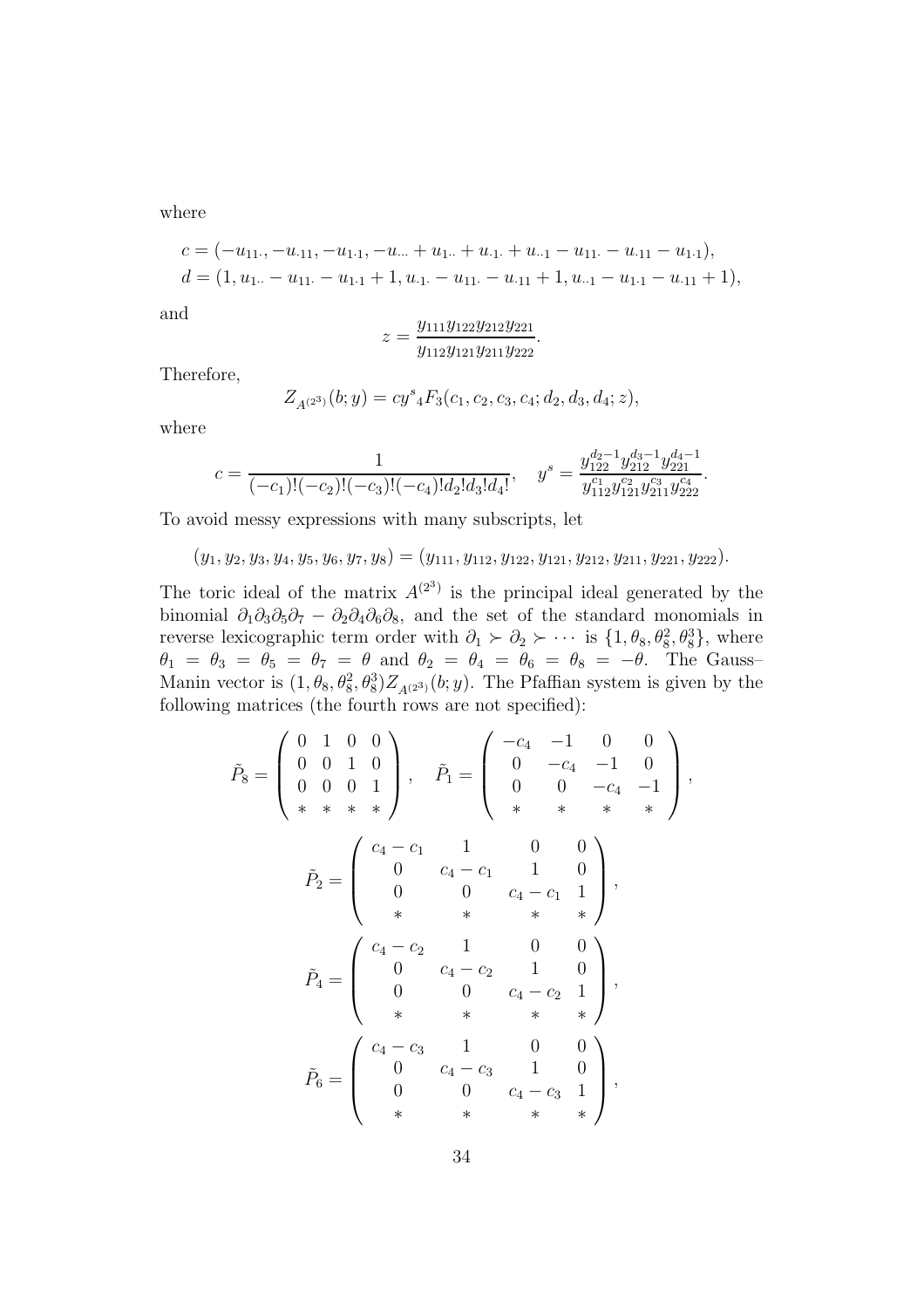where

$$
\begin{aligned}
c &= (-u_{11\cdot}, -u_{\cdot 11}, -u_{1\cdot 1}, -u_{\cdots} + u_{1\cdot\cdot} + u_{\cdot 1\cdot} + u_{\cdot\cdot 1} - u_{11\cdot} - u_{\cdot 11} - u_{1\cdot 1}), \\
d &= (1, u_{1\cdot\cdot} - u_{11\cdot} - u_{1\cdot 1} + 1, u_{\cdot 1\cdot} - u_{11\cdot} - u_{\cdot 11} + 1, u_{\cdot\cdot 1} - u_{1\cdot 1} - u_{\cdot 11} + 1),
\end{aligned}
$$

and

$$
z = \frac{y_{111} y_{122} y_{212} y_{221}}{y_{112} y_{121} y_{211} y_{222}}.
$$

Therefore,

$$
Z_{A^{(2^3)}}(b; y) = c y^s {}_4F_3(c_1, c_2, c_3, c_4; d_2, d_3, d_4; z),
$$

where

$$
c = \frac{1}{(-c_1)!(-c_2)!(-c_3)!(-c_4)! d_2! d_3! d_4!}, \quad y^s = \frac{y_{122}^{d_2-1} y_{212}^{d_3-1} y_{221}^{d_4-1}}{y_{112}^{c_1} y_{121}^{c_2} y_{211}^{c_3} y_{222}^{c_4}}.
$$

To avoid messy expressions with many subscripts, let

$$
(y_1, y_2, y_3, y_4, y_5, y_6, y_7, y_8) = (y_{111}, y_{112}, y_{122}, y_{121}, y_{212}, y_{211}, y_{221}, y_{222}).
$$

The toric ideal of the matrix $A^{(2^3)}$ is the principal ideal generated by the binomial $\partial_1 \partial_3 \partial_5 \partial_7 - \partial_2 \partial_4 \partial_6 \partial_8$, and the set of the standard monomials in reverse lexicographic term order with $\partial_1 \succ \partial_2 \succ \cdots$ is $\{1, \theta_8, \theta_8^2, \theta_8^3\}$, where $\theta_1 = \theta_3 = \theta_5 = \theta_7 = \theta$ and $\theta_2 = \theta_4 = \theta_6 = \theta_8 = -\theta$. The Gauss–Manin vector is $(1, \theta_8, \theta_8^2, \theta_8^3) Z_{A^{(2^3)}}(b; y)$. The Pfaffian system is given by the following matrices (the fourth rows are not specified):

$$
\tilde{P}_8 = \begin{pmatrix} 0 & 1 & 0 & 0 \\ 0 & 0 & 1 & 0 \\ 0 & 0 & 0 & 1 \\ * & * & * & * \end{pmatrix}, \quad \tilde{P}_1 = \begin{pmatrix} -c_4 & -1 & 0 & 0 \\ 0 & -c_4 & -1 & 0 \\ 0 & 0 & -c_4 & -1 \\ * & * & * & * \end{pmatrix},
$$

$$
\tilde{P}_2 = \begin{pmatrix} c_4 - c_1 & 1 & 0 & 0 \\ 0 & c_4 - c_1 & 1 & 0 \\ 0 & 0 & c_4 - c_1 & 1 \\ * & * & * & * \end{pmatrix},
$$

$$
\tilde{P}_4 = \begin{pmatrix} c_4 - c_2 & 1 & 0 & 0 \\ 0 & c_4 - c_2 & 1 & 0 \\ 0 & 0 & c_4 - c_2 & 1 \\ * & * & * & * \end{pmatrix},
$$

$$
\tilde{P}_6 = \begin{pmatrix} c_4 - c_3 & 1 & 0 & 0 \\ 0 & c_4 - c_3 & 1 & 0 \\ 0 & 0 & c_4 - c_3 & 1 \\ * & * & * & * \end{pmatrix},
$$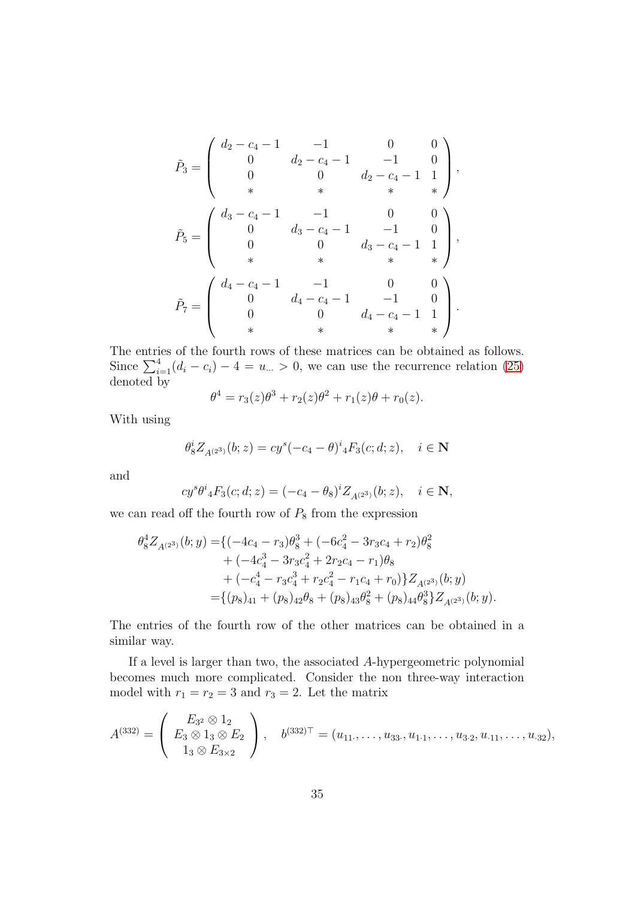$$\tilde{P}_3 = \begin{pmatrix} d_2 - c_4 - 1 & -1 & 0 & 0 \\ 0 & d_2 - c_4 - 1 & -1 & 0 \\ 0 & 0 & d_2 - c_4 - 1 & 1 \\ * & * & * & * \end{pmatrix},$$

$$\tilde{P}_5 = \begin{pmatrix} d_3 - c_4 - 1 & -1 & 0 & 0 \\ 0 & d_3 - c_4 - 1 & -1 & 0 \\ 0 & 0 & d_3 - c_4 - 1 & 1 \\ * & * & * & * \end{pmatrix},$$

$$\tilde{P}_7 = \begin{pmatrix} d_4 - c_4 - 1 & -1 & 0 & 0 \\ 0 & d_4 - c_4 - 1 & -1 & 0 \\ 0 & 0 & d_4 - c_4 - 1 & 1 \\ * & * & * & * \end{pmatrix}.$$

The entries of the fourth rows of these matrices can be obtained as follows. Since $\sum_{i=1}^{4}(d_i - c_i) - 4 = u_{\cdots} > 0$, we can use the recurrence relation (25) denoted by

$$\theta^4 = r_3(z)\theta^3 + r_2(z)\theta^2 + r_1(z)\theta + r_0(z).$$

With using

$$\theta_8^i Z_{A^{(2^3)}}(b; z) = cy^s(-c_4 - \theta)^i {}_4F_3(c; d; z), \quad i \in \mathbf{N}$$

and

$$cy^s\theta^i {}_4F_3(c; d; z) = (-c_4 - \theta_8)^i Z_{A^{(2^3)}}(b; z), \quad i \in \mathbf{N},$$

we can read off the fourth row of $P_8$ from the expression

$$\begin{aligned} \theta_8^4 Z_{A^{(2^3)}}(b; y) =& \{(-4c_4 - r_3)\theta_8^3 + (-6c_4^2 - 3r_3c_4 + r_2)\theta_8^2 \\ &+ (-4c_4^3 - 3r_3c_4^2 + 2r_2c_4 - r_1)\theta_8 \\ &+ (-c_4^4 - r_3c_4^3 + r_2c_4^2 - r_1c_4 + r_0)\} Z_{A^{(2^3)}}(b; y) \\ =& \{(p_8)_{41} + (p_8)_{42}\theta_8 + (p_8)_{43}\theta_8^2 + (p_8)_{44}\theta_8^3\} Z_{A^{(2^3)}}(b; y). \end{aligned}$$

The entries of the fourth row of the other matrices can be obtained in a similar way.

If a level is larger than two, the associated $A$-hypergeometric polynomial becomes much more complicated. Consider the non three-way interaction model with $r_1 = r_2 = 3$ and $r_3 = 2$. Let the matrix

$$A^{(332)} = \begin{pmatrix} E_{3^2} \otimes 1_2 \\ E_3 \otimes 1_3 \otimes E_2 \\ 1_3 \otimes E_{3\times 2} \end{pmatrix}, \quad b^{(332)\top} = (u_{11\cdot}, \ldots, u_{33\cdot}, u_{1\cdot 1}, \ldots, u_{3\cdot 2}, u_{\cdot 11}, \ldots, u_{\cdot 32}),$$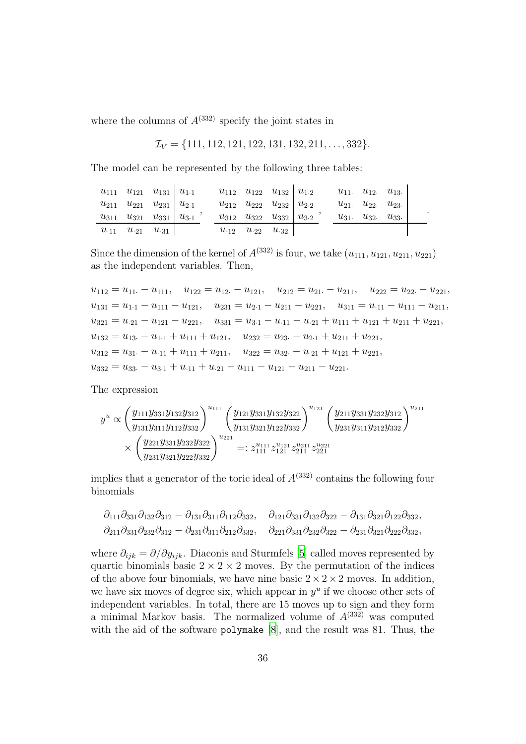where the columns of $A^{(332)}$ specify the joint states in

$$\mathcal{I}_V = \{111, 112, 121, 122, 131, 132, 211, \ldots, 332\}.$$

The model can be represented by the following three tables:

$$\begin{array}{ccc|c} u_{111} & u_{121} & u_{131} & u_{1\cdot 1} \\ u_{211} & u_{221} & u_{231} & u_{2\cdot 1} \\ u_{311} & u_{321} & u_{331} & u_{3\cdot 1} \\ \hline u_{\cdot 11} & u_{\cdot 21} & u_{\cdot 31} & \end{array}, \quad \begin{array}{ccc|c} u_{112} & u_{122} & u_{132} & u_{1\cdot 2} \\ u_{212} & u_{222} & u_{232} & u_{2\cdot 2} \\ u_{312} & u_{322} & u_{332} & u_{3\cdot 2} \\ \hline u_{\cdot 12} & u_{\cdot 22} & u_{\cdot 32} & \end{array}, \quad \begin{array}{ccc|c} u_{11\cdot} & u_{12\cdot} & u_{13\cdot} & \\ u_{21\cdot} & u_{22\cdot} & u_{23\cdot} & \\ u_{31\cdot} & u_{32\cdot} & u_{33\cdot} & \\ \hline & & & \end{array}.$$

Since the dimension of the kernel of $A^{(332)}$ is four, we take $(u_{111}, u_{121}, u_{211}, u_{221})$ as the independent variables. Then,

$$\begin{aligned}
&u_{112} = u_{11\cdot} - u_{111}, \quad u_{122} = u_{12\cdot} - u_{121}, \quad u_{212} = u_{21\cdot} - u_{211}, \quad u_{222} = u_{22\cdot} - u_{221}, \\
&u_{131} = u_{1\cdot 1} - u_{111} - u_{121}, \quad u_{231} = u_{2\cdot 1} - u_{211} - u_{221}, \quad u_{311} = u_{\cdot 11} - u_{111} - u_{211}, \\
&u_{321} = u_{\cdot 21} - u_{121} - u_{221}, \quad u_{331} = u_{3\cdot 1} - u_{\cdot 11} - u_{\cdot 21} + u_{111} + u_{121} + u_{211} + u_{221}, \\
&u_{132} = u_{13\cdot} - u_{1\cdot 1} + u_{111} + u_{121}, \quad u_{232} = u_{23\cdot} - u_{2\cdot 1} + u_{211} + u_{221}, \\
&u_{312} = u_{31\cdot} - u_{\cdot 11} + u_{111} + u_{211}, \quad u_{322} = u_{32\cdot} - u_{\cdot 21} + u_{121} + u_{221}, \\
&u_{332} = u_{33\cdot} - u_{3\cdot 1} + u_{\cdot 11} + u_{\cdot 21} - u_{111} - u_{121} - u_{211} - u_{221}.
\end{aligned}$$

The expression

$$\begin{aligned}
y^u \propto & \left(\frac{y_{111}y_{331}y_{132}y_{312}}{y_{131}y_{311}y_{112}y_{332}}\right)^{u_{111}} \left(\frac{y_{121}y_{331}y_{132}y_{322}}{y_{131}y_{321}y_{122}y_{332}}\right)^{u_{121}} \left(\frac{y_{211}y_{331}y_{232}y_{312}}{y_{231}y_{311}y_{212}y_{332}}\right)^{u_{211}} \\
& \times \left(\frac{y_{221}y_{331}y_{232}y_{322}}{y_{231}y_{321}y_{222}y_{332}}\right)^{u_{221}} =: z_{111}^{u_{111}} z_{121}^{u_{121}} z_{211}^{u_{211}} z_{221}^{u_{221}}
\end{aligned}$$

implies that a generator of the toric ideal of $A^{(332)}$ contains the following four binomials

$$\begin{aligned}
&\partial_{111}\partial_{331}\partial_{132}\partial_{312} - \partial_{131}\partial_{311}\partial_{112}\partial_{332}, \quad \partial_{121}\partial_{331}\partial_{132}\partial_{322} - \partial_{131}\partial_{321}\partial_{122}\partial_{332}, \\
&\partial_{211}\partial_{331}\partial_{232}\partial_{312} - \partial_{231}\partial_{311}\partial_{212}\partial_{332}, \quad \partial_{221}\partial_{331}\partial_{232}\partial_{322} - \partial_{231}\partial_{321}\partial_{222}\partial_{332},
\end{aligned}$$

where $\partial_{ijk} = \partial/\partial y_{ijk}$. Diaconis and Sturmfels [5] called moves represented by quartic binomials basic $2 \times 2 \times 2$ moves. By the permutation of the indices of the above four binomials, we have nine basic $2 \times 2 \times 2$ moves. In addition, we have six moves of degree six, which appear in $y^u$ if we choose other sets of independent variables. In total, there are 15 moves up to sign and they form a minimal Markov basis. The normalized volume of $A^{(332)}$ was computed with the aid of the software polymake [8], and the result was 81. Thus, the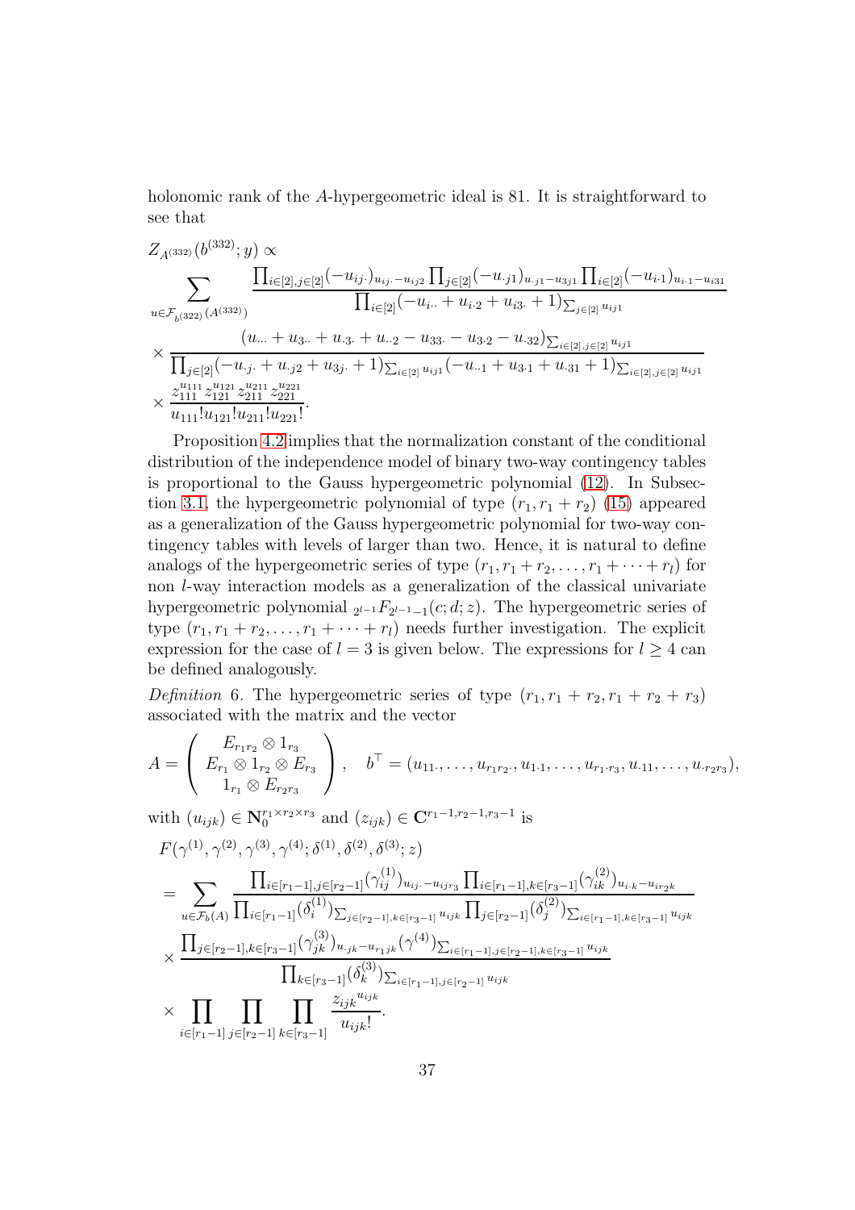holonomic rank of the $A$-hypergeometric ideal is 81. It is straightforward to see that

$$
\begin{aligned}
&Z_{A^{(332)}}(b^{(332)};y) \propto \\
&\sum_{u\in\mathcal{F}_{b^{(322)}}(A^{(332)})} \frac{\prod_{i\in[2],j\in[2]}(-u_{ij\cdot})_{u_{ij\cdot}-u_{ij2}}\prod_{j\in[2]}(-u_{\cdot j1})_{u_{\cdot j1}-u_{3j1}}\prod_{i\in[2]}(-u_{i\cdot 1})_{u_{i\cdot 1}-u_{i31}}}{\prod_{i\in[2]}(-u_{i\cdot\cdot}+u_{i\cdot 2}+u_{i3\cdot}+1)_{\sum_{j\in[2]}u_{ij1}}} \\
&\times\frac{(u_{\cdots}+u_{3\cdot\cdot}+u_{\cdot 3\cdot}+u_{\cdot\cdot 2}-u_{33\cdot}-u_{3\cdot 2}-u_{\cdot 32})_{\sum_{i\in[2],j\in[2]}u_{ij1}}}{\prod_{j\in[2]}(-u_{\cdot j\cdot}+u_{\cdot j2}+u_{3j\cdot}+1)_{\sum_{i\in[2]}u_{ij1}}(-u_{\cdot\cdot 1}+u_{3\cdot 1}+u_{\cdot 31}+1)_{\sum_{i\in[2],j\in[2]}u_{ij1}}} \\
&\times\frac{z_{111}^{u_{111}}z_{121}^{u_{121}}z_{211}^{u_{211}}z_{221}^{u_{221}}}{u_{111}!u_{121}!u_{211}!u_{221}!}.
\end{aligned}
$$

Proposition 4.2 implies that the normalization constant of the conditional distribution of the independence model of binary two-way contingency tables is proportional to the Gauss hypergeometric polynomial (12). In Subsection 3.1, the hypergeometric polynomial of type $(r_1, r_1+r_2)$ (15) appeared as a generalization of the Gauss hypergeometric polynomial for two-way contingency tables with levels of larger than two. Hence, it is natural to define analogs of the hypergeometric series of type $(r_1, r_1+r_2, \ldots, r_1+\cdots+r_l)$ for non $l$-way interaction models as a generalization of the classical univariate hypergeometric polynomial ${}_{2^{l-1}}F_{2^{l-1}-1}(c;d;z)$. The hypergeometric series of type $(r_1, r_1+r_2, \ldots, r_1+\cdots+r_l)$ needs further investigation. The explicit expression for the case of $l=3$ is given below. The expressions for $l\geq 4$ can be defined analogously.

*Definition* 6. The hypergeometric series of type $(r_1, r_1+r_2, r_1+r_2+r_3)$ associated with the matrix and the vector

$$
A=\begin{pmatrix} E_{r_1r_2}\otimes 1_{r_3} \\ E_{r_1}\otimes 1_{r_2}\otimes E_{r_3} \\ 1_{r_1}\otimes E_{r_2r_3}\end{pmatrix},\quad b^\top=(u_{11\cdot},\ldots,u_{r_1r_2\cdot},u_{1\cdot 1},\ldots,u_{r_1\cdot r_3},u_{\cdot 11},\ldots,u_{\cdot r_2r_3}),
$$

with $(u_{ijk})\in\mathbf{N}_0^{r_1\times r_2\times r_3}$ and $(z_{ijk})\in\mathbf{C}^{r_1-1,r_2-1,r_3-1}$ is

$$
\begin{aligned}
&F(\gamma^{(1)},\gamma^{(2)},\gamma^{(3)},\gamma^{(4)};\delta^{(1)},\delta^{(2)},\delta^{(3)};z) \\
&=\sum_{u\in\mathcal{F}_b(A)}\frac{\prod_{i\in[r_1-1],j\in[r_2-1]}(\gamma^{(1)}_{ij})_{u_{ij\cdot}-u_{ijr_3}}\prod_{i\in[r_1-1],k\in[r_3-1]}(\gamma^{(2)}_{ik})_{u_{i\cdot k}-u_{ir_2k}}}{\prod_{i\in[r_1-1]}(\delta^{(1)}_i)_{\sum_{j\in[r_2-1],k\in[r_3-1]}u_{ijk}}\prod_{j\in[r_2-1]}(\delta^{(2)}_j)_{\sum_{i\in[r_1-1],k\in[r_3-1]}u_{ijk}}} \\
&\times\frac{\prod_{j\in[r_2-1],k\in[r_3-1]}(\gamma^{(3)}_{jk})_{u_{\cdot jk}-u_{r_1jk}}(\gamma^{(4)})_{\sum_{i\in[r_1-1],j\in[r_2-1],k\in[r_3-1]}u_{ijk}}}{\prod_{k\in[r_3-1]}(\delta^{(3)}_k)_{\sum_{i\in[r_1-1],j\in[r_2-1]}u_{ijk}}} \\
&\times\prod_{i\in[r_1-1]}\prod_{j\in[r_2-1]}\prod_{k\in[r_3-1]}\frac{{z_{ijk}}^{u_{ijk}}}{u_{ijk}!}.
\end{aligned}
$$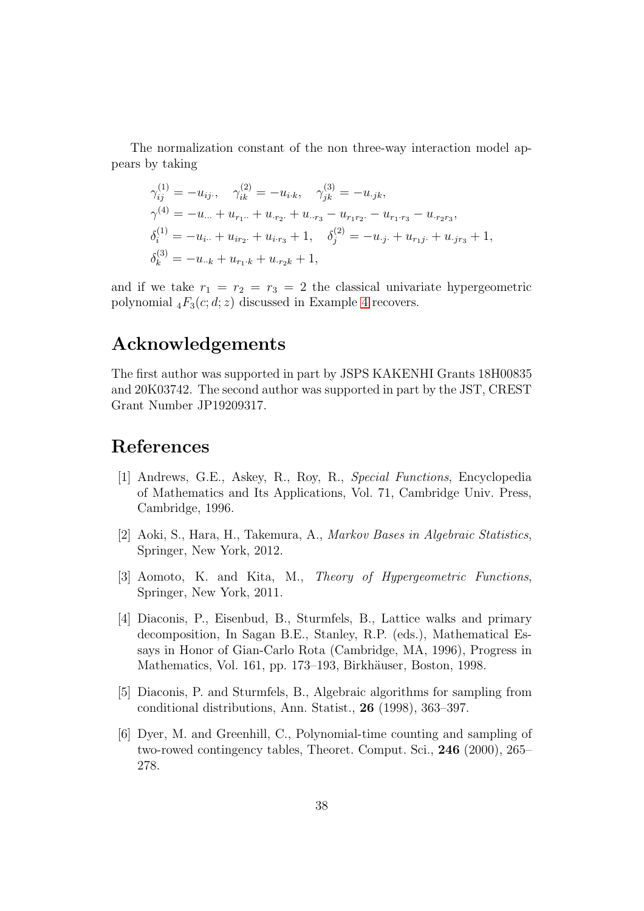The normalization constant of the non three-way interaction model appears by taking

$$
\begin{aligned}
&\gamma^{(1)}_{ij} = -u_{ij\cdot}, \quad \gamma^{(2)}_{ik} = -u_{i\cdot k}, \quad \gamma^{(3)}_{jk} = -u_{\cdot jk}, \\
&\gamma^{(4)} = -u_{\cdots} + u_{r_1\cdot\cdot} + u_{\cdot r_2 \cdot} + u_{\cdot\cdot r_3} - u_{r_1 r_2 \cdot} - u_{r_1 \cdot r_3} - u_{\cdot r_2 r_3}, \\
&\delta^{(1)}_i = -u_{i\cdot\cdot} + u_{i r_2 \cdot} + u_{i \cdot r_3} + 1, \quad \delta^{(2)}_j = -u_{\cdot j \cdot} + u_{r_1 j \cdot} + u_{\cdot j r_3} + 1, \\
&\delta^{(3)}_k = -u_{\cdot\cdot k} + u_{r_1 \cdot k} + u_{\cdot r_2 k} + 1,
\end{aligned}
$$

and if we take $r_1 = r_2 = r_3 = 2$ the classical univariate hypergeometric polynomial ${}_4F_3(c; d; z)$ discussed in Example 4 recovers.

# Acknowledgements

The first author was supported in part by JSPS KAKENHI Grants 18H00835 and 20K03742. The second author was supported in part by the JST, CREST Grant Number JP19209317.

# References

[1] Andrews, G.E., Askey, R., Roy, R., *Special Functions*, Encyclopedia of Mathematics and Its Applications, Vol. 71, Cambridge Univ. Press, Cambridge, 1996.

[2] Aoki, S., Hara, H., Takemura, A., *Markov Bases in Algebraic Statistics*, Springer, New York, 2012.

[3] Aomoto, K. and Kita, M., *Theory of Hypergeometric Functions*, Springer, New York, 2011.

[4] Diaconis, P., Eisenbud, B., Sturmfels, B., Lattice walks and primary decomposition, In Sagan B.E., Stanley, R.P. (eds.), Mathematical Essays in Honor of Gian-Carlo Rota (Cambridge, MA, 1996), Progress in Mathematics, Vol. 161, pp. 173–193, Birkhäuser, Boston, 1998.

[5] Diaconis, P. and Sturmfels, B., Algebraic algorithms for sampling from conditional distributions, Ann. Statist., **26** (1998), 363–397.

[6] Dyer, M. and Greenhill, C., Polynomial-time counting and sampling of two-rowed contingency tables, Theoret. Comput. Sci., **246** (2000), 265–278.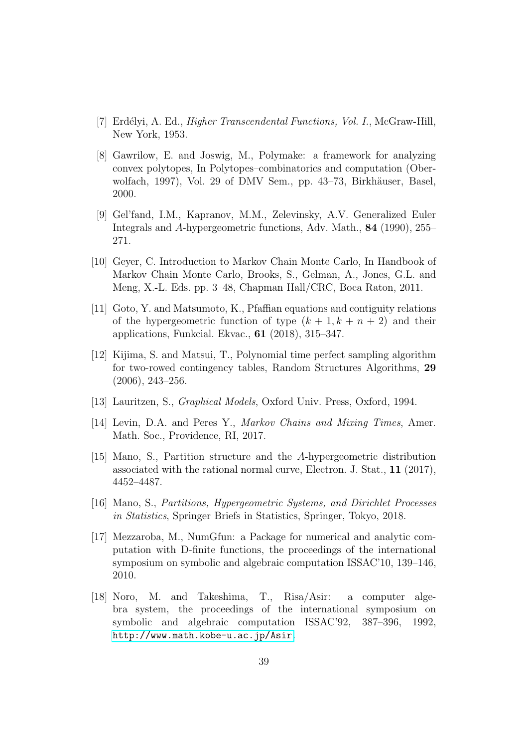[7] Erdélyi, A. Ed., *Higher Transcendental Functions, Vol. I.*, McGraw-Hill, New York, 1953.

[8] Gawrilow, E. and Joswig, M., Polymake: a framework for analyzing convex polytopes, In Polytopes–combinatorics and computation (Oberwolfach, 1997), Vol. 29 of DMV Sem., pp. 43–73, Birkhäuser, Basel, 2000.

[9] Gel'fand, I.M., Kapranov, M.M., Zelevinsky, A.V. Generalized Euler Integrals and $A$-hypergeometric functions, Adv. Math., **84** (1990), 255–271.

[10] Geyer, C. Introduction to Markov Chain Monte Carlo, In Handbook of Markov Chain Monte Carlo, Brooks, S., Gelman, A., Jones, G.L. and Meng, X.-L. Eds. pp. 3–48, Chapman Hall/CRC, Boca Raton, 2011.

[11] Goto, Y. and Matsumoto, K., Pfaffian equations and contiguity relations of the hypergeometric function of type $(k+1, k+n+2)$ and their applications, Funkcial. Ekvac., **61** (2018), 315–347.

[12] Kijima, S. and Matsui, T., Polynomial time perfect sampling algorithm for two-rowed contingency tables, Random Structures Algorithms, **29** (2006), 243–256.

[13] Lauritzen, S., *Graphical Models*, Oxford Univ. Press, Oxford, 1994.

[14] Levin, D.A. and Peres Y., *Markov Chains and Mixing Times*, Amer. Math. Soc., Providence, RI, 2017.

[15] Mano, S., Partition structure and the $A$-hypergeometric distribution associated with the rational normal curve, Electron. J. Stat., **11** (2017), 4452–4487.

[16] Mano, S., *Partitions, Hypergeometric Systems, and Dirichlet Processes in Statistics*, Springer Briefs in Statistics, Springer, Tokyo, 2018.

[17] Mezzaroba, M., NumGfun: a Package for numerical and analytic computation with D-finite functions, the proceedings of the international symposium on symbolic and algebraic computation ISSAC'10, 139–146, 2010.

[18] Noro, M. and Takeshima, T., Risa/Asir: a computer algebra system, the proceedings of the international symposium on symbolic and algebraic computation ISSAC'92, 387–396, 1992, http://www.math.kobe-u.ac.jp/Asir.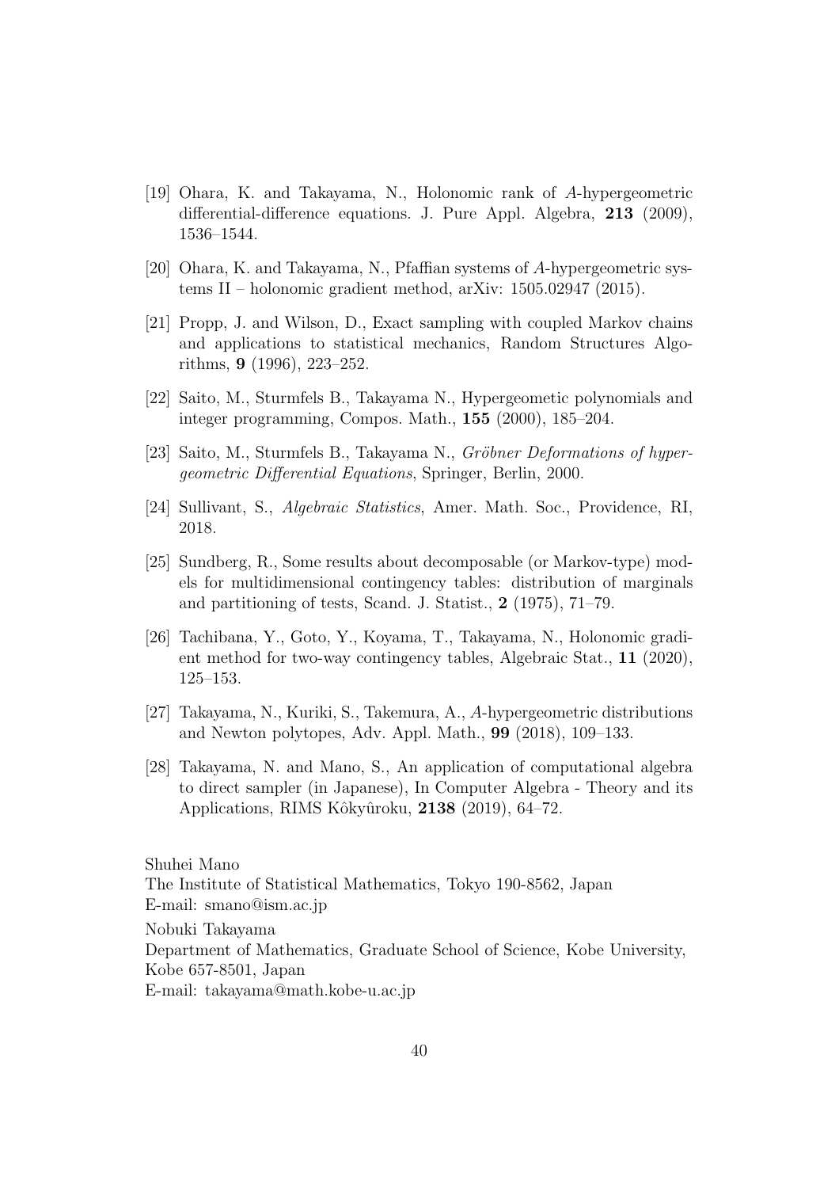[19] Ohara, K. and Takayama, N., Holonomic rank of $A$-hypergeometric differential-difference equations. J. Pure Appl. Algebra, **213** (2009), 1536–1544.

[20] Ohara, K. and Takayama, N., Pfaffian systems of $A$-hypergeometric systems II – holonomic gradient method, arXiv: 1505.02947 (2015).

[21] Propp, J. and Wilson, D., Exact sampling with coupled Markov chains and applications to statistical mechanics, Random Structures Algorithms, **9** (1996), 223–252.

[22] Saito, M., Sturmfels B., Takayama N., Hypergeometic polynomials and integer programming, Compos. Math., **155** (2000), 185–204.

[23] Saito, M., Sturmfels B., Takayama N., *Gröbner Deformations of hypergeometric Differential Equations*, Springer, Berlin, 2000.

[24] Sullivant, S., *Algebraic Statistics*, Amer. Math. Soc., Providence, RI, 2018.

[25] Sundberg, R., Some results about decomposable (or Markov-type) models for multidimensional contingency tables: distribution of marginals and partitioning of tests, Scand. J. Statist., **2** (1975), 71–79.

[26] Tachibana, Y., Goto, Y., Koyama, T., Takayama, N., Holonomic gradient method for two-way contingency tables, Algebraic Stat., **11** (2020), 125–153.

[27] Takayama, N., Kuriki, S., Takemura, A., $A$-hypergeometric distributions and Newton polytopes, Adv. Appl. Math., **99** (2018), 109–133.

[28] Takayama, N. and Mano, S., An application of computational algebra to direct sampler (in Japanese), In Computer Algebra - Theory and its Applications, RIMS Kôkyûroku, **2138** (2019), 64–72.

Shuhei Mano
The Institute of Statistical Mathematics, Tokyo 190-8562, Japan
E-mail: smano@ism.ac.jp

Nobuki Takayama
Department of Mathematics, Graduate School of Science, Kobe University, Kobe 657-8501, Japan
E-mail: takayama@math.kobe-u.ac.jp